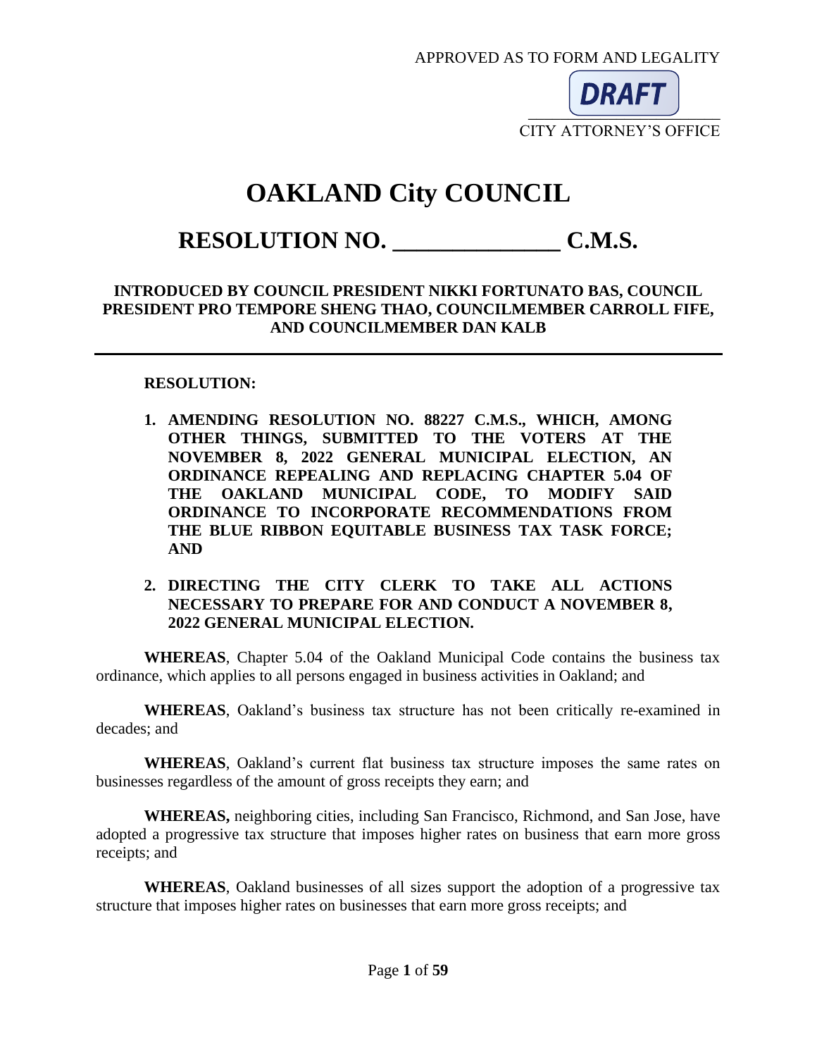APPROVED AS TO FORM AND LEGALITY

DRAFT

CITY ATTORNEY'S OFFICE

# OAKLAND City COUNCIL

## RESOLUTION NO. ______________ C.M.S.

**INTRODUCED BY COUNCIL PRESIDENT NIKKI FORTUNATO BAS, COUNCIL PRESIDENT PRO TEMPORE SHENG THAO, COUNCILMEMBER CARROLL FIFE, AND COUNCILMEMBER DAN KALB**

---

**RESOLUTION:**

1. **AMENDING RESOLUTION NO. 88227 C.M.S., WHICH, AMONG OTHER THINGS, SUBMITTED TO THE VOTERS AT THE NOVEMBER 8, 2022 GENERAL MUNICIPAL ELECTION, AN ORDINANCE REPEALING AND REPLACING CHAPTER 5.04 OF THE OAKLAND MUNICIPAL CODE, TO MODIFY SAID ORDINANCE TO INCORPORATE RECOMMENDATIONS FROM THE BLUE RIBBON EQUITABLE BUSINESS TAX TASK FORCE; AND**

2. **DIRECTING THE CITY CLERK TO TAKE ALL ACTIONS NECESSARY TO PREPARE FOR AND CONDUCT A NOVEMBER 8, 2022 GENERAL MUNICIPAL ELECTION.**

**WHEREAS**, Chapter 5.04 of the Oakland Municipal Code contains the business tax ordinance, which applies to all persons engaged in business activities in Oakland; and

**WHEREAS**, Oakland's business tax structure has not been critically re-examined in decades; and

**WHEREAS**, Oakland's current flat business tax structure imposes the same rates on businesses regardless of the amount of gross receipts they earn; and

**WHEREAS,** neighboring cities, including San Francisco, Richmond, and San Jose, have adopted a progressive tax structure that imposes higher rates on business that earn more gross receipts; and

**WHEREAS**, Oakland businesses of all sizes support the adoption of a progressive tax structure that imposes higher rates on businesses that earn more gross receipts; and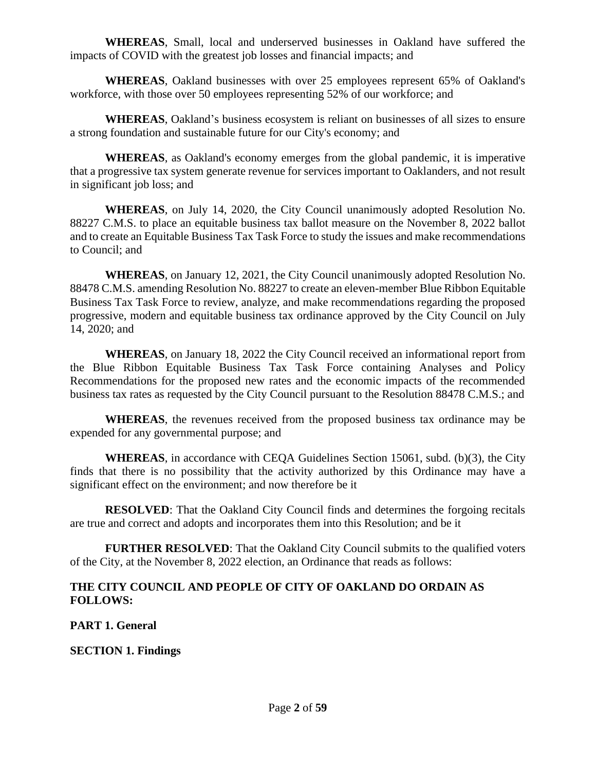**WHEREAS**, Small, local and underserved businesses in Oakland have suffered the impacts of COVID with the greatest job losses and financial impacts; and

**WHEREAS**, Oakland businesses with over 25 employees represent 65% of Oakland's workforce, with those over 50 employees representing 52% of our workforce; and

**WHEREAS**, Oakland's business ecosystem is reliant on businesses of all sizes to ensure a strong foundation and sustainable future for our City's economy; and

**WHEREAS**, as Oakland's economy emerges from the global pandemic, it is imperative that a progressive tax system generate revenue for services important to Oaklanders, and not result in significant job loss; and

**WHEREAS**, on July 14, 2020, the City Council unanimously adopted Resolution No. 88227 C.M.S. to place an equitable business tax ballot measure on the November 8, 2022 ballot and to create an Equitable Business Tax Task Force to study the issues and make recommendations to Council; and

**WHEREAS**, on January 12, 2021, the City Council unanimously adopted Resolution No. 88478 C.M.S. amending Resolution No. 88227 to create an eleven-member Blue Ribbon Equitable Business Tax Task Force to review, analyze, and make recommendations regarding the proposed progressive, modern and equitable business tax ordinance approved by the City Council on July 14, 2020; and

**WHEREAS**, on January 18, 2022 the City Council received an informational report from the Blue Ribbon Equitable Business Tax Task Force containing Analyses and Policy Recommendations for the proposed new rates and the economic impacts of the recommended business tax rates as requested by the City Council pursuant to the Resolution 88478 C.M.S.; and

**WHEREAS**, the revenues received from the proposed business tax ordinance may be expended for any governmental purpose; and

**WHEREAS**, in accordance with CEQA Guidelines Section 15061, subd. (b)(3), the City finds that there is no possibility that the activity authorized by this Ordinance may have a significant effect on the environment; and now therefore be it

**RESOLVED**: That the Oakland City Council finds and determines the forgoing recitals are true and correct and adopts and incorporates them into this Resolution; and be it

**FURTHER RESOLVED**: That the Oakland City Council submits to the qualified voters of the City, at the November 8, 2022 election, an Ordinance that reads as follows:

**THE CITY COUNCIL AND PEOPLE OF CITY OF OAKLAND DO ORDAIN AS FOLLOWS:**

**PART 1. General**

**SECTION 1. Findings**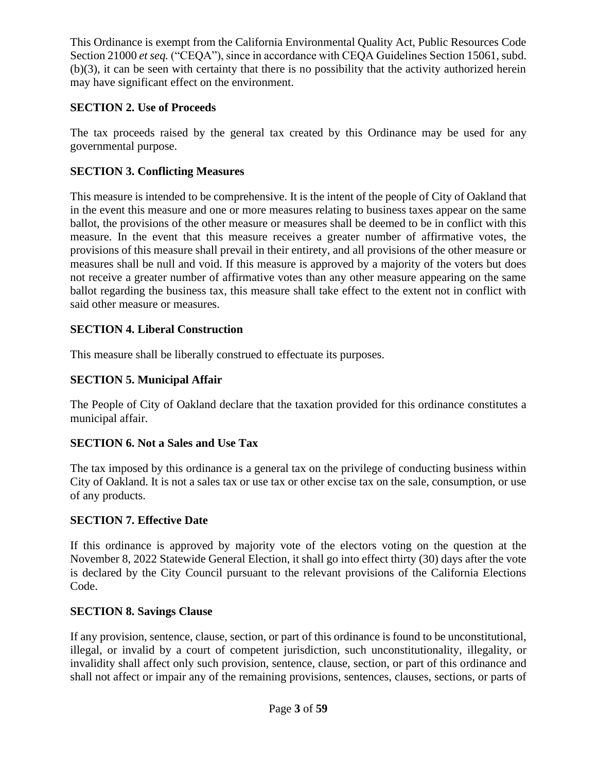This Ordinance is exempt from the California Environmental Quality Act, Public Resources Code Section 21000 *et seq.* ("CEQA"), since in accordance with CEQA Guidelines Section 15061, subd. (b)(3), it can be seen with certainty that there is no possibility that the activity authorized herein may have significant effect on the environment.

**SECTION 2. Use of Proceeds**

The tax proceeds raised by the general tax created by this Ordinance may be used for any governmental purpose.

**SECTION 3. Conflicting Measures**

This measure is intended to be comprehensive. It is the intent of the people of City of Oakland that in the event this measure and one or more measures relating to business taxes appear on the same ballot, the provisions of the other measure or measures shall be deemed to be in conflict with this measure. In the event that this measure receives a greater number of affirmative votes, the provisions of this measure shall prevail in their entirety, and all provisions of the other measure or measures shall be null and void. If this measure is approved by a majority of the voters but does not receive a greater number of affirmative votes than any other measure appearing on the same ballot regarding the business tax, this measure shall take effect to the extent not in conflict with said other measure or measures.

**SECTION 4. Liberal Construction**

This measure shall be liberally construed to effectuate its purposes.

**SECTION 5. Municipal Affair**

The People of City of Oakland declare that the taxation provided for this ordinance constitutes a municipal affair.

**SECTION 6. Not a Sales and Use Tax**

The tax imposed by this ordinance is a general tax on the privilege of conducting business within City of Oakland. It is not a sales tax or use tax or other excise tax on the sale, consumption, or use of any products.

**SECTION 7. Effective Date**

If this ordinance is approved by majority vote of the electors voting on the question at the November 8, 2022 Statewide General Election, it shall go into effect thirty (30) days after the vote is declared by the City Council pursuant to the relevant provisions of the California Elections Code.

**SECTION 8. Savings Clause**

If any provision, sentence, clause, section, or part of this ordinance is found to be unconstitutional, illegal, or invalid by a court of competent jurisdiction, such unconstitutionality, illegality, or invalidity shall affect only such provision, sentence, clause, section, or part of this ordinance and shall not affect or impair any of the remaining provisions, sentences, clauses, sections, or parts of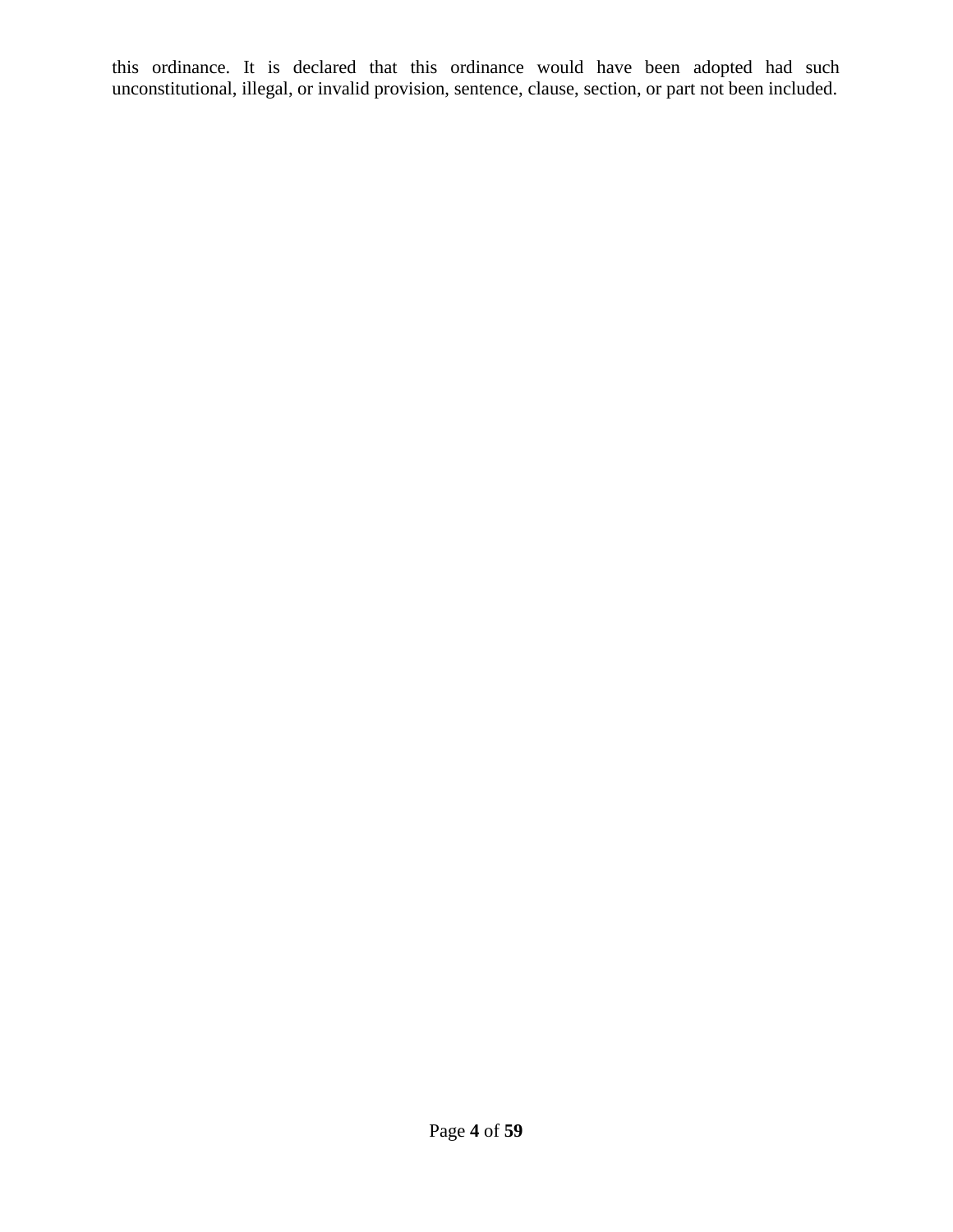this ordinance. It is declared that this ordinance would have been adopted had such unconstitutional, illegal, or invalid provision, sentence, clause, section, or part not been included.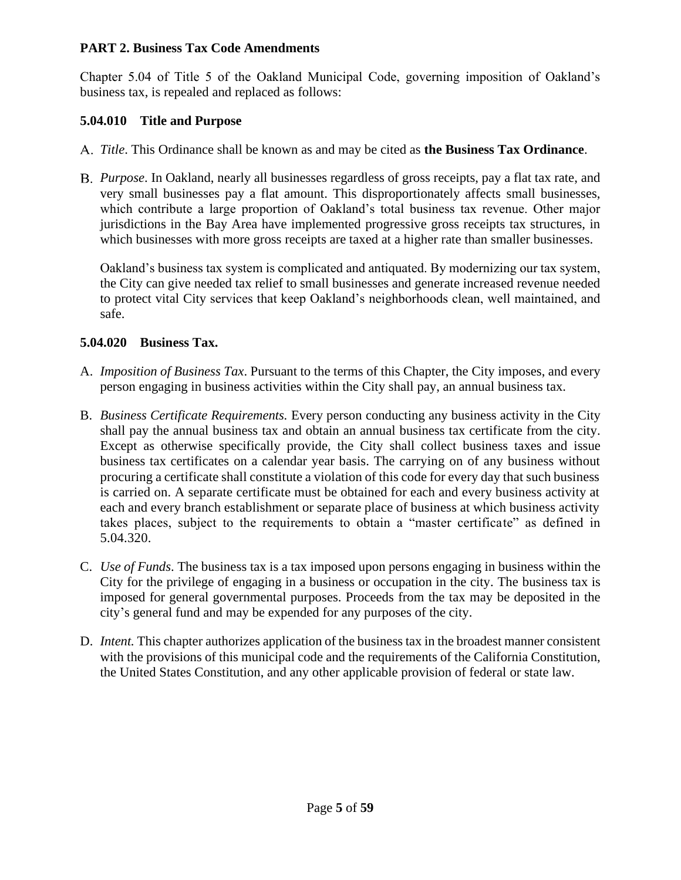## PART 2. Business Tax Code Amendments

Chapter 5.04 of Title 5 of the Oakland Municipal Code, governing imposition of Oakland's business tax, is repealed and replaced as follows:

### 5.04.010 Title and Purpose

A. *Title*. This Ordinance shall be known as and may be cited as **the Business Tax Ordinance**.

B. *Purpose*. In Oakland, nearly all businesses regardless of gross receipts, pay a flat tax rate, and very small businesses pay a flat amount. This disproportionately affects small businesses, which contribute a large proportion of Oakland's total business tax revenue. Other major jurisdictions in the Bay Area have implemented progressive gross receipts tax structures, in which businesses with more gross receipts are taxed at a higher rate than smaller businesses.

   Oakland's business tax system is complicated and antiquated. By modernizing our tax system, the City can give needed tax relief to small businesses and generate increased revenue needed to protect vital City services that keep Oakland's neighborhoods clean, well maintained, and safe.

### 5.04.020 Business Tax.

A. *Imposition of Business Tax*. Pursuant to the terms of this Chapter, the City imposes, and every person engaging in business activities within the City shall pay, an annual business tax.

B. *Business Certificate Requirements.* Every person conducting any business activity in the City shall pay the annual business tax and obtain an annual business tax certificate from the city. Except as otherwise specifically provide, the City shall collect business taxes and issue business tax certificates on a calendar year basis. The carrying on of any business without procuring a certificate shall constitute a violation of this code for every day that such business is carried on. A separate certificate must be obtained for each and every business activity at each and every branch establishment or separate place of business at which business activity takes places, subject to the requirements to obtain a "master certificate" as defined in 5.04.320.

C. *Use of Funds*. The business tax is a tax imposed upon persons engaging in business within the City for the privilege of engaging in a business or occupation in the city. The business tax is imposed for general governmental purposes. Proceeds from the tax may be deposited in the city's general fund and may be expended for any purposes of the city.

D. *Intent.* This chapter authorizes application of the business tax in the broadest manner consistent with the provisions of this municipal code and the requirements of the California Constitution, the United States Constitution, and any other applicable provision of federal or state law.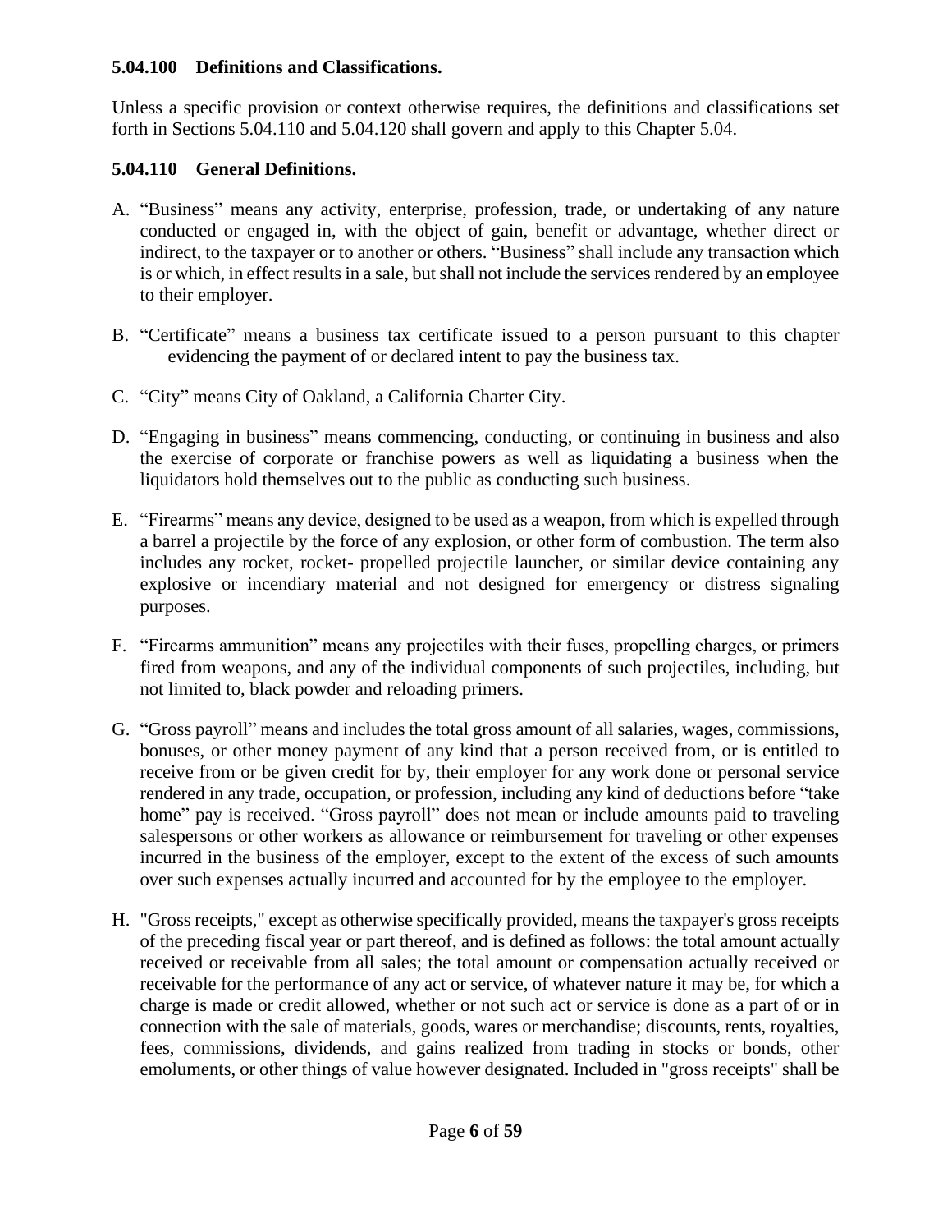### 5.04.100 Definitions and Classifications.

Unless a specific provision or context otherwise requires, the definitions and classifications set forth in Sections 5.04.110 and 5.04.120 shall govern and apply to this Chapter 5.04.

### 5.04.110 General Definitions.

A. "Business" means any activity, enterprise, profession, trade, or undertaking of any nature conducted or engaged in, with the object of gain, benefit or advantage, whether direct or indirect, to the taxpayer or to another or others. "Business" shall include any transaction which is or which, in effect results in a sale, but shall not include the services rendered by an employee to their employer.

B. "Certificate" means a business tax certificate issued to a person pursuant to this chapter evidencing the payment of or declared intent to pay the business tax.

C. "City" means City of Oakland, a California Charter City.

D. "Engaging in business" means commencing, conducting, or continuing in business and also the exercise of corporate or franchise powers as well as liquidating a business when the liquidators hold themselves out to the public as conducting such business.

E. "Firearms" means any device, designed to be used as a weapon, from which is expelled through a barrel a projectile by the force of any explosion, or other form of combustion. The term also includes any rocket, rocket- propelled projectile launcher, or similar device containing any explosive or incendiary material and not designed for emergency or distress signaling purposes.

F. "Firearms ammunition" means any projectiles with their fuses, propelling charges, or primers fired from weapons, and any of the individual components of such projectiles, including, but not limited to, black powder and reloading primers.

G. "Gross payroll" means and includes the total gross amount of all salaries, wages, commissions, bonuses, or other money payment of any kind that a person received from, or is entitled to receive from or be given credit for by, their employer for any work done or personal service rendered in any trade, occupation, or profession, including any kind of deductions before "take home" pay is received. "Gross payroll" does not mean or include amounts paid to traveling salespersons or other workers as allowance or reimbursement for traveling or other expenses incurred in the business of the employer, except to the extent of the excess of such amounts over such expenses actually incurred and accounted for by the employee to the employer.

H. "Gross receipts," except as otherwise specifically provided, means the taxpayer's gross receipts of the preceding fiscal year or part thereof, and is defined as follows: the total amount actually received or receivable from all sales; the total amount or compensation actually received or receivable for the performance of any act or service, of whatever nature it may be, for which a charge is made or credit allowed, whether or not such act or service is done as a part of or in connection with the sale of materials, goods, wares or merchandise; discounts, rents, royalties, fees, commissions, dividends, and gains realized from trading in stocks or bonds, other emoluments, or other things of value however designated. Included in "gross receipts" shall be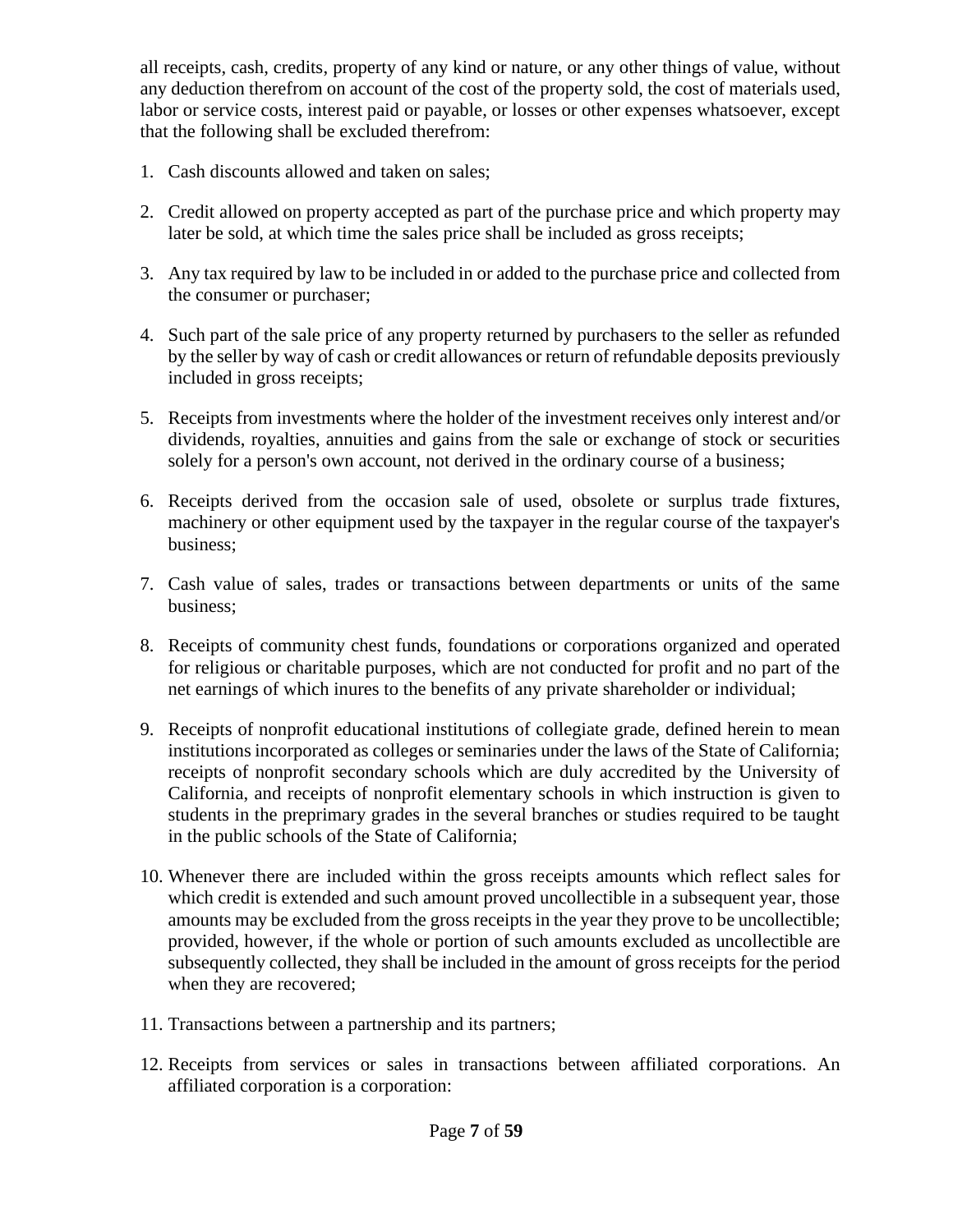all receipts, cash, credits, property of any kind or nature, or any other things of value, without any deduction therefrom on account of the cost of the property sold, the cost of materials used, labor or service costs, interest paid or payable, or losses or other expenses whatsoever, except that the following shall be excluded therefrom:

1. Cash discounts allowed and taken on sales;

2. Credit allowed on property accepted as part of the purchase price and which property may later be sold, at which time the sales price shall be included as gross receipts;

3. Any tax required by law to be included in or added to the purchase price and collected from the consumer or purchaser;

4. Such part of the sale price of any property returned by purchasers to the seller as refunded by the seller by way of cash or credit allowances or return of refundable deposits previously included in gross receipts;

5. Receipts from investments where the holder of the investment receives only interest and/or dividends, royalties, annuities and gains from the sale or exchange of stock or securities solely for a person's own account, not derived in the ordinary course of a business;

6. Receipts derived from the occasion sale of used, obsolete or surplus trade fixtures, machinery or other equipment used by the taxpayer in the regular course of the taxpayer's business;

7. Cash value of sales, trades or transactions between departments or units of the same business;

8. Receipts of community chest funds, foundations or corporations organized and operated for religious or charitable purposes, which are not conducted for profit and no part of the net earnings of which inures to the benefits of any private shareholder or individual;

9. Receipts of nonprofit educational institutions of collegiate grade, defined herein to mean institutions incorporated as colleges or seminaries under the laws of the State of California; receipts of nonprofit secondary schools which are duly accredited by the University of California, and receipts of nonprofit elementary schools in which instruction is given to students in the preprimary grades in the several branches or studies required to be taught in the public schools of the State of California;

10. Whenever there are included within the gross receipts amounts which reflect sales for which credit is extended and such amount proved uncollectible in a subsequent year, those amounts may be excluded from the gross receipts in the year they prove to be uncollectible; provided, however, if the whole or portion of such amounts excluded as uncollectible are subsequently collected, they shall be included in the amount of gross receipts for the period when they are recovered;

11. Transactions between a partnership and its partners;

12. Receipts from services or sales in transactions between affiliated corporations. An affiliated corporation is a corporation: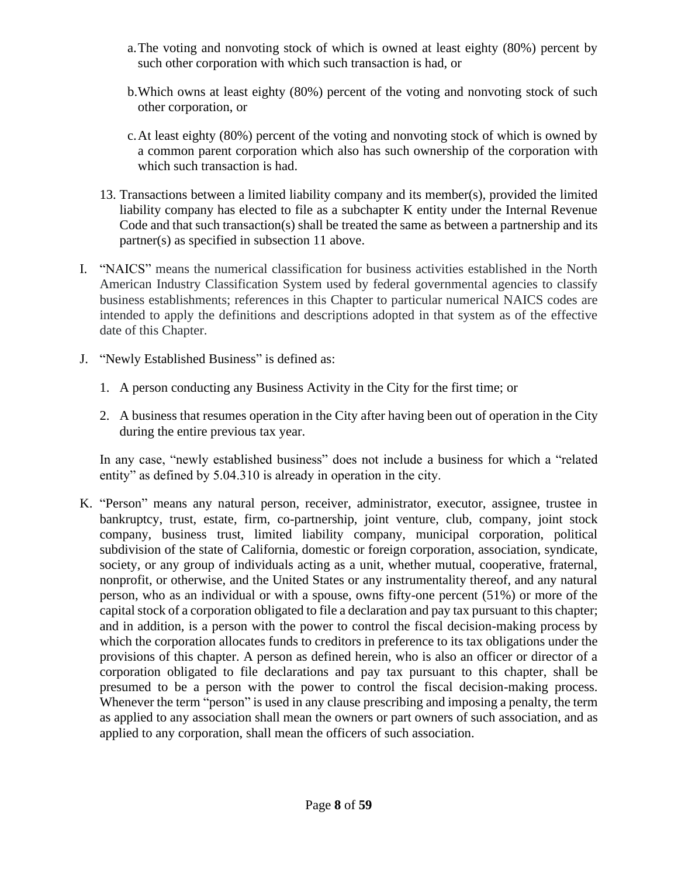a. The voting and nonvoting stock of which is owned at least eighty (80%) percent by such other corporation with which such transaction is had, or

b. Which owns at least eighty (80%) percent of the voting and nonvoting stock of such other corporation, or

c. At least eighty (80%) percent of the voting and nonvoting stock of which is owned by a common parent corporation which also has such ownership of the corporation with which such transaction is had.

13. Transactions between a limited liability company and its member(s), provided the limited liability company has elected to file as a subchapter K entity under the Internal Revenue Code and that such transaction(s) shall be treated the same as between a partnership and its partner(s) as specified in subsection 11 above.

I. "NAICS" means the numerical classification for business activities established in the North American Industry Classification System used by federal governmental agencies to classify business establishments; references in this Chapter to particular numerical NAICS codes are intended to apply the definitions and descriptions adopted in that system as of the effective date of this Chapter.

J. "Newly Established Business" is defined as:

   1. A person conducting any Business Activity in the City for the first time; or

   2. A business that resumes operation in the City after having been out of operation in the City during the entire previous tax year.

   In any case, "newly established business" does not include a business for which a "related entity" as defined by 5.04.310 is already in operation in the city.

K. "Person" means any natural person, receiver, administrator, executor, assignee, trustee in bankruptcy, trust, estate, firm, co-partnership, joint venture, club, company, joint stock company, business trust, limited liability company, municipal corporation, political subdivision of the state of California, domestic or foreign corporation, association, syndicate, society, or any group of individuals acting as a unit, whether mutual, cooperative, fraternal, nonprofit, or otherwise, and the United States or any instrumentality thereof, and any natural person, who as an individual or with a spouse, owns fifty-one percent (51%) or more of the capital stock of a corporation obligated to file a declaration and pay tax pursuant to this chapter; and in addition, is a person with the power to control the fiscal decision-making process by which the corporation allocates funds to creditors in preference to its tax obligations under the provisions of this chapter. A person as defined herein, who is also an officer or director of a corporation obligated to file declarations and pay tax pursuant to this chapter, shall be presumed to be a person with the power to control the fiscal decision-making process. Whenever the term "person" is used in any clause prescribing and imposing a penalty, the term as applied to any association shall mean the owners or part owners of such association, and as applied to any corporation, shall mean the officers of such association.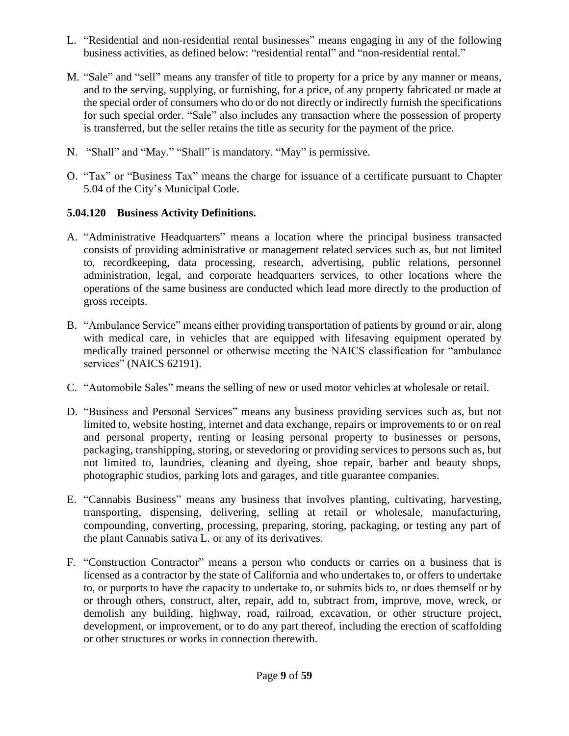L. "Residential and non-residential rental businesses" means engaging in any of the following business activities, as defined below: "residential rental" and "non-residential rental."

M. "Sale" and "sell" means any transfer of title to property for a price by any manner or means, and to the serving, supplying, or furnishing, for a price, of any property fabricated or made at the special order of consumers who do or do not directly or indirectly furnish the specifications for such special order. "Sale" also includes any transaction where the possession of property is transferred, but the seller retains the title as security for the payment of the price.

N. "Shall" and "May." "Shall" is mandatory. "May" is permissive.

O. "Tax" or "Business Tax" means the charge for issuance of a certificate pursuant to Chapter 5.04 of the City's Municipal Code.

**5.04.120 Business Activity Definitions.**

A. "Administrative Headquarters" means a location where the principal business transacted consists of providing administrative or management related services such as, but not limited to, recordkeeping, data processing, research, advertising, public relations, personnel administration, legal, and corporate headquarters services, to other locations where the operations of the same business are conducted which lead more directly to the production of gross receipts.

B. "Ambulance Service" means either providing transportation of patients by ground or air, along with medical care, in vehicles that are equipped with lifesaving equipment operated by medically trained personnel or otherwise meeting the NAICS classification for "ambulance services" (NAICS 62191).

C. "Automobile Sales" means the selling of new or used motor vehicles at wholesale or retail.

D. "Business and Personal Services" means any business providing services such as, but not limited to, website hosting, internet and data exchange, repairs or improvements to or on real and personal property, renting or leasing personal property to businesses or persons, packaging, transhipping, storing, or stevedoring or providing services to persons such as, but not limited to, laundries, cleaning and dyeing, shoe repair, barber and beauty shops, photographic studios, parking lots and garages, and title guarantee companies.

E. "Cannabis Business" means any business that involves planting, cultivating, harvesting, transporting, dispensing, delivering, selling at retail or wholesale, manufacturing, compounding, converting, processing, preparing, storing, packaging, or testing any part of the plant Cannabis sativa L. or any of its derivatives.

F. "Construction Contractor" means a person who conducts or carries on a business that is licensed as a contractor by the state of California and who undertakes to, or offers to undertake to, or purports to have the capacity to undertake to, or submits bids to, or does themself or by or through others, construct, alter, repair, add to, subtract from, improve, move, wreck, or demolish any building, highway, road, railroad, excavation, or other structure project, development, or improvement, or to do any part thereof, including the erection of scaffolding or other structures or works in connection therewith.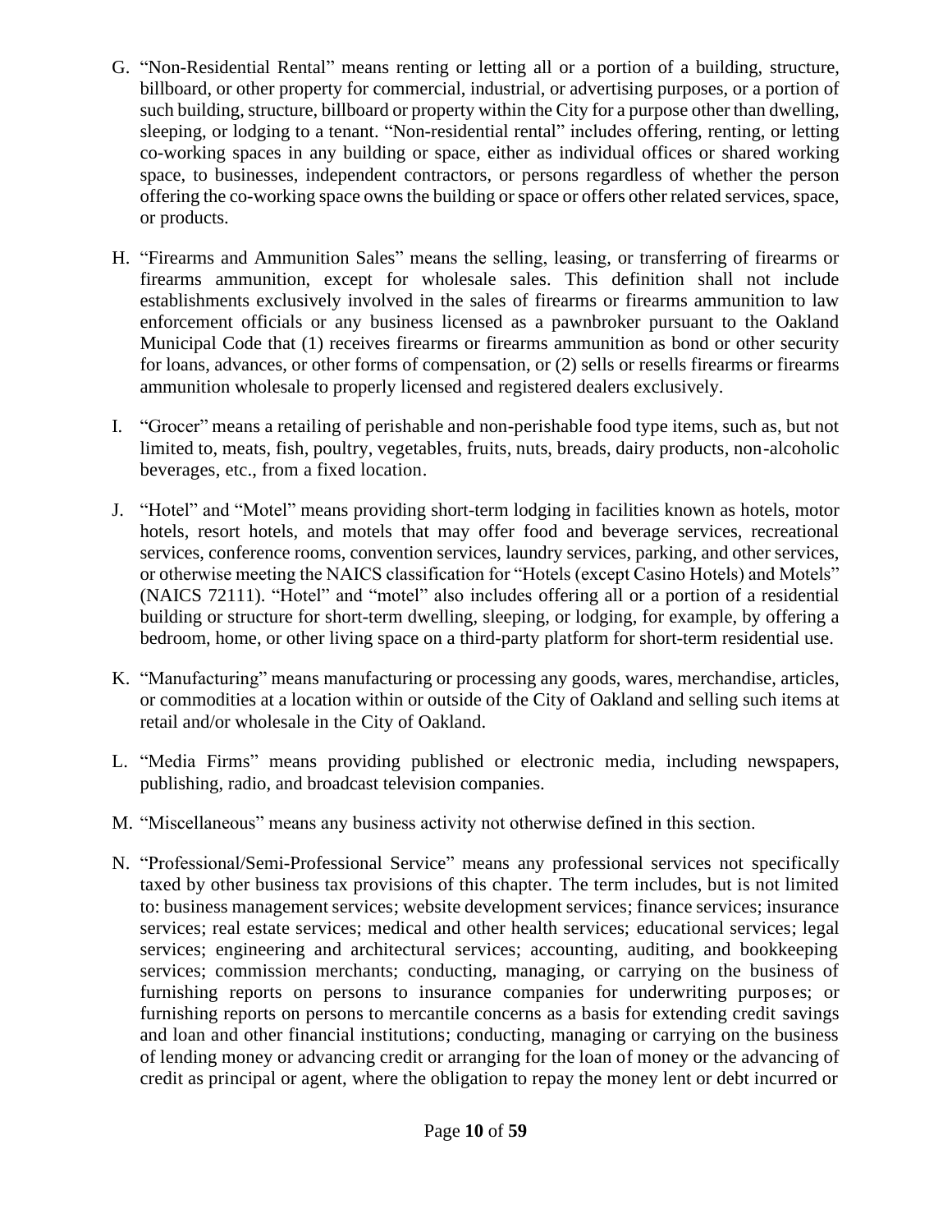G. "Non-Residential Rental" means renting or letting all or a portion of a building, structure, billboard, or other property for commercial, industrial, or advertising purposes, or a portion of such building, structure, billboard or property within the City for a purpose other than dwelling, sleeping, or lodging to a tenant. "Non-residential rental" includes offering, renting, or letting co-working spaces in any building or space, either as individual offices or shared working space, to businesses, independent contractors, or persons regardless of whether the person offering the co-working space owns the building or space or offers other related services, space, or products.

H. "Firearms and Ammunition Sales" means the selling, leasing, or transferring of firearms or firearms ammunition, except for wholesale sales. This definition shall not include establishments exclusively involved in the sales of firearms or firearms ammunition to law enforcement officials or any business licensed as a pawnbroker pursuant to the Oakland Municipal Code that (1) receives firearms or firearms ammunition as bond or other security for loans, advances, or other forms of compensation, or (2) sells or resells firearms or firearms ammunition wholesale to properly licensed and registered dealers exclusively.

I. "Grocer" means a retailing of perishable and non-perishable food type items, such as, but not limited to, meats, fish, poultry, vegetables, fruits, nuts, breads, dairy products, non-alcoholic beverages, etc., from a fixed location.

J. "Hotel" and "Motel" means providing short-term lodging in facilities known as hotels, motor hotels, resort hotels, and motels that may offer food and beverage services, recreational services, conference rooms, convention services, laundry services, parking, and other services, or otherwise meeting the NAICS classification for "Hotels (except Casino Hotels) and Motels" (NAICS 72111). "Hotel" and "motel" also includes offering all or a portion of a residential building or structure for short-term dwelling, sleeping, or lodging, for example, by offering a bedroom, home, or other living space on a third-party platform for short-term residential use.

K. "Manufacturing" means manufacturing or processing any goods, wares, merchandise, articles, or commodities at a location within or outside of the City of Oakland and selling such items at retail and/or wholesale in the City of Oakland.

L. "Media Firms" means providing published or electronic media, including newspapers, publishing, radio, and broadcast television companies.

M. "Miscellaneous" means any business activity not otherwise defined in this section.

N. "Professional/Semi-Professional Service" means any professional services not specifically taxed by other business tax provisions of this chapter. The term includes, but is not limited to: business management services; website development services; finance services; insurance services; real estate services; medical and other health services; educational services; legal services; engineering and architectural services; accounting, auditing, and bookkeeping services; commission merchants; conducting, managing, or carrying on the business of furnishing reports on persons to insurance companies for underwriting purposes; or furnishing reports on persons to mercantile concerns as a basis for extending credit savings and loan and other financial institutions; conducting, managing or carrying on the business of lending money or advancing credit or arranging for the loan of money or the advancing of credit as principal or agent, where the obligation to repay the money lent or debt incurred or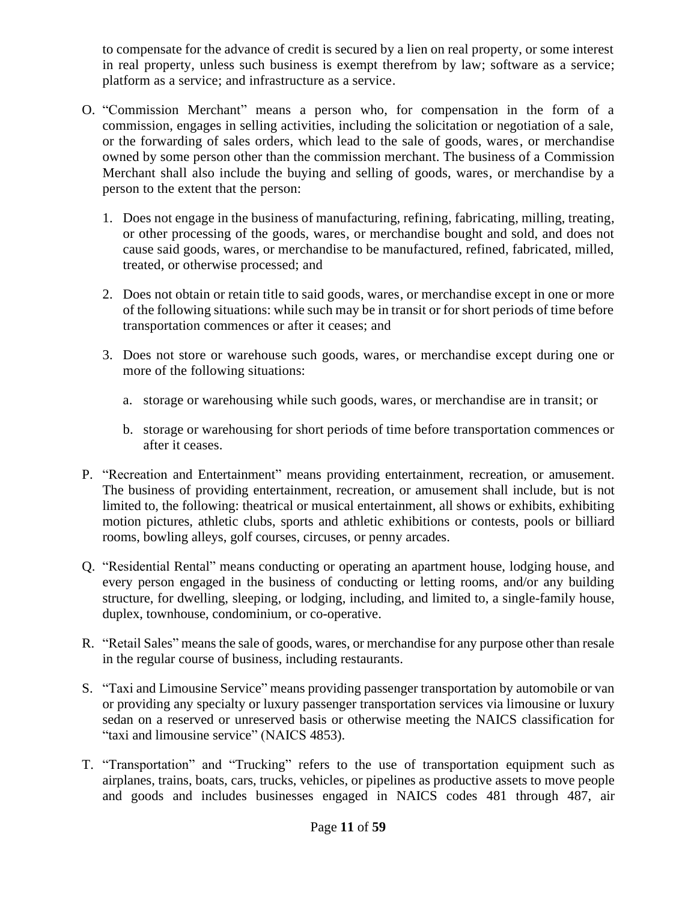to compensate for the advance of credit is secured by a lien on real property, or some interest in real property, unless such business is exempt therefrom by law; software as a service; platform as a service; and infrastructure as a service.

O. "Commission Merchant" means a person who, for compensation in the form of a commission, engages in selling activities, including the solicitation or negotiation of a sale, or the forwarding of sales orders, which lead to the sale of goods, wares, or merchandise owned by some person other than the commission merchant. The business of a Commission Merchant shall also include the buying and selling of goods, wares, or merchandise by a person to the extent that the person:

   1. Does not engage in the business of manufacturing, refining, fabricating, milling, treating, or other processing of the goods, wares, or merchandise bought and sold, and does not cause said goods, wares, or merchandise to be manufactured, refined, fabricated, milled, treated, or otherwise processed; and

   2. Does not obtain or retain title to said goods, wares, or merchandise except in one or more of the following situations: while such may be in transit or for short periods of time before transportation commences or after it ceases; and

   3. Does not store or warehouse such goods, wares, or merchandise except during one or more of the following situations:

      a. storage or warehousing while such goods, wares, or merchandise are in transit; or

      b. storage or warehousing for short periods of time before transportation commences or after it ceases.

P. "Recreation and Entertainment" means providing entertainment, recreation, or amusement. The business of providing entertainment, recreation, or amusement shall include, but is not limited to, the following: theatrical or musical entertainment, all shows or exhibits, exhibiting motion pictures, athletic clubs, sports and athletic exhibitions or contests, pools or billiard rooms, bowling alleys, golf courses, circuses, or penny arcades.

Q. "Residential Rental" means conducting or operating an apartment house, lodging house, and every person engaged in the business of conducting or letting rooms, and/or any building structure, for dwelling, sleeping, or lodging, including, and limited to, a single-family house, duplex, townhouse, condominium, or co-operative.

R. "Retail Sales" means the sale of goods, wares, or merchandise for any purpose other than resale in the regular course of business, including restaurants.

S. "Taxi and Limousine Service" means providing passenger transportation by automobile or van or providing any specialty or luxury passenger transportation services via limousine or luxury sedan on a reserved or unreserved basis or otherwise meeting the NAICS classification for "taxi and limousine service" (NAICS 4853).

T. "Transportation" and "Trucking" refers to the use of transportation equipment such as airplanes, trains, boats, cars, trucks, vehicles, or pipelines as productive assets to move people and goods and includes businesses engaged in NAICS codes 481 through 487, air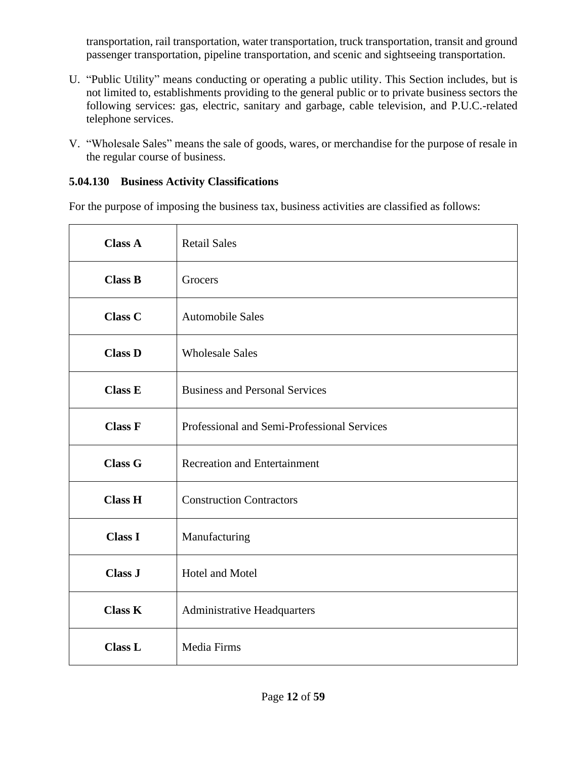transportation, rail transportation, water transportation, truck transportation, transit and ground passenger transportation, pipeline transportation, and scenic and sightseeing transportation.

U. "Public Utility" means conducting or operating a public utility. This Section includes, but is not limited to, establishments providing to the general public or to private business sectors the following services: gas, electric, sanitary and garbage, cable television, and P.U.C.-related telephone services.

V. "Wholesale Sales" means the sale of goods, wares, or merchandise for the purpose of resale in the regular course of business.

### 5.04.130 Business Activity Classifications

For the purpose of imposing the business tax, business activities are classified as follows:

| | |
|---|---|
| **Class A** | Retail Sales |
| **Class B** | Grocers |
| **Class C** | Automobile Sales |
| **Class D** | Wholesale Sales |
| **Class E** | Business and Personal Services |
| **Class F** | Professional and Semi-Professional Services |
| **Class G** | Recreation and Entertainment |
| **Class H** | Construction Contractors |
| **Class I** | Manufacturing |
| **Class J** | Hotel and Motel |
| **Class K** | Administrative Headquarters |
| **Class L** | Media Firms |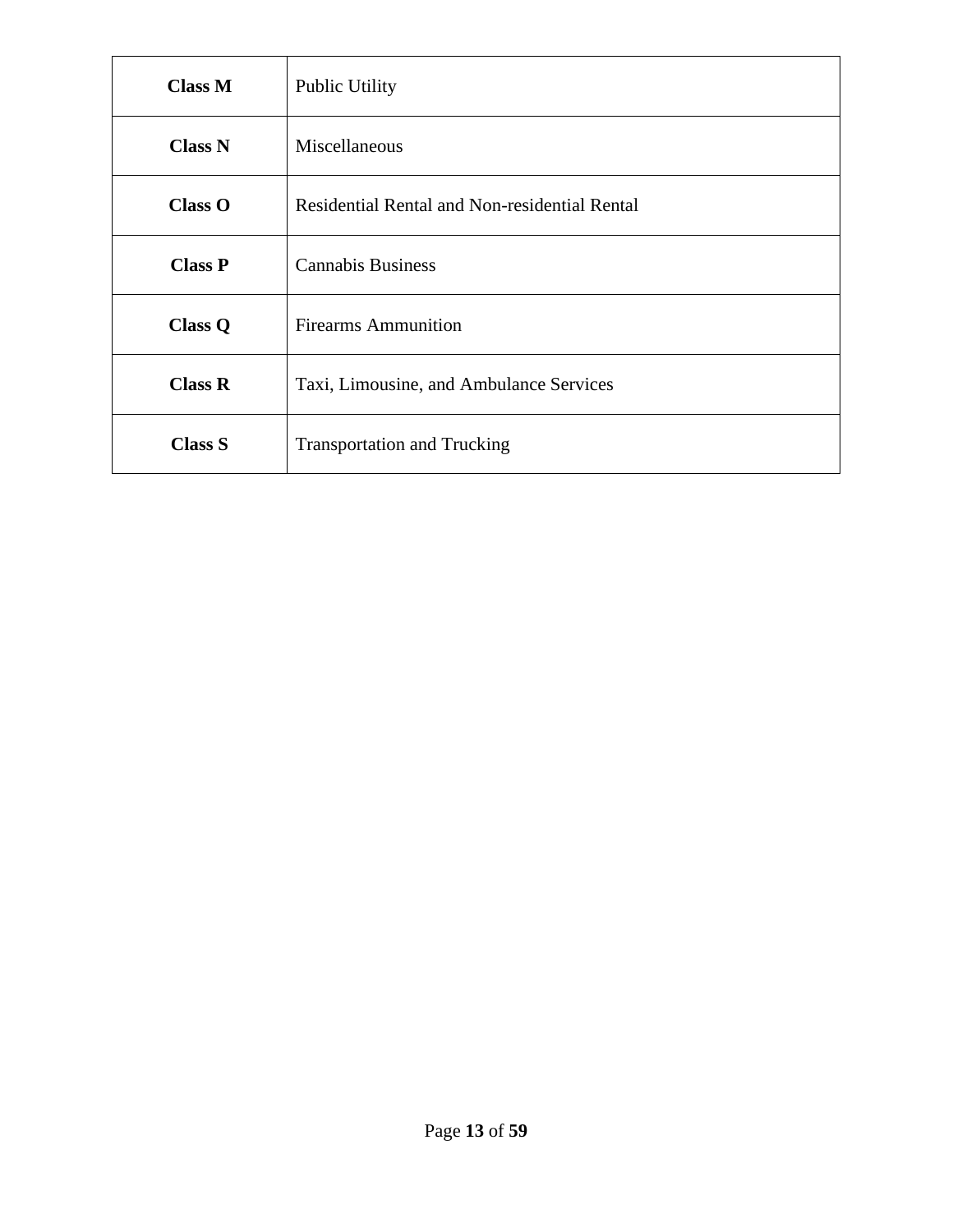| Class M | Public Utility |
|---|---|
| Class N | Miscellaneous |
| Class O | Residential Rental and Non-residential Rental |
| Class P | Cannabis Business |
| Class Q | Firearms Ammunition |
| Class R | Taxi, Limousine, and Ambulance Services |
| Class S | Transportation and Trucking |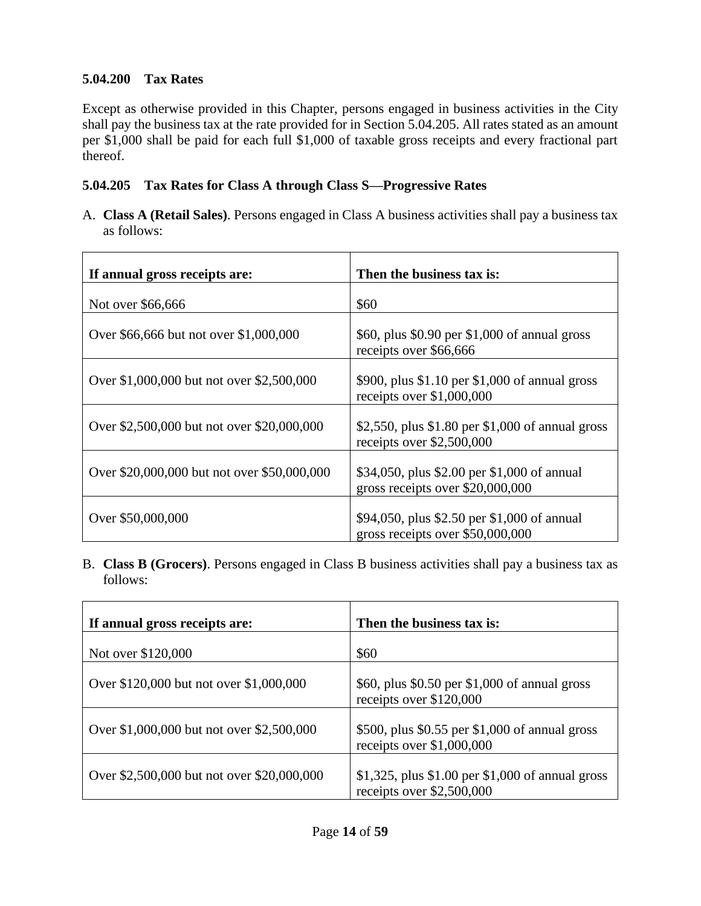### 5.04.200 Tax Rates

Except as otherwise provided in this Chapter, persons engaged in business activities in the City shall pay the business tax at the rate provided for in Section 5.04.205. All rates stated as an amount per $1,000 shall be paid for each full $1,000 of taxable gross receipts and every fractional part thereof.

### 5.04.205 Tax Rates for Class A through Class S—Progressive Rates

A. **Class A (Retail Sales)**. Persons engaged in Class A business activities shall pay a business tax as follows:

| If annual gross receipts are: | Then the business tax is: |
|---|---|
| Not over $66,666 | $60 |
| Over $66,666 but not over $1,000,000 | $60, plus $0.90 per $1,000 of annual gross receipts over $66,666 |
| Over $1,000,000 but not over $2,500,000 | $900, plus $1.10 per $1,000 of annual gross receipts over $1,000,000 |
| Over $2,500,000 but not over $20,000,000 | $2,550, plus $1.80 per $1,000 of annual gross receipts over $2,500,000 |
| Over $20,000,000 but not over $50,000,000 | $34,050, plus $2.00 per $1,000 of annual gross receipts over $20,000,000 |
| Over $50,000,000 | $94,050, plus $2.50 per $1,000 of annual gross receipts over $50,000,000 |

B. **Class B (Grocers)**. Persons engaged in Class B business activities shall pay a business tax as follows:

| If annual gross receipts are: | Then the business tax is: |
|---|---|
| Not over $120,000 | $60 |
| Over $120,000 but not over $1,000,000 | $60, plus $0.50 per $1,000 of annual gross receipts over $120,000 |
| Over $1,000,000 but not over $2,500,000 | $500, plus $0.55 per $1,000 of annual gross receipts over $1,000,000 |
| Over $2,500,000 but not over $20,000,000 | $1,325, plus $1.00 per $1,000 of annual gross receipts over $2,500,000 |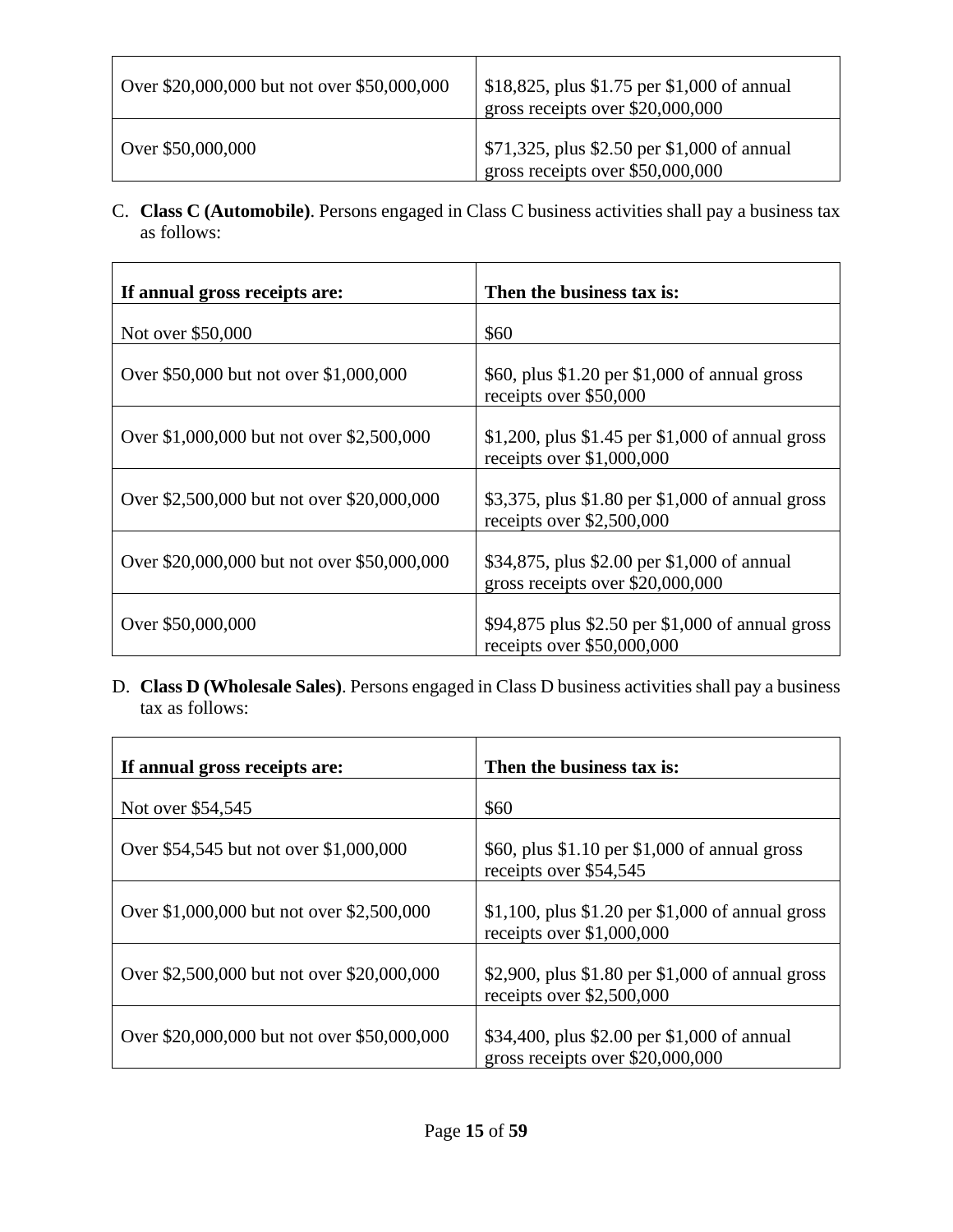| | |
|---|---|
| Over $20,000,000 but not over $50,000,000 | $18,825, plus $1.75 per $1,000 of annual gross receipts over $20,000,000 |
| Over $50,000,000 | $71,325, plus $2.50 per $1,000 of annual gross receipts over $50,000,000 |

C. **Class C (Automobile)**. Persons engaged in Class C business activities shall pay a business tax as follows:

| If annual gross receipts are: | Then the business tax is: |
|---|---|
| Not over $50,000 | $60 |
| Over $50,000 but not over $1,000,000 | $60, plus $1.20 per $1,000 of annual gross receipts over $50,000 |
| Over $1,000,000 but not over $2,500,000 | $1,200, plus $1.45 per $1,000 of annual gross receipts over $1,000,000 |
| Over $2,500,000 but not over $20,000,000 | $3,375, plus $1.80 per $1,000 of annual gross receipts over $2,500,000 |
| Over $20,000,000 but not over $50,000,000 | $34,875, plus $2.00 per $1,000 of annual gross receipts over $20,000,000 |
| Over $50,000,000 | $94,875 plus $2.50 per $1,000 of annual gross receipts over $50,000,000 |

D. **Class D (Wholesale Sales)**. Persons engaged in Class D business activities shall pay a business tax as follows:

| If annual gross receipts are: | Then the business tax is: |
|---|---|
| Not over $54,545 | $60 |
| Over $54,545 but not over $1,000,000 | $60, plus $1.10 per $1,000 of annual gross receipts over $54,545 |
| Over $1,000,000 but not over $2,500,000 | $1,100, plus $1.20 per $1,000 of annual gross receipts over $1,000,000 |
| Over $2,500,000 but not over $20,000,000 | $2,900, plus $1.80 per $1,000 of annual gross receipts over $2,500,000 |
| Over $20,000,000 but not over $50,000,000 | $34,400, plus $2.00 per $1,000 of annual gross receipts over $20,000,000 |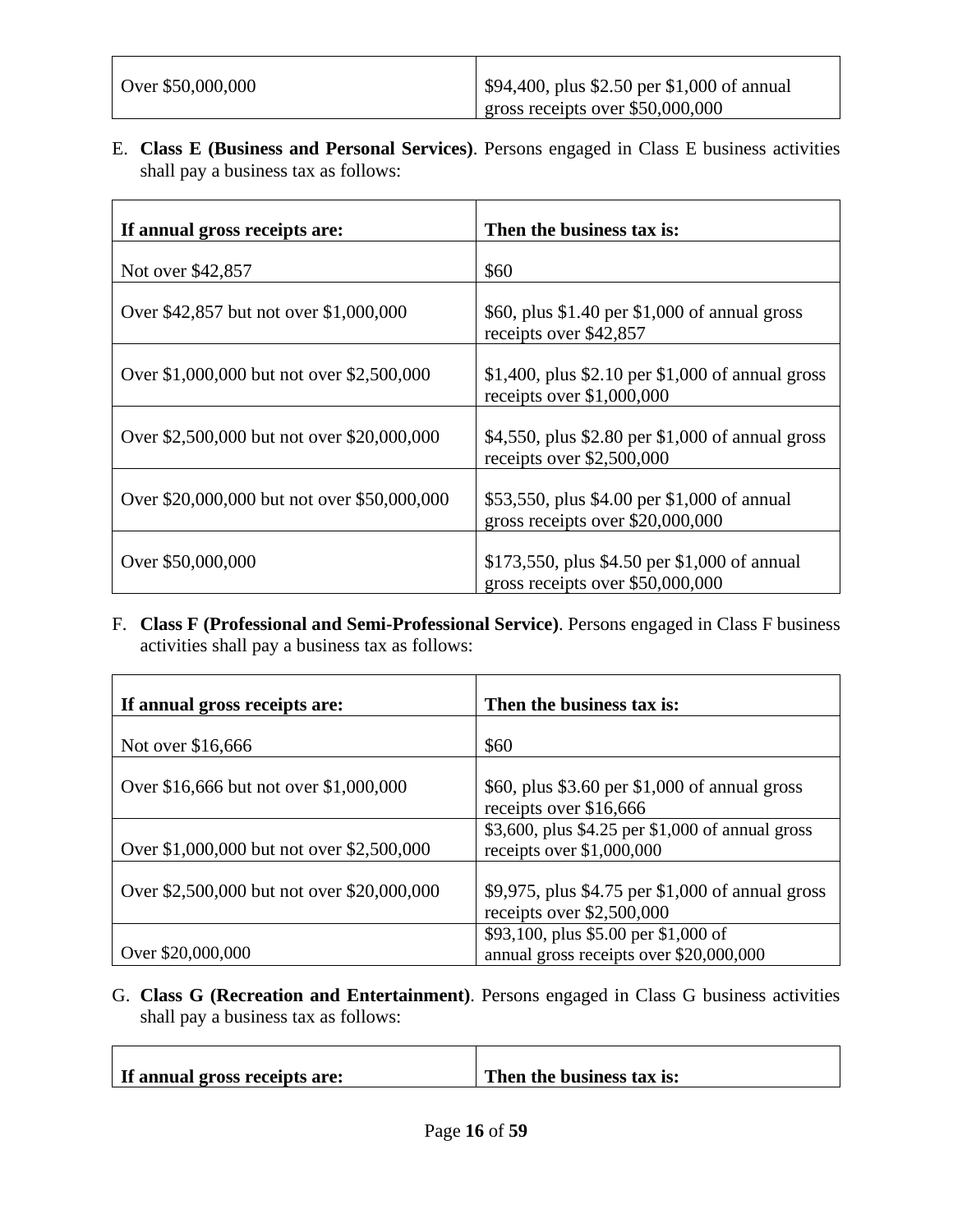| | |
|---|---|
| Over $50,000,000 | $94,400, plus $2.50 per $1,000 of annual gross receipts over $50,000,000 |

E. **Class E (Business and Personal Services)**. Persons engaged in Class E business activities shall pay a business tax as follows:

| **If annual gross receipts are:** | **Then the business tax is:** |
|---|---|
| Not over $42,857 | $60 |
| Over $42,857 but not over $1,000,000 | $60, plus $1.40 per $1,000 of annual gross receipts over $42,857 |
| Over $1,000,000 but not over $2,500,000 | $1,400, plus $2.10 per $1,000 of annual gross receipts over $1,000,000 |
| Over $2,500,000 but not over $20,000,000 | $4,550, plus $2.80 per $1,000 of annual gross receipts over $2,500,000 |
| Over $20,000,000 but not over $50,000,000 | $53,550, plus $4.00 per $1,000 of annual gross receipts over $20,000,000 |
| Over $50,000,000 | $173,550, plus $4.50 per $1,000 of annual gross receipts over $50,000,000 |

F. **Class F (Professional and Semi-Professional Service)**. Persons engaged in Class F business activities shall pay a business tax as follows:

| **If annual gross receipts are:** | **Then the business tax is:** |
|---|---|
| Not over $16,666 | $60 |
| Over $16,666 but not over $1,000,000 | $60, plus $3.60 per $1,000 of annual gross receipts over $16,666 |
| Over $1,000,000 but not over $2,500,000 | $3,600, plus $4.25 per $1,000 of annual gross receipts over $1,000,000 |
| Over $2,500,000 but not over $20,000,000 | $9,975, plus $4.75 per $1,000 of annual gross receipts over $2,500,000 |
| Over $20,000,000 | $93,100, plus $5.00 per $1,000 of annual gross receipts over $20,000,000 |

G. **Class G (Recreation and Entertainment)**. Persons engaged in Class G business activities shall pay a business tax as follows:

| **If annual gross receipts are:** | **Then the business tax is:** |
|---|---|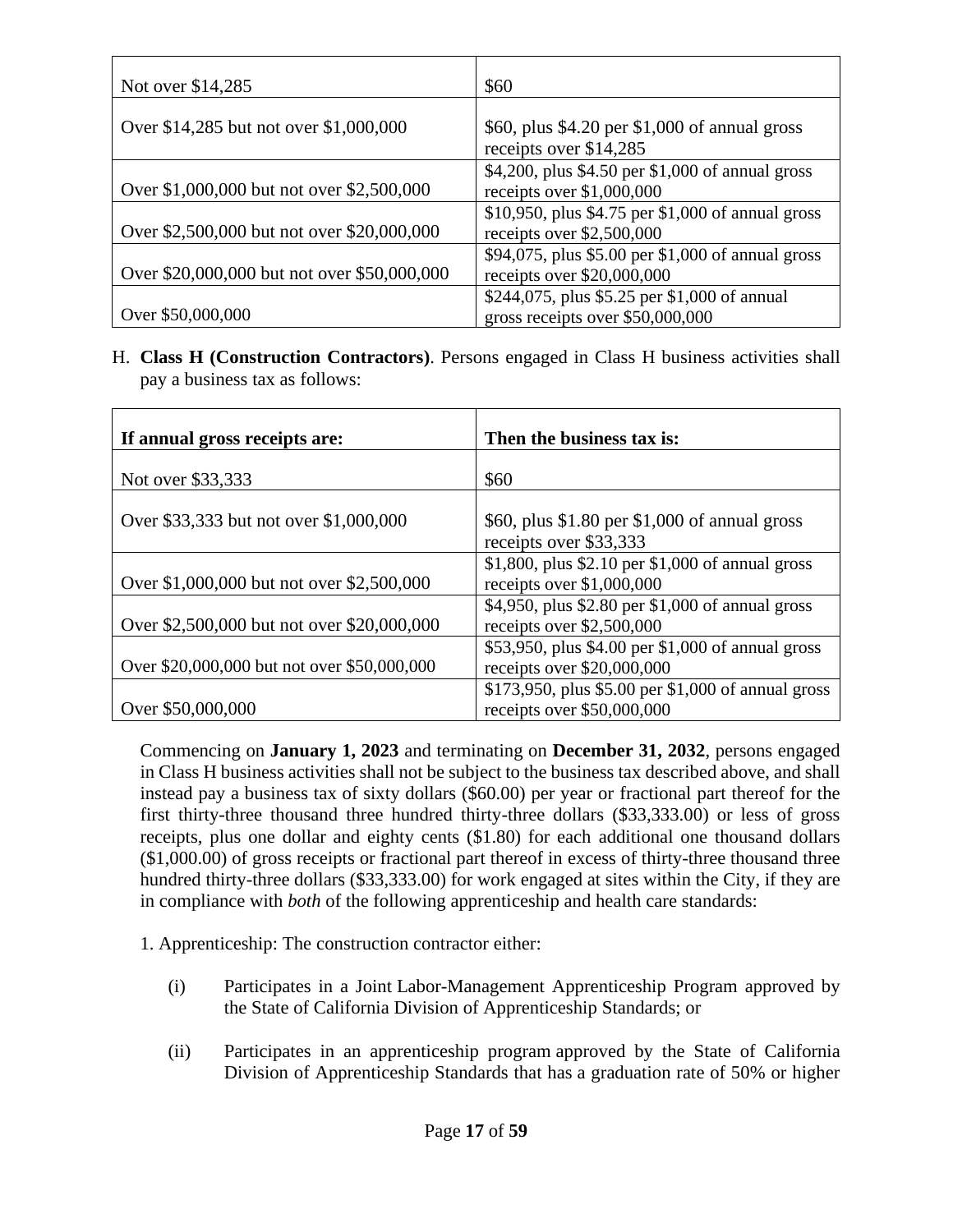| | |
|---|---|
| Not over $14,285 | $60 |
| Over $14,285 but not over $1,000,000 | $60, plus $4.20 per $1,000 of annual gross receipts over $14,285 |
| Over $1,000,000 but not over $2,500,000 | $4,200, plus $4.50 per $1,000 of annual gross receipts over $1,000,000 |
| Over $2,500,000 but not over $20,000,000 | $10,950, plus $4.75 per $1,000 of annual gross receipts over $2,500,000 |
| Over $20,000,000 but not over $50,000,000 | $94,075, plus $5.00 per $1,000 of annual gross receipts over $20,000,000 |
| Over $50,000,000 | $244,075, plus $5.25 per $1,000 of annual gross receipts over $50,000,000 |

H. **Class H (Construction Contractors)**. Persons engaged in Class H business activities shall pay a business tax as follows:

| If annual gross receipts are: | Then the business tax is: |
|---|---|
| Not over $33,333 | $60 |
| Over $33,333 but not over $1,000,000 | $60, plus $1.80 per $1,000 of annual gross receipts over $33,333 |
| Over $1,000,000 but not over $2,500,000 | $1,800, plus $2.10 per $1,000 of annual gross receipts over $1,000,000 |
| Over $2,500,000 but not over $20,000,000 | $4,950, plus $2.80 per $1,000 of annual gross receipts over $2,500,000 |
| Over $20,000,000 but not over $50,000,000 | $53,950, plus $4.00 per $1,000 of annual gross receipts over $20,000,000 |
| Over $50,000,000 | $173,950, plus $5.00 per $1,000 of annual gross receipts over $50,000,000 |

Commencing on **January 1, 2023** and terminating on **December 31, 2032**, persons engaged in Class H business activities shall not be subject to the business tax described above, and shall instead pay a business tax of sixty dollars ($60.00) per year or fractional part thereof for the first thirty-three thousand three hundred thirty-three dollars ($33,333.00) or less of gross receipts, plus one dollar and eighty cents ($1.80) for each additional one thousand dollars ($1,000.00) of gross receipts or fractional part thereof in excess of thirty-three thousand three hundred thirty-three dollars ($33,333.00) for work engaged at sites within the City, if they are in compliance with *both* of the following apprenticeship and health care standards:

1. Apprenticeship: The construction contractor either:

(i) Participates in a Joint Labor-Management Apprenticeship Program approved by the State of California Division of Apprenticeship Standards; or

(ii) Participates in an apprenticeship program approved by the State of California Division of Apprenticeship Standards that has a graduation rate of 50% or higher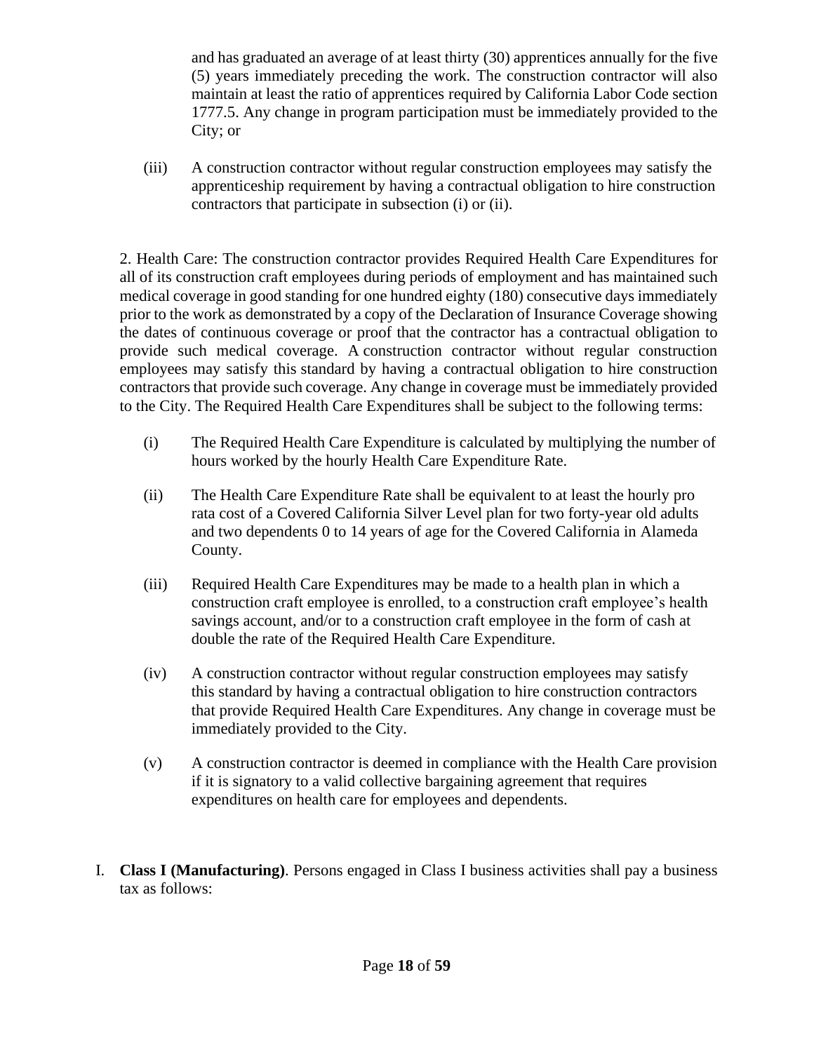and has graduated an average of at least thirty (30) apprentices annually for the five (5) years immediately preceding the work. The construction contractor will also maintain at least the ratio of apprentices required by California Labor Code section 1777.5. Any change in program participation must be immediately provided to the City; or

(iii) A construction contractor without regular construction employees may satisfy the apprenticeship requirement by having a contractual obligation to hire construction contractors that participate in subsection (i) or (ii).

2. Health Care: The construction contractor provides Required Health Care Expenditures for all of its construction craft employees during periods of employment and has maintained such medical coverage in good standing for one hundred eighty (180) consecutive days immediately prior to the work as demonstrated by a copy of the Declaration of Insurance Coverage showing the dates of continuous coverage or proof that the contractor has a contractual obligation to provide such medical coverage. A construction contractor without regular construction employees may satisfy this standard by having a contractual obligation to hire construction contractors that provide such coverage. Any change in coverage must be immediately provided to the City. The Required Health Care Expenditures shall be subject to the following terms:

(i) The Required Health Care Expenditure is calculated by multiplying the number of hours worked by the hourly Health Care Expenditure Rate.

(ii) The Health Care Expenditure Rate shall be equivalent to at least the hourly pro rata cost of a Covered California Silver Level plan for two forty-year old adults and two dependents 0 to 14 years of age for the Covered California in Alameda County.

(iii) Required Health Care Expenditures may be made to a health plan in which a construction craft employee is enrolled, to a construction craft employee's health savings account, and/or to a construction craft employee in the form of cash at double the rate of the Required Health Care Expenditure.

(iv) A construction contractor without regular construction employees may satisfy this standard by having a contractual obligation to hire construction contractors that provide Required Health Care Expenditures. Any change in coverage must be immediately provided to the City.

(v) A construction contractor is deemed in compliance with the Health Care provision if it is signatory to a valid collective bargaining agreement that requires expenditures on health care for employees and dependents.

I. **Class I (Manufacturing)**. Persons engaged in Class I business activities shall pay a business tax as follows: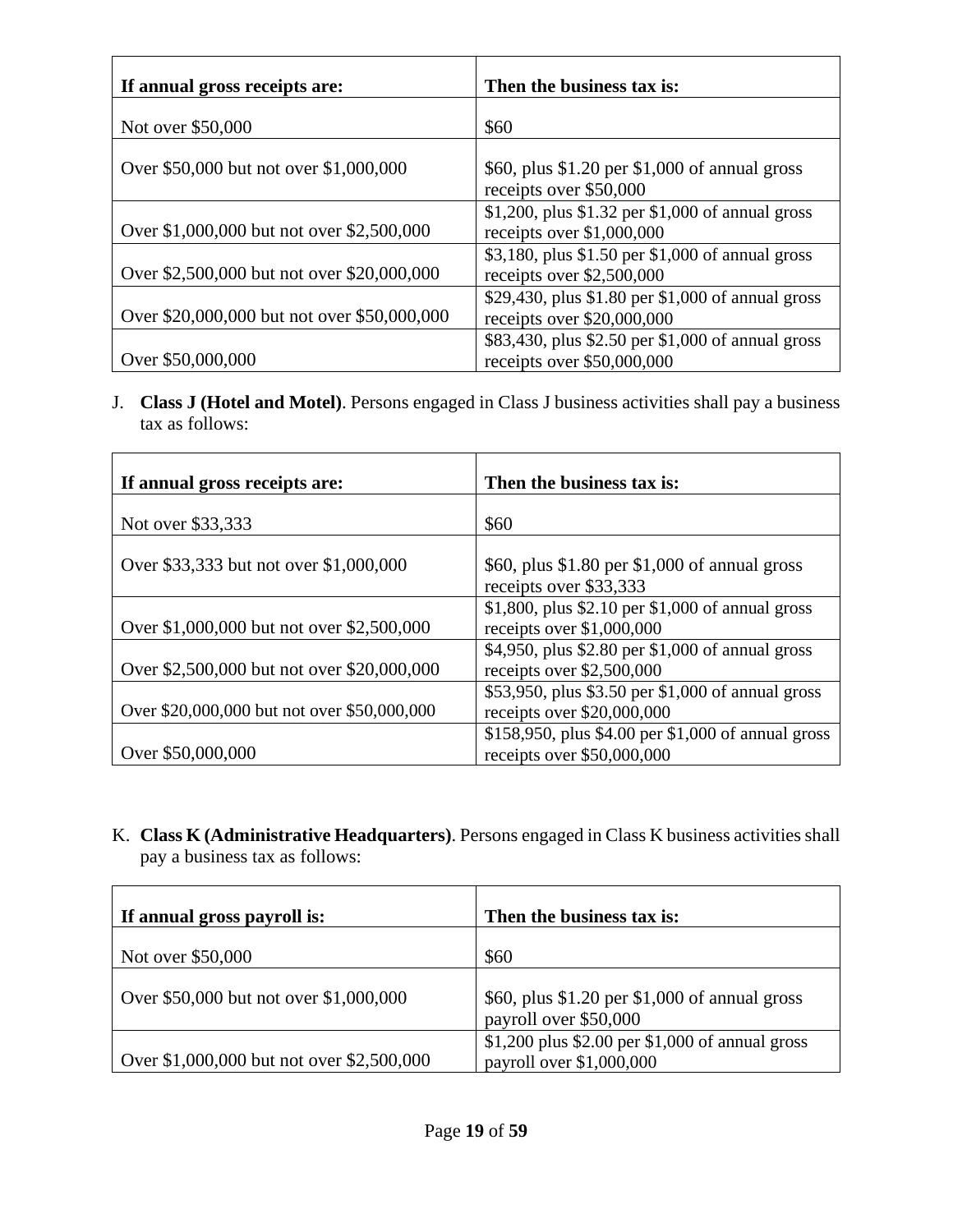| If annual gross receipts are: | Then the business tax is: |
|---|---|
| Not over $50,000 | $60 |
| Over $50,000 but not over $1,000,000 | $60, plus $1.20 per $1,000 of annual gross receipts over $50,000 |
| Over $1,000,000 but not over $2,500,000 | $1,200, plus $1.32 per $1,000 of annual gross receipts over $1,000,000 |
| Over $2,500,000 but not over $20,000,000 | $3,180, plus $1.50 per $1,000 of annual gross receipts over $2,500,000 |
| Over $20,000,000 but not over $50,000,000 | $29,430, plus $1.80 per $1,000 of annual gross receipts over $20,000,000 |
| Over $50,000,000 | $83,430, plus $2.50 per $1,000 of annual gross receipts over $50,000,000 |

J. **Class J (Hotel and Motel)**. Persons engaged in Class J business activities shall pay a business tax as follows:

| If annual gross receipts are: | Then the business tax is: |
|---|---|
| Not over $33,333 | $60 |
| Over $33,333 but not over $1,000,000 | $60, plus $1.80 per $1,000 of annual gross receipts over $33,333 |
| Over $1,000,000 but not over $2,500,000 | $1,800, plus $2.10 per $1,000 of annual gross receipts over $1,000,000 |
| Over $2,500,000 but not over $20,000,000 | $4,950, plus $2.80 per $1,000 of annual gross receipts over $2,500,000 |
| Over $20,000,000 but not over $50,000,000 | $53,950, plus $3.50 per $1,000 of annual gross receipts over $20,000,000 |
| Over $50,000,000 | $158,950, plus $4.00 per $1,000 of annual gross receipts over $50,000,000 |

K. **Class K (Administrative Headquarters)**. Persons engaged in Class K business activities shall pay a business tax as follows:

| If annual gross payroll is: | Then the business tax is: |
|---|---|
| Not over $50,000 | $60 |
| Over $50,000 but not over $1,000,000 | $60, plus $1.20 per $1,000 of annual gross payroll over $50,000 |
| Over $1,000,000 but not over $2,500,000 | $1,200 plus $2.00 per $1,000 of annual gross payroll over $1,000,000 |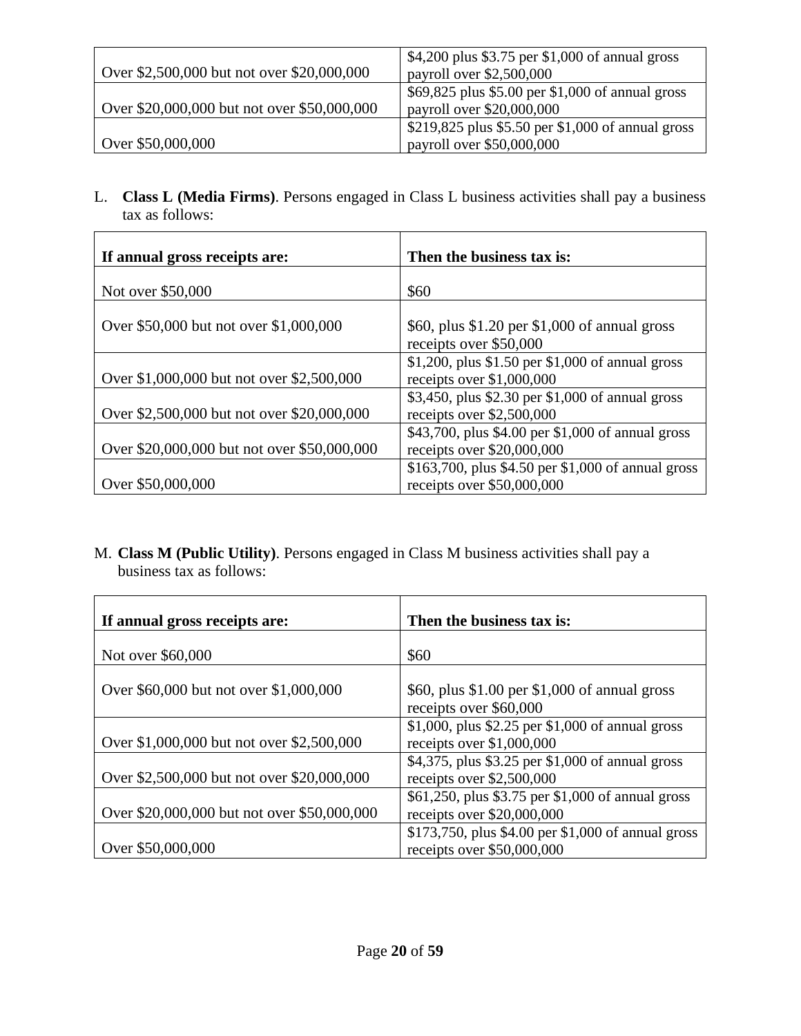| | |
|---|---|
| Over $2,500,000 but not over $20,000,000 | $4,200 plus $3.75 per $1,000 of annual gross payroll over $2,500,000 |
| Over $20,000,000 but not over $50,000,000 | $69,825 plus $5.00 per $1,000 of annual gross payroll over $20,000,000 |
| Over $50,000,000 | $219,825 plus $5.50 per $1,000 of annual gross payroll over $50,000,000 |

L. **Class L (Media Firms)**. Persons engaged in Class L business activities shall pay a business tax as follows:

| If annual gross receipts are: | Then the business tax is: |
|---|---|
| Not over $50,000 | $60 |
| Over $50,000 but not over $1,000,000 | $60, plus $1.20 per $1,000 of annual gross receipts over $50,000 |
| Over $1,000,000 but not over $2,500,000 | $1,200, plus $1.50 per $1,000 of annual gross receipts over $1,000,000 |
| Over $2,500,000 but not over $20,000,000 | $3,450, plus $2.30 per $1,000 of annual gross receipts over $2,500,000 |
| Over $20,000,000 but not over $50,000,000 | $43,700, plus $4.00 per $1,000 of annual gross receipts over $20,000,000 |
| Over $50,000,000 | $163,700, plus $4.50 per $1,000 of annual gross receipts over $50,000,000 |

M. **Class M (Public Utility)**. Persons engaged in Class M business activities shall pay a business tax as follows:

| If annual gross receipts are: | Then the business tax is: |
|---|---|
| Not over $60,000 | $60 |
| Over $60,000 but not over $1,000,000 | $60, plus $1.00 per $1,000 of annual gross receipts over $60,000 |
| Over $1,000,000 but not over $2,500,000 | $1,000, plus $2.25 per $1,000 of annual gross receipts over $1,000,000 |
| Over $2,500,000 but not over $20,000,000 | $4,375, plus $3.25 per $1,000 of annual gross receipts over $2,500,000 |
| Over $20,000,000 but not over $50,000,000 | $61,250, plus $3.75 per $1,000 of annual gross receipts over $20,000,000 |
| Over $50,000,000 | $173,750, plus $4.00 per $1,000 of annual gross receipts over $50,000,000 |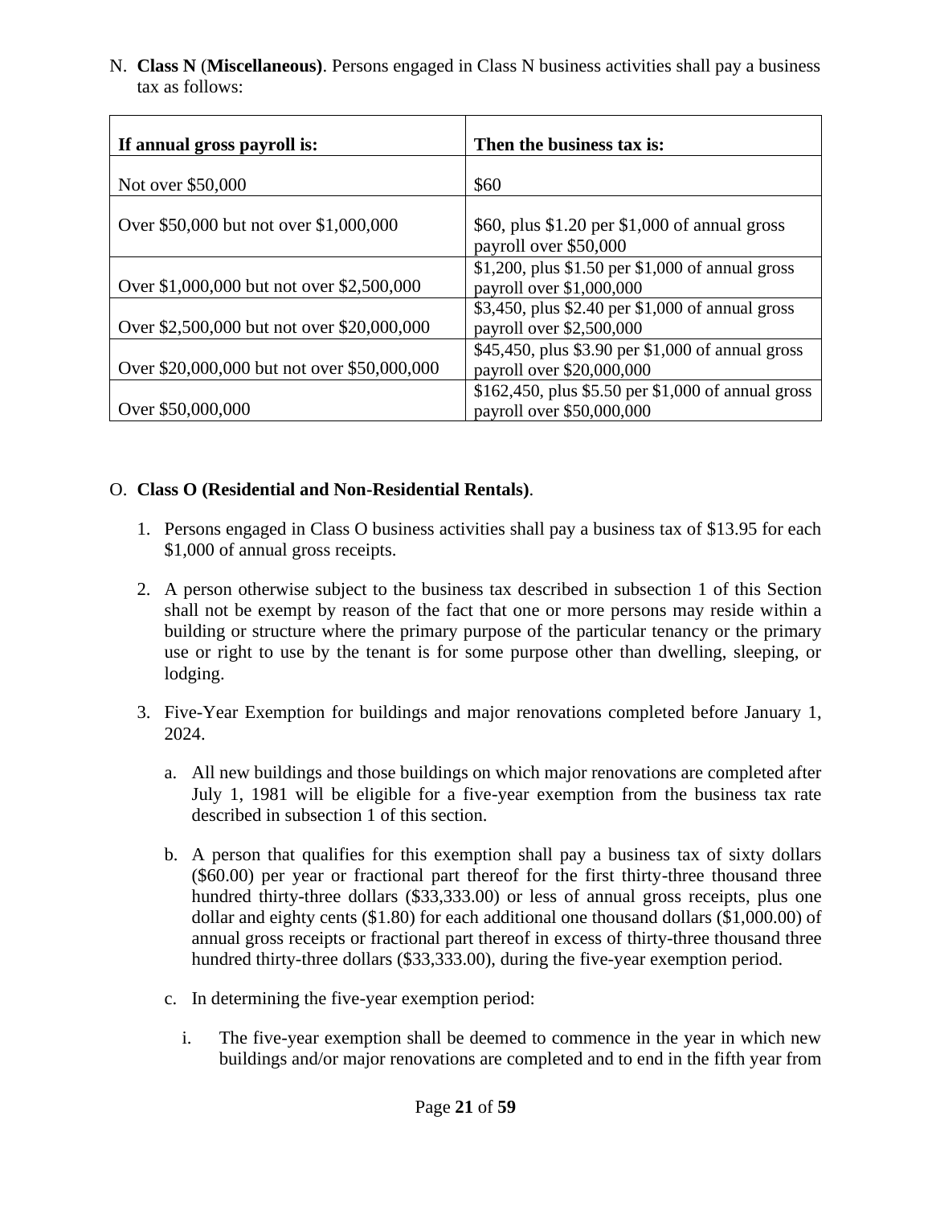N. **Class N** (**Miscellaneous**). Persons engaged in Class N business activities shall pay a business tax as follows:

| If annual gross payroll is: | Then the business tax is: |
|---|---|
| Not over $50,000 | $60 |
| Over $50,000 but not over $1,000,000 | $60, plus $1.20 per $1,000 of annual gross payroll over $50,000 |
| Over $1,000,000 but not over $2,500,000 | $1,200, plus $1.50 per $1,000 of annual gross payroll over $1,000,000 |
| Over $2,500,000 but not over $20,000,000 | $3,450, plus $2.40 per $1,000 of annual gross payroll over $2,500,000 |
| Over $20,000,000 but not over $50,000,000 | $45,450, plus $3.90 per $1,000 of annual gross payroll over $20,000,000 |
| Over $50,000,000 | $162,450, plus $5.50 per $1,000 of annual gross payroll over $50,000,000 |

O. **Class O (Residential and Non-Residential Rentals)**.

1. Persons engaged in Class O business activities shall pay a business tax of $13.95 for each $1,000 of annual gross receipts.

2. A person otherwise subject to the business tax described in subsection 1 of this Section shall not be exempt by reason of the fact that one or more persons may reside within a building or structure where the primary purpose of the particular tenancy or the primary use or right to use by the tenant is for some purpose other than dwelling, sleeping, or lodging.

3. Five-Year Exemption for buildings and major renovations completed before January 1, 2024.

   a. All new buildings and those buildings on which major renovations are completed after July 1, 1981 will be eligible for a five-year exemption from the business tax rate described in subsection 1 of this section.

   b. A person that qualifies for this exemption shall pay a business tax of sixty dollars ($60.00) per year or fractional part thereof for the first thirty-three thousand three hundred thirty-three dollars ($33,333.00) or less of annual gross receipts, plus one dollar and eighty cents ($1.80) for each additional one thousand dollars ($1,000.00) of annual gross receipts or fractional part thereof in excess of thirty-three thousand three hundred thirty-three dollars ($33,333.00), during the five-year exemption period.

   c. In determining the five-year exemption period:

      i. The five-year exemption shall be deemed to commence in the year in which new buildings and/or major renovations are completed and to end in the fifth year from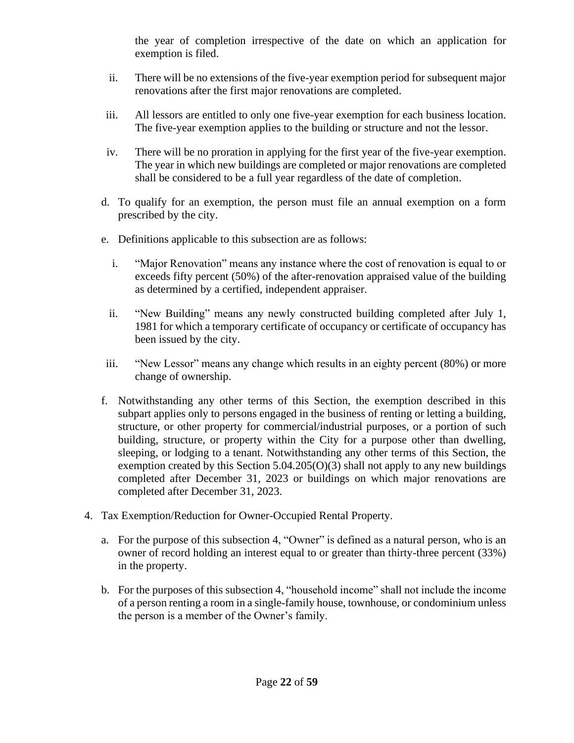the year of completion irrespective of the date on which an application for exemption is filed.

   ii. There will be no extensions of the five-year exemption period for subsequent major renovations after the first major renovations are completed.

   iii. All lessors are entitled to only one five-year exemption for each business location. The five-year exemption applies to the building or structure and not the lessor.

   iv. There will be no proration in applying for the first year of the five-year exemption. The year in which new buildings are completed or major renovations are completed shall be considered to be a full year regardless of the date of completion.

d. To qualify for an exemption, the person must file an annual exemption on a form prescribed by the city.

e. Definitions applicable to this subsection are as follows:

   i. "Major Renovation" means any instance where the cost of renovation is equal to or exceeds fifty percent (50%) of the after-renovation appraised value of the building as determined by a certified, independent appraiser.

   ii. "New Building" means any newly constructed building completed after July 1, 1981 for which a temporary certificate of occupancy or certificate of occupancy has been issued by the city.

   iii. "New Lessor" means any change which results in an eighty percent (80%) or more change of ownership.

f. Notwithstanding any other terms of this Section, the exemption described in this subpart applies only to persons engaged in the business of renting or letting a building, structure, or other property for commercial/industrial purposes, or a portion of such building, structure, or property within the City for a purpose other than dwelling, sleeping, or lodging to a tenant. Notwithstanding any other terms of this Section, the exemption created by this Section 5.04.205(O)(3) shall not apply to any new buildings completed after December 31, 2023 or buildings on which major renovations are completed after December 31, 2023.

4. Tax Exemption/Reduction for Owner-Occupied Rental Property.

   a. For the purpose of this subsection 4, "Owner" is defined as a natural person, who is an owner of record holding an interest equal to or greater than thirty-three percent (33%) in the property.

   b. For the purposes of this subsection 4, "household income" shall not include the income of a person renting a room in a single-family house, townhouse, or condominium unless the person is a member of the Owner's family.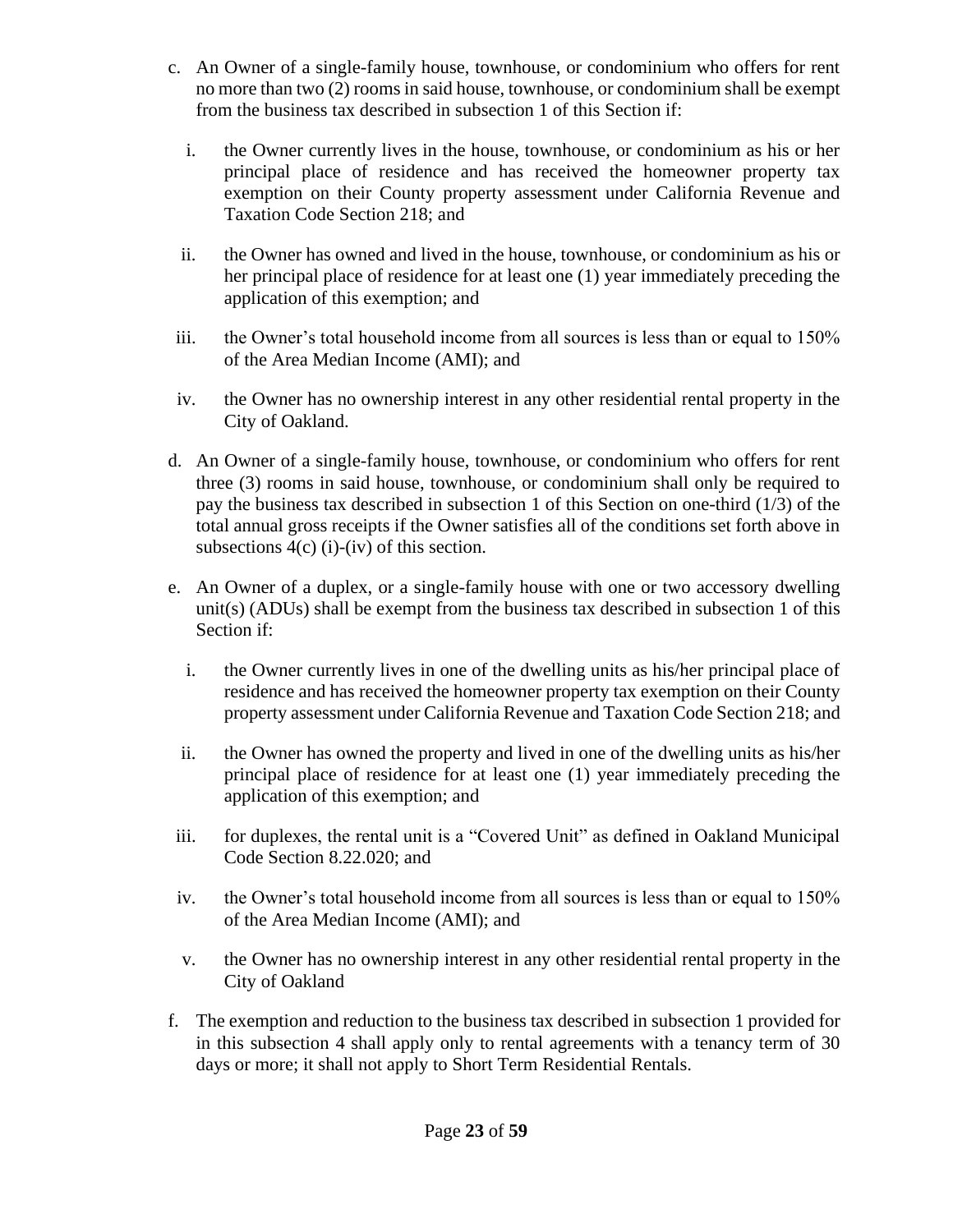c. An Owner of a single-family house, townhouse, or condominium who offers for rent no more than two (2) rooms in said house, townhouse, or condominium shall be exempt from the business tax described in subsection 1 of this Section if:

   i. the Owner currently lives in the house, townhouse, or condominium as his or her principal place of residence and has received the homeowner property tax exemption on their County property assessment under California Revenue and Taxation Code Section 218; and

   ii. the Owner has owned and lived in the house, townhouse, or condominium as his or her principal place of residence for at least one (1) year immediately preceding the application of this exemption; and

   iii. the Owner's total household income from all sources is less than or equal to 150% of the Area Median Income (AMI); and

   iv. the Owner has no ownership interest in any other residential rental property in the City of Oakland.

d. An Owner of a single-family house, townhouse, or condominium who offers for rent three (3) rooms in said house, townhouse, or condominium shall only be required to pay the business tax described in subsection 1 of this Section on one-third (1/3) of the total annual gross receipts if the Owner satisfies all of the conditions set forth above in subsections 4(c) (i)-(iv) of this section.

e. An Owner of a duplex, or a single-family house with one or two accessory dwelling unit(s) (ADUs) shall be exempt from the business tax described in subsection 1 of this Section if:

   i. the Owner currently lives in one of the dwelling units as his/her principal place of residence and has received the homeowner property tax exemption on their County property assessment under California Revenue and Taxation Code Section 218; and

   ii. the Owner has owned the property and lived in one of the dwelling units as his/her principal place of residence for at least one (1) year immediately preceding the application of this exemption; and

   iii. for duplexes, the rental unit is a "Covered Unit" as defined in Oakland Municipal Code Section 8.22.020; and

   iv. the Owner's total household income from all sources is less than or equal to 150% of the Area Median Income (AMI); and

   v. the Owner has no ownership interest in any other residential rental property in the City of Oakland

f. The exemption and reduction to the business tax described in subsection 1 provided for in this subsection 4 shall apply only to rental agreements with a tenancy term of 30 days or more; it shall not apply to Short Term Residential Rentals.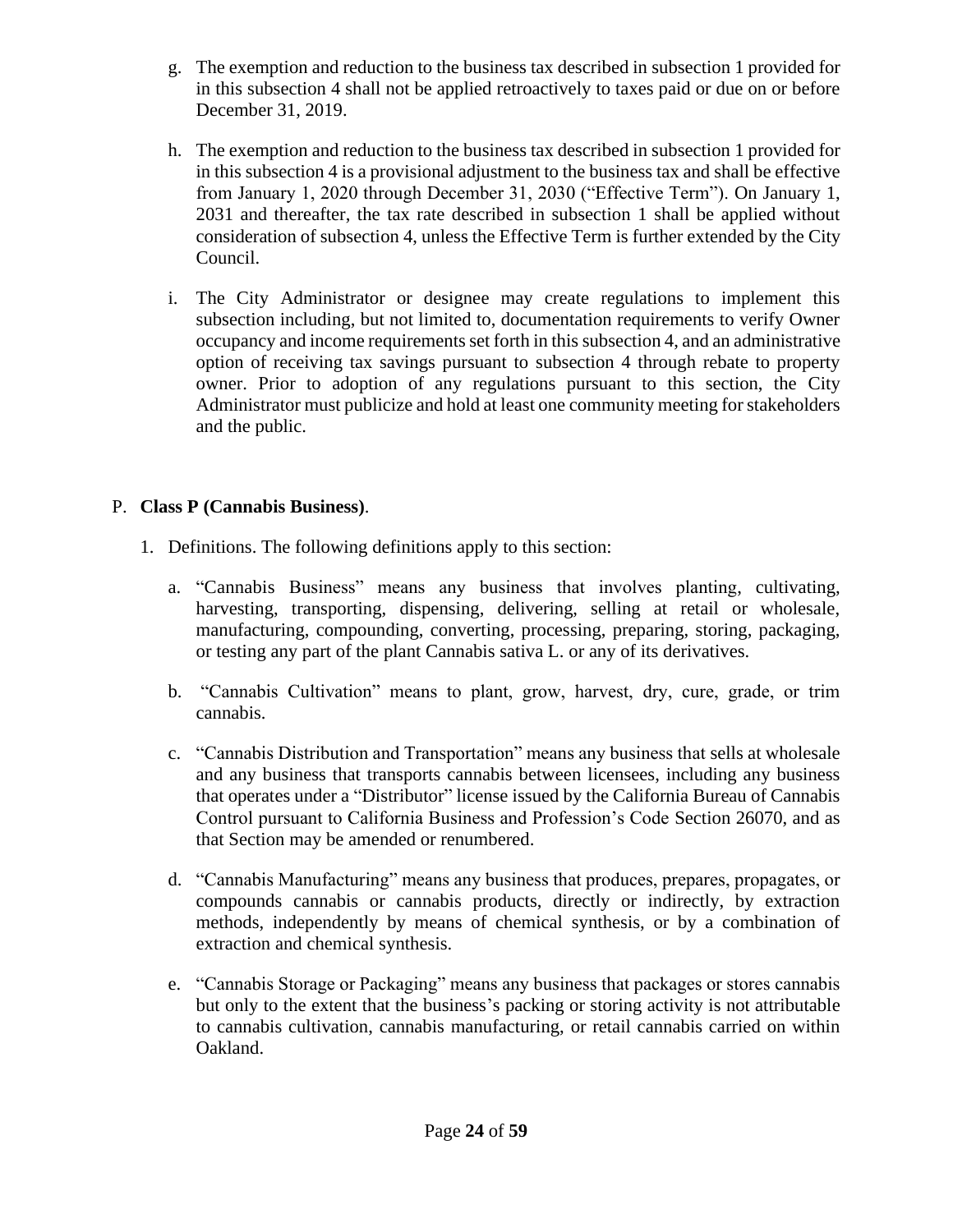g. The exemption and reduction to the business tax described in subsection 1 provided for in this subsection 4 shall not be applied retroactively to taxes paid or due on or before December 31, 2019.

h. The exemption and reduction to the business tax described in subsection 1 provided for in this subsection 4 is a provisional adjustment to the business tax and shall be effective from January 1, 2020 through December 31, 2030 ("Effective Term"). On January 1, 2031 and thereafter, the tax rate described in subsection 1 shall be applied without consideration of subsection 4, unless the Effective Term is further extended by the City Council.

i. The City Administrator or designee may create regulations to implement this subsection including, but not limited to, documentation requirements to verify Owner occupancy and income requirements set forth in this subsection 4, and an administrative option of receiving tax savings pursuant to subsection 4 through rebate to property owner. Prior to adoption of any regulations pursuant to this section, the City Administrator must publicize and hold at least one community meeting for stakeholders and the public.

P. **Class P (Cannabis Business)**.

1. Definitions. The following definitions apply to this section:

   a. "Cannabis Business" means any business that involves planting, cultivating, harvesting, transporting, dispensing, delivering, selling at retail or wholesale, manufacturing, compounding, converting, processing, preparing, storing, packaging, or testing any part of the plant Cannabis sativa L. or any of its derivatives.

   b. "Cannabis Cultivation" means to plant, grow, harvest, dry, cure, grade, or trim cannabis.

   c. "Cannabis Distribution and Transportation" means any business that sells at wholesale and any business that transports cannabis between licensees, including any business that operates under a "Distributor" license issued by the California Bureau of Cannabis Control pursuant to California Business and Profession's Code Section 26070, and as that Section may be amended or renumbered.

   d. "Cannabis Manufacturing" means any business that produces, prepares, propagates, or compounds cannabis or cannabis products, directly or indirectly, by extraction methods, independently by means of chemical synthesis, or by a combination of extraction and chemical synthesis.

   e. "Cannabis Storage or Packaging" means any business that packages or stores cannabis but only to the extent that the business's packing or storing activity is not attributable to cannabis cultivation, cannabis manufacturing, or retail cannabis carried on within Oakland.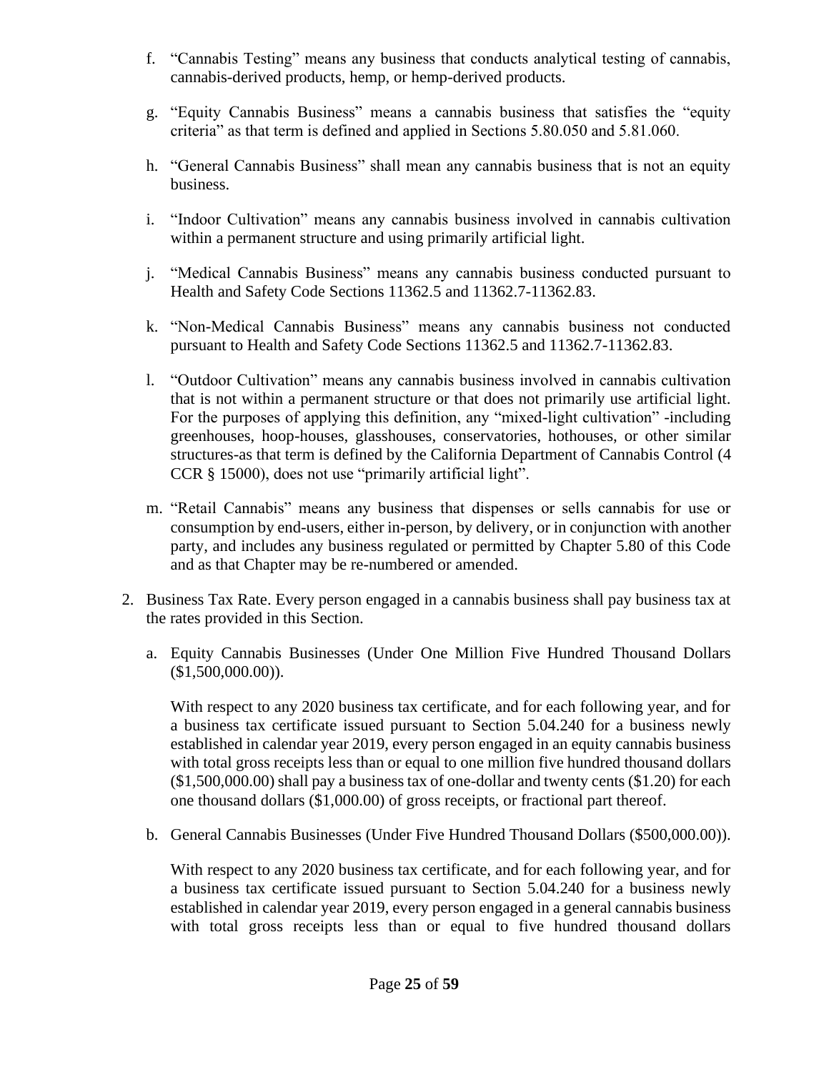f. "Cannabis Testing" means any business that conducts analytical testing of cannabis, cannabis-derived products, hemp, or hemp-derived products.

g. "Equity Cannabis Business" means a cannabis business that satisfies the "equity criteria" as that term is defined and applied in Sections 5.80.050 and 5.81.060.

h. "General Cannabis Business" shall mean any cannabis business that is not an equity business.

i. "Indoor Cultivation" means any cannabis business involved in cannabis cultivation within a permanent structure and using primarily artificial light.

j. "Medical Cannabis Business" means any cannabis business conducted pursuant to Health and Safety Code Sections 11362.5 and 11362.7-11362.83.

k. "Non-Medical Cannabis Business" means any cannabis business not conducted pursuant to Health and Safety Code Sections 11362.5 and 11362.7-11362.83.

l. "Outdoor Cultivation" means any cannabis business involved in cannabis cultivation that is not within a permanent structure or that does not primarily use artificial light. For the purposes of applying this definition, any "mixed-light cultivation" -including greenhouses, hoop-houses, glasshouses, conservatories, hothouses, or other similar structures-as that term is defined by the California Department of Cannabis Control (4 CCR § 15000), does not use "primarily artificial light".

m. "Retail Cannabis" means any business that dispenses or sells cannabis for use or consumption by end-users, either in-person, by delivery, or in conjunction with another party, and includes any business regulated or permitted by Chapter 5.80 of this Code and as that Chapter may be re-numbered or amended.

2. Business Tax Rate. Every person engaged in a cannabis business shall pay business tax at the rates provided in this Section.

   a. Equity Cannabis Businesses (Under One Million Five Hundred Thousand Dollars ($1,500,000.00)).

      With respect to any 2020 business tax certificate, and for each following year, and for a business tax certificate issued pursuant to Section 5.04.240 for a business newly established in calendar year 2019, every person engaged in an equity cannabis business with total gross receipts less than or equal to one million five hundred thousand dollars ($1,500,000.00) shall pay a business tax of one-dollar and twenty cents ($1.20) for each one thousand dollars ($1,000.00) of gross receipts, or fractional part thereof.

   b. General Cannabis Businesses (Under Five Hundred Thousand Dollars ($500,000.00)).

      With respect to any 2020 business tax certificate, and for each following year, and for a business tax certificate issued pursuant to Section 5.04.240 for a business newly established in calendar year 2019, every person engaged in a general cannabis business with total gross receipts less than or equal to five hundred thousand dollars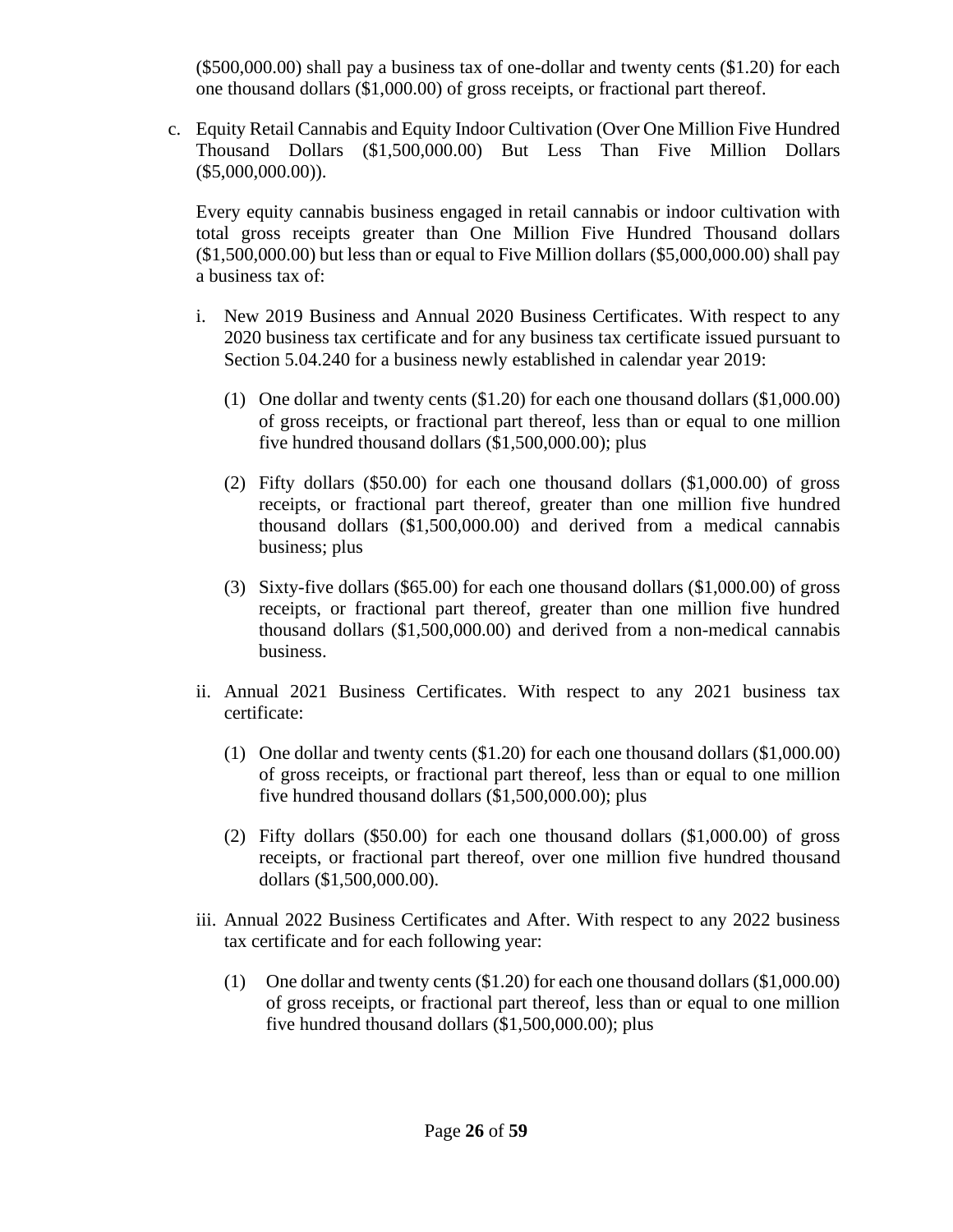($500,000.00) shall pay a business tax of one-dollar and twenty cents ($1.20) for each one thousand dollars ($1,000.00) of gross receipts, or fractional part thereof.

c. Equity Retail Cannabis and Equity Indoor Cultivation (Over One Million Five Hundred Thousand Dollars ($1,500,000.00) But Less Than Five Million Dollars ($5,000,000.00)).

   Every equity cannabis business engaged in retail cannabis or indoor cultivation with total gross receipts greater than One Million Five Hundred Thousand dollars ($1,500,000.00) but less than or equal to Five Million dollars ($5,000,000.00) shall pay a business tax of:

   i. New 2019 Business and Annual 2020 Business Certificates. With respect to any 2020 business tax certificate and for any business tax certificate issued pursuant to Section 5.04.240 for a business newly established in calendar year 2019:

      (1) One dollar and twenty cents ($1.20) for each one thousand dollars ($1,000.00) of gross receipts, or fractional part thereof, less than or equal to one million five hundred thousand dollars ($1,500,000.00); plus

      (2) Fifty dollars ($50.00) for each one thousand dollars ($1,000.00) of gross receipts, or fractional part thereof, greater than one million five hundred thousand dollars ($1,500,000.00) and derived from a medical cannabis business; plus

      (3) Sixty-five dollars ($65.00) for each one thousand dollars ($1,000.00) of gross receipts, or fractional part thereof, greater than one million five hundred thousand dollars ($1,500,000.00) and derived from a non-medical cannabis business.

   ii. Annual 2021 Business Certificates. With respect to any 2021 business tax certificate:

      (1) One dollar and twenty cents ($1.20) for each one thousand dollars ($1,000.00) of gross receipts, or fractional part thereof, less than or equal to one million five hundred thousand dollars ($1,500,000.00); plus

      (2) Fifty dollars ($50.00) for each one thousand dollars ($1,000.00) of gross receipts, or fractional part thereof, over one million five hundred thousand dollars ($1,500,000.00).

   iii. Annual 2022 Business Certificates and After. With respect to any 2022 business tax certificate and for each following year:

      (1) One dollar and twenty cents ($1.20) for each one thousand dollars ($1,000.00) of gross receipts, or fractional part thereof, less than or equal to one million five hundred thousand dollars ($1,500,000.00); plus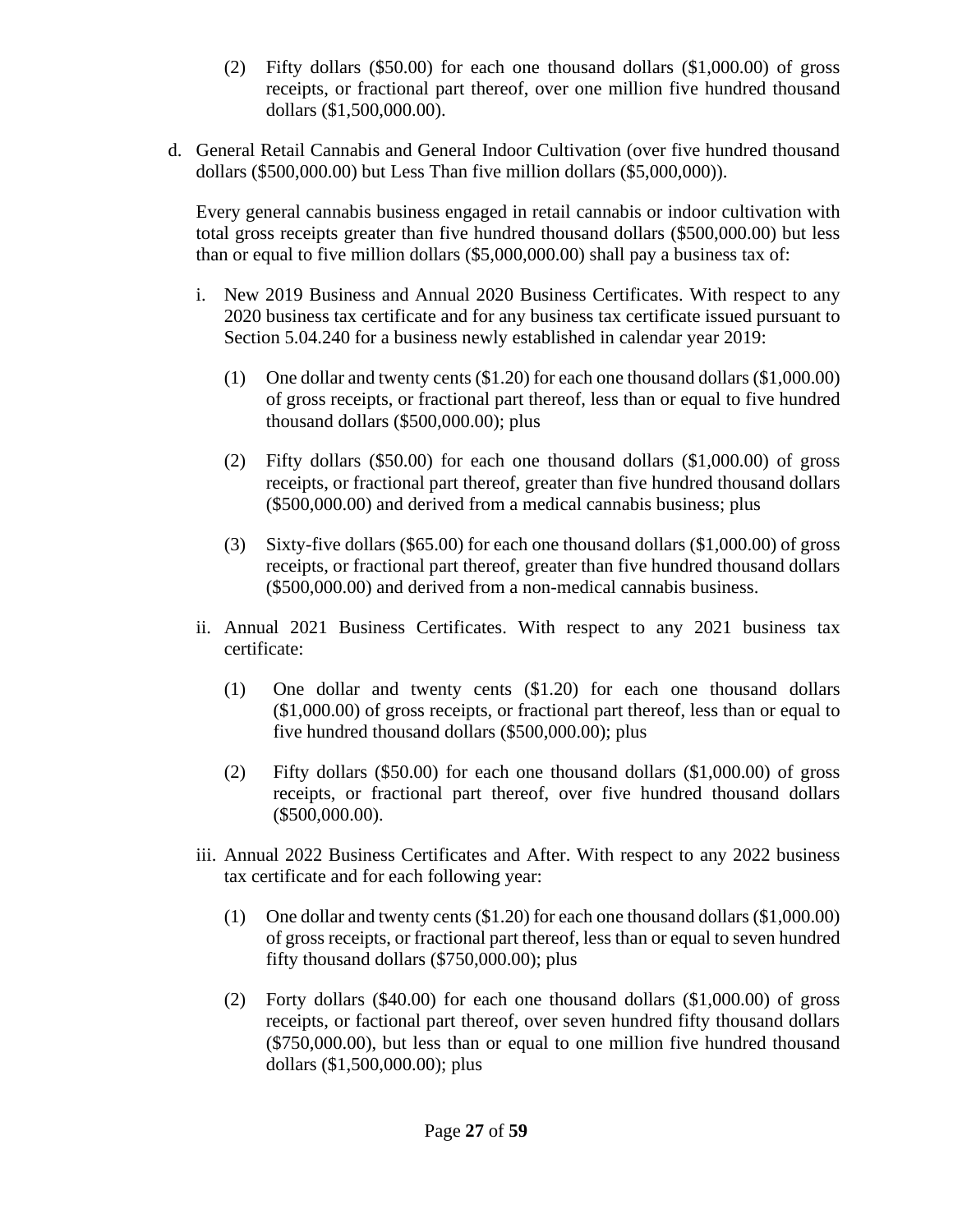(2) Fifty dollars ($50.00) for each one thousand dollars ($1,000.00) of gross receipts, or fractional part thereof, over one million five hundred thousand dollars ($1,500,000.00).

d. General Retail Cannabis and General Indoor Cultivation (over five hundred thousand dollars ($500,000.00) but Less Than five million dollars ($5,000,000)).

Every general cannabis business engaged in retail cannabis or indoor cultivation with total gross receipts greater than five hundred thousand dollars ($500,000.00) but less than or equal to five million dollars ($5,000,000.00) shall pay a business tax of:

i. New 2019 Business and Annual 2020 Business Certificates. With respect to any 2020 business tax certificate and for any business tax certificate issued pursuant to Section 5.04.240 for a business newly established in calendar year 2019:

(1) One dollar and twenty cents ($1.20) for each one thousand dollars ($1,000.00) of gross receipts, or fractional part thereof, less than or equal to five hundred thousand dollars ($500,000.00); plus

(2) Fifty dollars ($50.00) for each one thousand dollars ($1,000.00) of gross receipts, or fractional part thereof, greater than five hundred thousand dollars ($500,000.00) and derived from a medical cannabis business; plus

(3) Sixty-five dollars ($65.00) for each one thousand dollars ($1,000.00) of gross receipts, or fractional part thereof, greater than five hundred thousand dollars ($500,000.00) and derived from a non-medical cannabis business.

ii. Annual 2021 Business Certificates. With respect to any 2021 business tax certificate:

(1) One dollar and twenty cents ($1.20) for each one thousand dollars ($1,000.00) of gross receipts, or fractional part thereof, less than or equal to five hundred thousand dollars ($500,000.00); plus

(2) Fifty dollars ($50.00) for each one thousand dollars ($1,000.00) of gross receipts, or fractional part thereof, over five hundred thousand dollars ($500,000.00).

iii. Annual 2022 Business Certificates and After. With respect to any 2022 business tax certificate and for each following year:

(1) One dollar and twenty cents ($1.20) for each one thousand dollars ($1,000.00) of gross receipts, or fractional part thereof, less than or equal to seven hundred fifty thousand dollars ($750,000.00); plus

(2) Forty dollars ($40.00) for each one thousand dollars ($1,000.00) of gross receipts, or factional part thereof, over seven hundred fifty thousand dollars ($750,000.00), but less than or equal to one million five hundred thousand dollars ($1,500,000.00); plus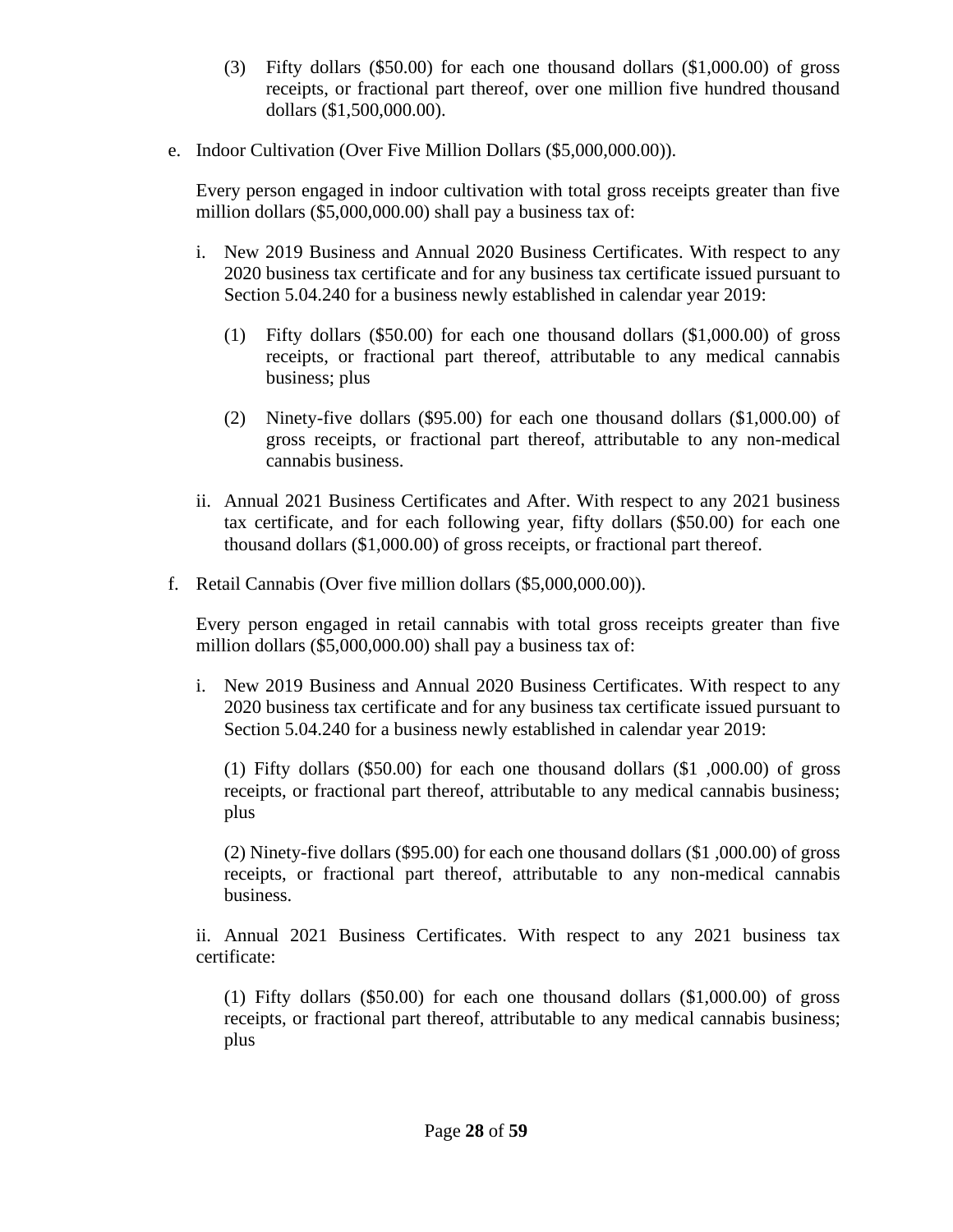(3) Fifty dollars ($50.00) for each one thousand dollars ($1,000.00) of gross receipts, or fractional part thereof, over one million five hundred thousand dollars ($1,500,000.00).

e. Indoor Cultivation (Over Five Million Dollars ($5,000,000.00)).

Every person engaged in indoor cultivation with total gross receipts greater than five million dollars ($5,000,000.00) shall pay a business tax of:

i. New 2019 Business and Annual 2020 Business Certificates. With respect to any 2020 business tax certificate and for any business tax certificate issued pursuant to Section 5.04.240 for a business newly established in calendar year 2019:

(1) Fifty dollars ($50.00) for each one thousand dollars ($1,000.00) of gross receipts, or fractional part thereof, attributable to any medical cannabis business; plus

(2) Ninety-five dollars ($95.00) for each one thousand dollars ($1,000.00) of gross receipts, or fractional part thereof, attributable to any non-medical cannabis business.

ii. Annual 2021 Business Certificates and After. With respect to any 2021 business tax certificate, and for each following year, fifty dollars ($50.00) for each one thousand dollars ($1,000.00) of gross receipts, or fractional part thereof.

f. Retail Cannabis (Over five million dollars ($5,000,000.00)).

Every person engaged in retail cannabis with total gross receipts greater than five million dollars ($5,000,000.00) shall pay a business tax of:

i. New 2019 Business and Annual 2020 Business Certificates. With respect to any 2020 business tax certificate and for any business tax certificate issued pursuant to Section 5.04.240 for a business newly established in calendar year 2019:

(1) Fifty dollars ($50.00) for each one thousand dollars ($1 ,000.00) of gross receipts, or fractional part thereof, attributable to any medical cannabis business; plus

(2) Ninety-five dollars ($95.00) for each one thousand dollars ($1 ,000.00) of gross receipts, or fractional part thereof, attributable to any non-medical cannabis business.

ii. Annual 2021 Business Certificates. With respect to any 2021 business tax certificate:

(1) Fifty dollars ($50.00) for each one thousand dollars ($1,000.00) of gross receipts, or fractional part thereof, attributable to any medical cannabis business; plus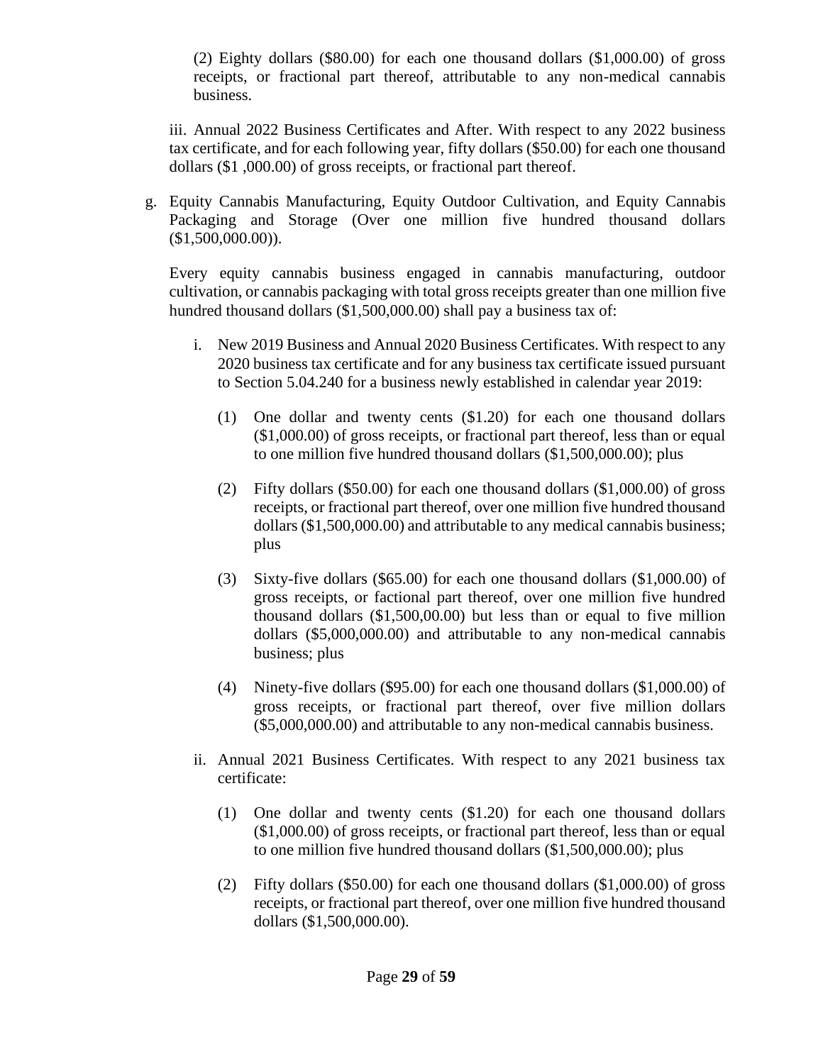(2) Eighty dollars ($80.00) for each one thousand dollars ($1,000.00) of gross receipts, or fractional part thereof, attributable to any non-medical cannabis business.

iii. Annual 2022 Business Certificates and After. With respect to any 2022 business tax certificate, and for each following year, fifty dollars ($50.00) for each one thousand dollars ($1 ,000.00) of gross receipts, or fractional part thereof.

g. Equity Cannabis Manufacturing, Equity Outdoor Cultivation, and Equity Cannabis Packaging and Storage (Over one million five hundred thousand dollars ($1,500,000.00)).

Every equity cannabis business engaged in cannabis manufacturing, outdoor cultivation, or cannabis packaging with total gross receipts greater than one million five hundred thousand dollars ($1,500,000.00) shall pay a business tax of:

i. New 2019 Business and Annual 2020 Business Certificates. With respect to any 2020 business tax certificate and for any business tax certificate issued pursuant to Section 5.04.240 for a business newly established in calendar year 2019:

(1) One dollar and twenty cents ($1.20) for each one thousand dollars ($1,000.00) of gross receipts, or fractional part thereof, less than or equal to one million five hundred thousand dollars ($1,500,000.00); plus

(2) Fifty dollars ($50.00) for each one thousand dollars ($1,000.00) of gross receipts, or fractional part thereof, over one million five hundred thousand dollars ($1,500,000.00) and attributable to any medical cannabis business; plus

(3) Sixty-five dollars ($65.00) for each one thousand dollars ($1,000.00) of gross receipts, or factional part thereof, over one million five hundred thousand dollars ($1,500,00.00) but less than or equal to five million dollars ($5,000,000.00) and attributable to any non-medical cannabis business; plus

(4) Ninety-five dollars ($95.00) for each one thousand dollars ($1,000.00) of gross receipts, or fractional part thereof, over five million dollars ($5,000,000.00) and attributable to any non-medical cannabis business.

ii. Annual 2021 Business Certificates. With respect to any 2021 business tax certificate:

(1) One dollar and twenty cents ($1.20) for each one thousand dollars ($1,000.00) of gross receipts, or fractional part thereof, less than or equal to one million five hundred thousand dollars ($1,500,000.00); plus

(2) Fifty dollars ($50.00) for each one thousand dollars ($1,000.00) of gross receipts, or fractional part thereof, over one million five hundred thousand dollars ($1,500,000.00).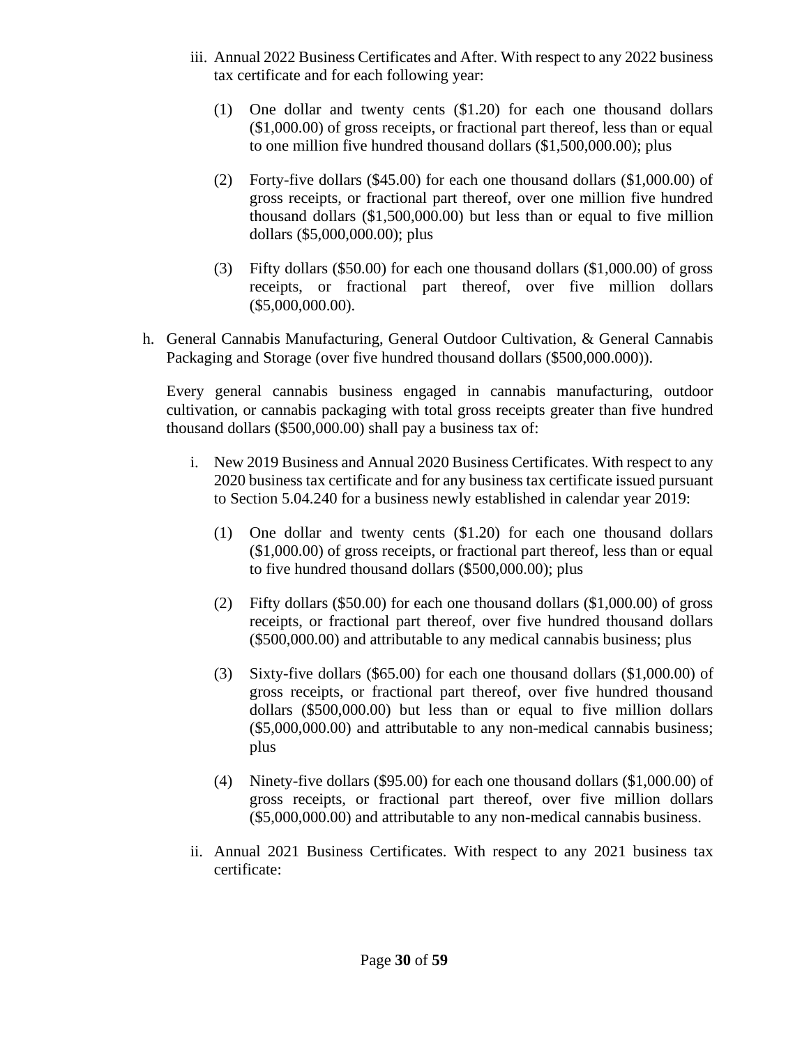iii. Annual 2022 Business Certificates and After. With respect to any 2022 business tax certificate and for each following year:

(1) One dollar and twenty cents ($1.20) for each one thousand dollars ($1,000.00) of gross receipts, or fractional part thereof, less than or equal to one million five hundred thousand dollars ($1,500,000.00); plus

(2) Forty-five dollars ($45.00) for each one thousand dollars ($1,000.00) of gross receipts, or fractional part thereof, over one million five hundred thousand dollars ($1,500,000.00) but less than or equal to five million dollars ($5,000,000.00); plus

(3) Fifty dollars ($50.00) for each one thousand dollars ($1,000.00) of gross receipts, or fractional part thereof, over five million dollars ($5,000,000.00).

h. General Cannabis Manufacturing, General Outdoor Cultivation, & General Cannabis Packaging and Storage (over five hundred thousand dollars ($500,000.000)).

Every general cannabis business engaged in cannabis manufacturing, outdoor cultivation, or cannabis packaging with total gross receipts greater than five hundred thousand dollars ($500,000.00) shall pay a business tax of:

i. New 2019 Business and Annual 2020 Business Certificates. With respect to any 2020 business tax certificate and for any business tax certificate issued pursuant to Section 5.04.240 for a business newly established in calendar year 2019:

(1) One dollar and twenty cents ($1.20) for each one thousand dollars ($1,000.00) of gross receipts, or fractional part thereof, less than or equal to five hundred thousand dollars ($500,000.00); plus

(2) Fifty dollars ($50.00) for each one thousand dollars ($1,000.00) of gross receipts, or fractional part thereof, over five hundred thousand dollars ($500,000.00) and attributable to any medical cannabis business; plus

(3) Sixty-five dollars ($65.00) for each one thousand dollars ($1,000.00) of gross receipts, or fractional part thereof, over five hundred thousand dollars ($500,000.00) but less than or equal to five million dollars ($5,000,000.00) and attributable to any non-medical cannabis business; plus

(4) Ninety-five dollars ($95.00) for each one thousand dollars ($1,000.00) of gross receipts, or fractional part thereof, over five million dollars ($5,000,000.00) and attributable to any non-medical cannabis business.

ii. Annual 2021 Business Certificates. With respect to any 2021 business tax certificate: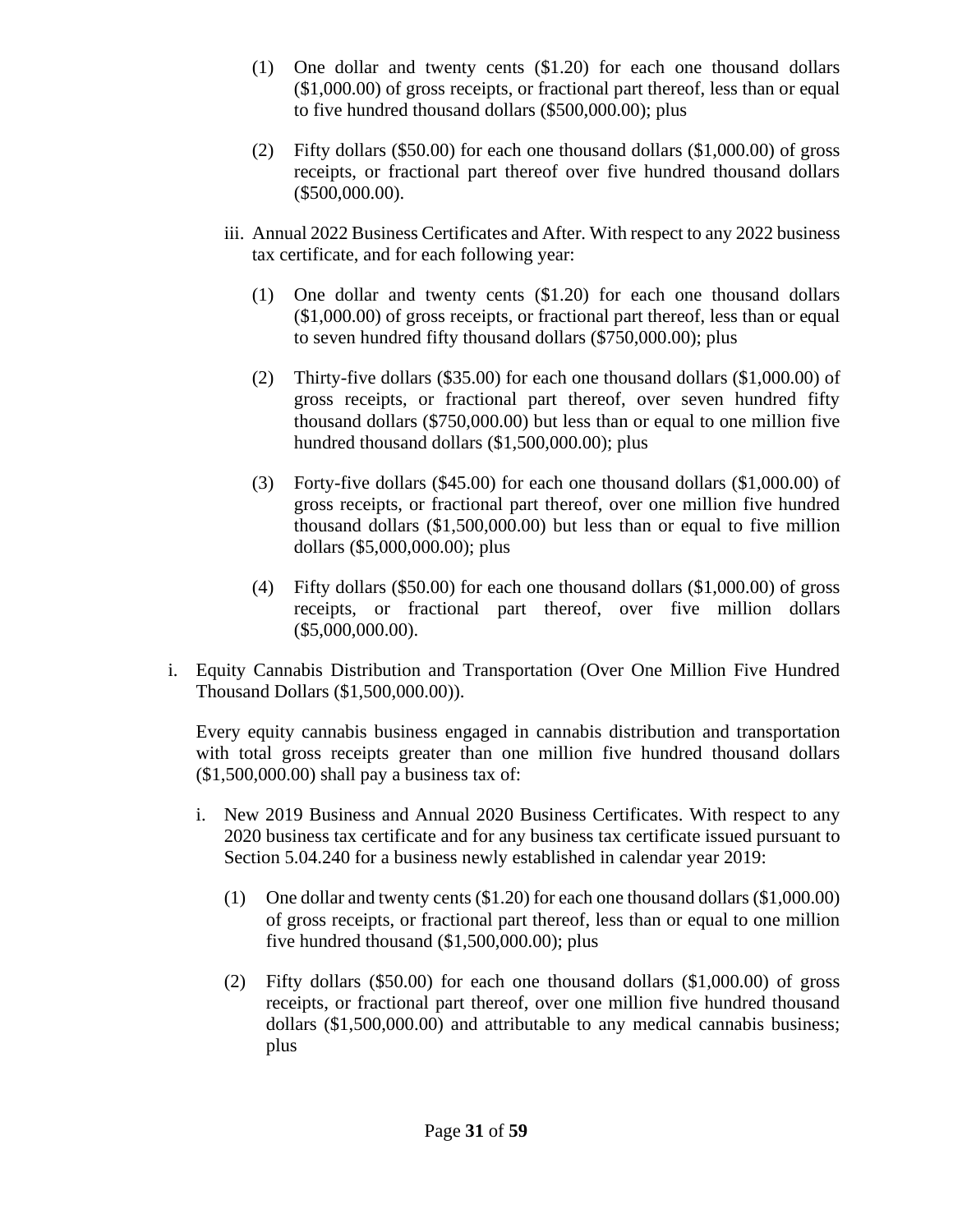(1) One dollar and twenty cents ($1.20) for each one thousand dollars ($1,000.00) of gross receipts, or fractional part thereof, less than or equal to five hundred thousand dollars ($500,000.00); plus

(2) Fifty dollars ($50.00) for each one thousand dollars ($1,000.00) of gross receipts, or fractional part thereof over five hundred thousand dollars ($500,000.00).

iii. Annual 2022 Business Certificates and After. With respect to any 2022 business tax certificate, and for each following year:

(1) One dollar and twenty cents ($1.20) for each one thousand dollars ($1,000.00) of gross receipts, or fractional part thereof, less than or equal to seven hundred fifty thousand dollars ($750,000.00); plus

(2) Thirty-five dollars ($35.00) for each one thousand dollars ($1,000.00) of gross receipts, or fractional part thereof, over seven hundred fifty thousand dollars ($750,000.00) but less than or equal to one million five hundred thousand dollars ($1,500,000.00); plus

(3) Forty-five dollars ($45.00) for each one thousand dollars ($1,000.00) of gross receipts, or fractional part thereof, over one million five hundred thousand dollars ($1,500,000.00) but less than or equal to five million dollars ($5,000,000.00); plus

(4) Fifty dollars ($50.00) for each one thousand dollars ($1,000.00) of gross receipts, or fractional part thereof, over five million dollars ($5,000,000.00).

i. Equity Cannabis Distribution and Transportation (Over One Million Five Hundred Thousand Dollars ($1,500,000.00)).

Every equity cannabis business engaged in cannabis distribution and transportation with total gross receipts greater than one million five hundred thousand dollars ($1,500,000.00) shall pay a business tax of:

i. New 2019 Business and Annual 2020 Business Certificates. With respect to any 2020 business tax certificate and for any business tax certificate issued pursuant to Section 5.04.240 for a business newly established in calendar year 2019:

(1) One dollar and twenty cents ($1.20) for each one thousand dollars ($1,000.00) of gross receipts, or fractional part thereof, less than or equal to one million five hundred thousand ($1,500,000.00); plus

(2) Fifty dollars ($50.00) for each one thousand dollars ($1,000.00) of gross receipts, or fractional part thereof, over one million five hundred thousand dollars ($1,500,000.00) and attributable to any medical cannabis business; plus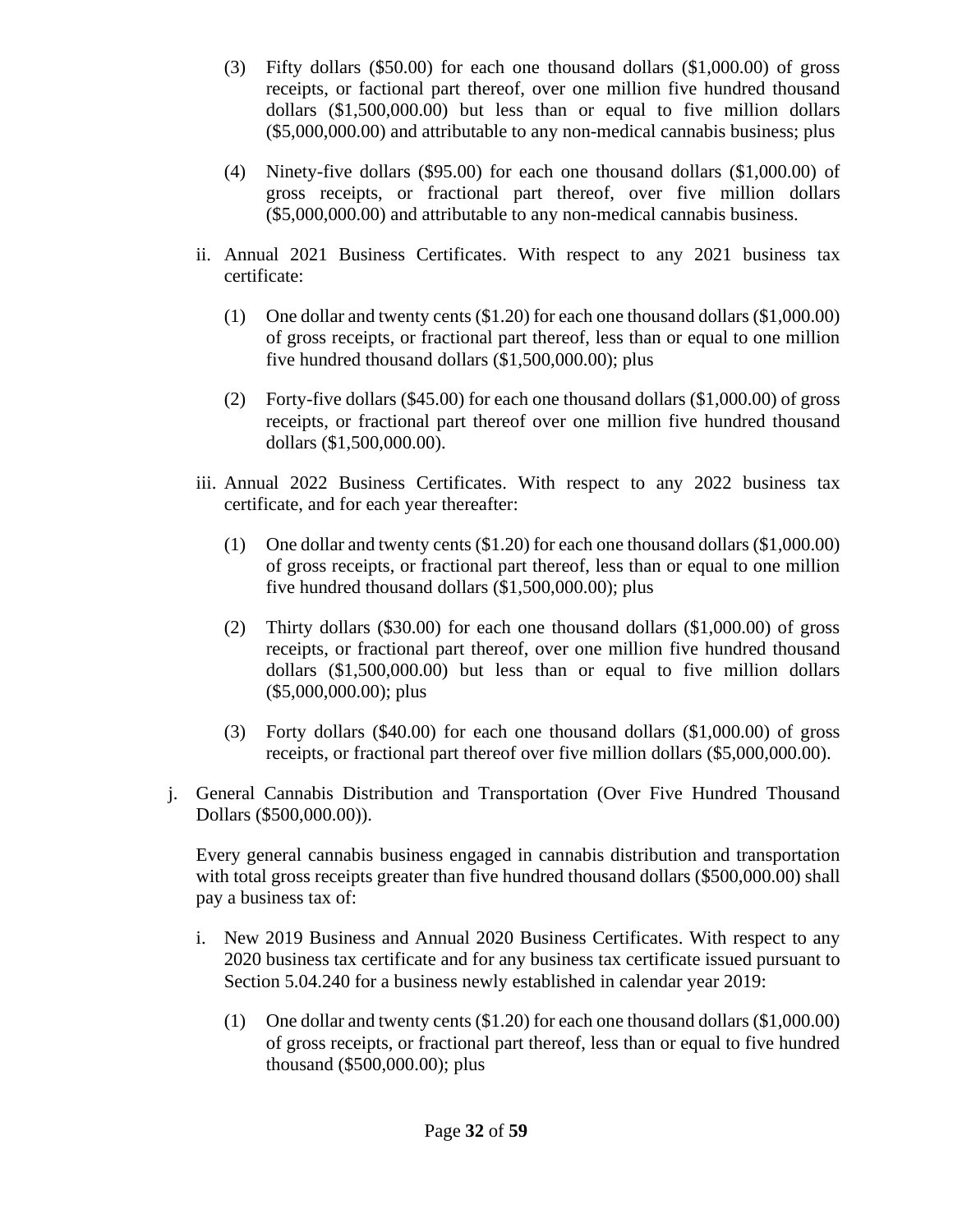(3) Fifty dollars ($50.00) for each one thousand dollars ($1,000.00) of gross receipts, or factional part thereof, over one million five hundred thousand dollars ($1,500,000.00) but less than or equal to five million dollars ($5,000,000.00) and attributable to any non-medical cannabis business; plus

(4) Ninety-five dollars ($95.00) for each one thousand dollars ($1,000.00) of gross receipts, or fractional part thereof, over five million dollars ($5,000,000.00) and attributable to any non-medical cannabis business.

ii. Annual 2021 Business Certificates. With respect to any 2021 business tax certificate:

(1) One dollar and twenty cents ($1.20) for each one thousand dollars ($1,000.00) of gross receipts, or fractional part thereof, less than or equal to one million five hundred thousand dollars ($1,500,000.00); plus

(2) Forty-five dollars ($45.00) for each one thousand dollars ($1,000.00) of gross receipts, or fractional part thereof over one million five hundred thousand dollars ($1,500,000.00).

iii. Annual 2022 Business Certificates. With respect to any 2022 business tax certificate, and for each year thereafter:

(1) One dollar and twenty cents ($1.20) for each one thousand dollars ($1,000.00) of gross receipts, or fractional part thereof, less than or equal to one million five hundred thousand dollars ($1,500,000.00); plus

(2) Thirty dollars ($30.00) for each one thousand dollars ($1,000.00) of gross receipts, or fractional part thereof, over one million five hundred thousand dollars ($1,500,000.00) but less than or equal to five million dollars ($5,000,000.00); plus

(3) Forty dollars ($40.00) for each one thousand dollars ($1,000.00) of gross receipts, or fractional part thereof over five million dollars ($5,000,000.00).

j. General Cannabis Distribution and Transportation (Over Five Hundred Thousand Dollars ($500,000.00)).

Every general cannabis business engaged in cannabis distribution and transportation with total gross receipts greater than five hundred thousand dollars ($500,000.00) shall pay a business tax of:

i. New 2019 Business and Annual 2020 Business Certificates. With respect to any 2020 business tax certificate and for any business tax certificate issued pursuant to Section 5.04.240 for a business newly established in calendar year 2019:

(1) One dollar and twenty cents ($1.20) for each one thousand dollars ($1,000.00) of gross receipts, or fractional part thereof, less than or equal to five hundred thousand ($500,000.00); plus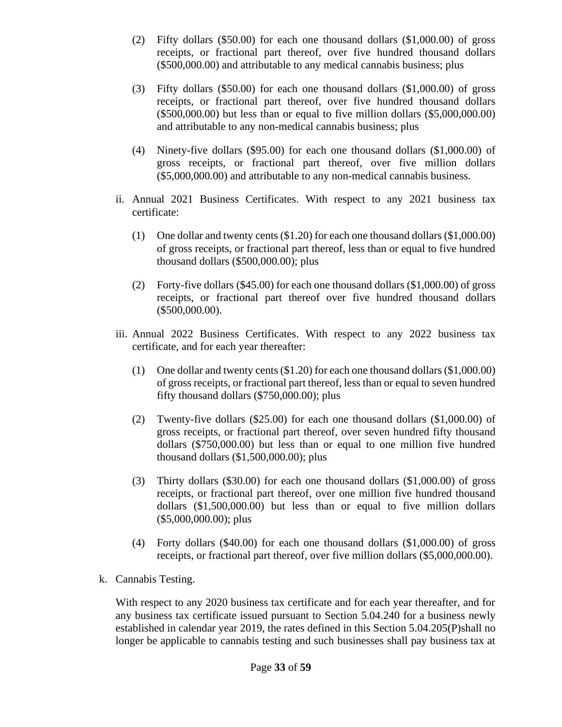(2) Fifty dollars ($50.00) for each one thousand dollars ($1,000.00) of gross receipts, or fractional part thereof, over five hundred thousand dollars ($500,000.00) and attributable to any medical cannabis business; plus

(3) Fifty dollars ($50.00) for each one thousand dollars ($1,000.00) of gross receipts, or fractional part thereof, over five hundred thousand dollars ($500,000.00) but less than or equal to five million dollars ($5,000,000.00) and attributable to any non-medical cannabis business; plus

(4) Ninety-five dollars ($95.00) for each one thousand dollars ($1,000.00) of gross receipts, or fractional part thereof, over five million dollars ($5,000,000.00) and attributable to any non-medical cannabis business.

ii. Annual 2021 Business Certificates. With respect to any 2021 business tax certificate:

(1) One dollar and twenty cents ($1.20) for each one thousand dollars ($1,000.00) of gross receipts, or fractional part thereof, less than or equal to five hundred thousand dollars ($500,000.00); plus

(2) Forty-five dollars ($45.00) for each one thousand dollars ($1,000.00) of gross receipts, or fractional part thereof over five hundred thousand dollars ($500,000.00).

iii. Annual 2022 Business Certificates. With respect to any 2022 business tax certificate, and for each year thereafter:

(1) One dollar and twenty cents ($1.20) for each one thousand dollars ($1,000.00) of gross receipts, or fractional part thereof, less than or equal to seven hundred fifty thousand dollars ($750,000.00); plus

(2) Twenty-five dollars ($25.00) for each one thousand dollars ($1,000.00) of gross receipts, or fractional part thereof, over seven hundred fifty thousand dollars ($750,000.00) but less than or equal to one million five hundred thousand dollars ($1,500,000.00); plus

(3) Thirty dollars ($30.00) for each one thousand dollars ($1,000.00) of gross receipts, or fractional part thereof, over one million five hundred thousand dollars ($1,500,000.00) but less than or equal to five million dollars ($5,000,000.00); plus

(4) Forty dollars ($40.00) for each one thousand dollars ($1,000.00) of gross receipts, or fractional part thereof, over five million dollars ($5,000,000.00).

k. Cannabis Testing.

With respect to any 2020 business tax certificate and for each year thereafter, and for any business tax certificate issued pursuant to Section 5.04.240 for a business newly established in calendar year 2019, the rates defined in this Section 5.04.205(P)shall no longer be applicable to cannabis testing and such businesses shall pay business tax at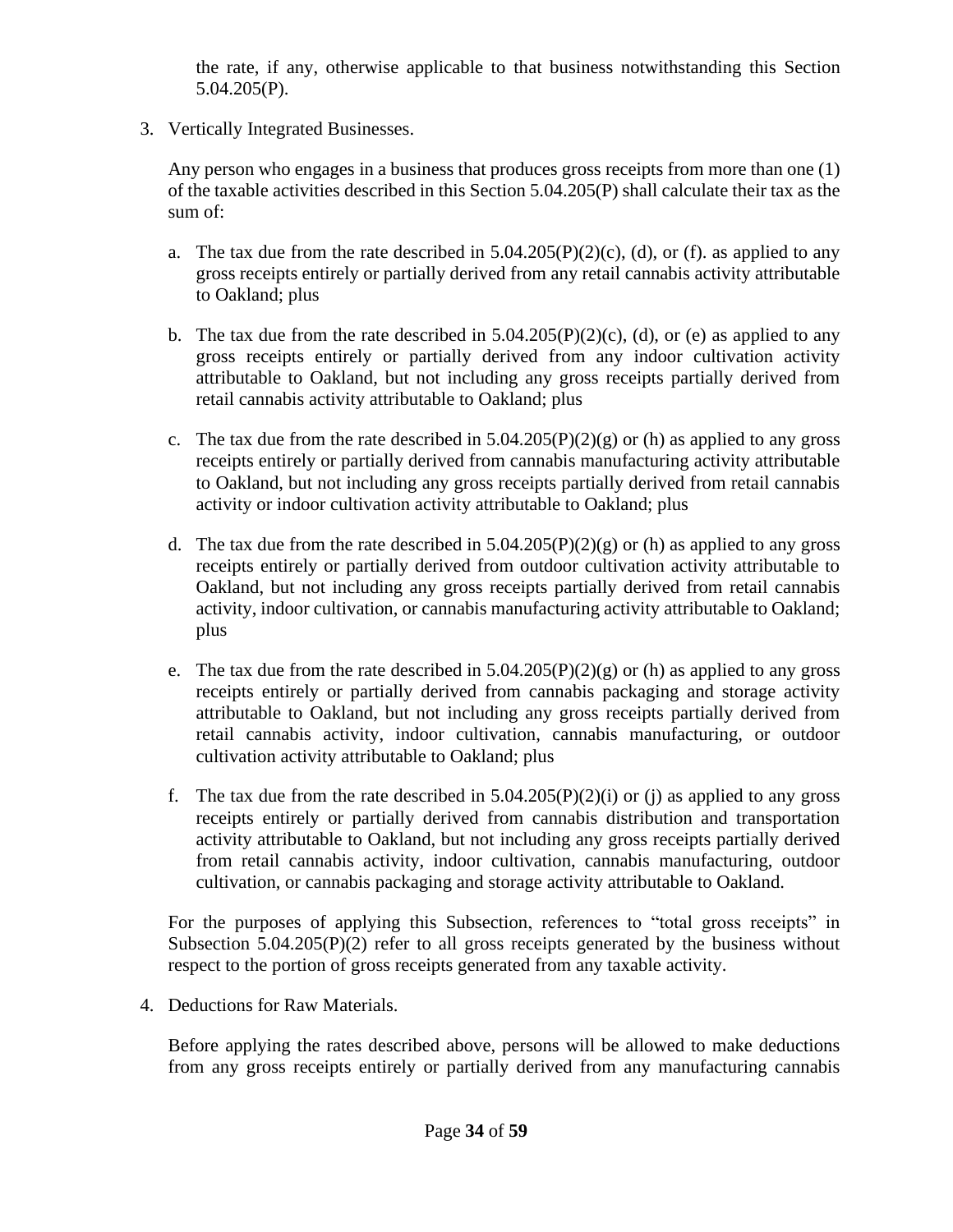the rate, if any, otherwise applicable to that business notwithstanding this Section 5.04.205(P).

3. Vertically Integrated Businesses.

   Any person who engages in a business that produces gross receipts from more than one (1) of the taxable activities described in this Section 5.04.205(P) shall calculate their tax as the sum of:

   a. The tax due from the rate described in 5.04.205(P)(2)(c), (d), or (f). as applied to any gross receipts entirely or partially derived from any retail cannabis activity attributable to Oakland; plus

   b. The tax due from the rate described in 5.04.205(P)(2)(c), (d), or (e) as applied to any gross receipts entirely or partially derived from any indoor cultivation activity attributable to Oakland, but not including any gross receipts partially derived from retail cannabis activity attributable to Oakland; plus

   c. The tax due from the rate described in 5.04.205(P)(2)(g) or (h) as applied to any gross receipts entirely or partially derived from cannabis manufacturing activity attributable to Oakland, but not including any gross receipts partially derived from retail cannabis activity or indoor cultivation activity attributable to Oakland; plus

   d. The tax due from the rate described in 5.04.205(P)(2)(g) or (h) as applied to any gross receipts entirely or partially derived from outdoor cultivation activity attributable to Oakland, but not including any gross receipts partially derived from retail cannabis activity, indoor cultivation, or cannabis manufacturing activity attributable to Oakland; plus

   e. The tax due from the rate described in 5.04.205(P)(2)(g) or (h) as applied to any gross receipts entirely or partially derived from cannabis packaging and storage activity attributable to Oakland, but not including any gross receipts partially derived from retail cannabis activity, indoor cultivation, cannabis manufacturing, or outdoor cultivation activity attributable to Oakland; plus

   f. The tax due from the rate described in 5.04.205(P)(2)(i) or (j) as applied to any gross receipts entirely or partially derived from cannabis distribution and transportation activity attributable to Oakland, but not including any gross receipts partially derived from retail cannabis activity, indoor cultivation, cannabis manufacturing, outdoor cultivation, or cannabis packaging and storage activity attributable to Oakland.

   For the purposes of applying this Subsection, references to "total gross receipts" in Subsection 5.04.205(P)(2) refer to all gross receipts generated by the business without respect to the portion of gross receipts generated from any taxable activity.

4. Deductions for Raw Materials.

   Before applying the rates described above, persons will be allowed to make deductions from any gross receipts entirely or partially derived from any manufacturing cannabis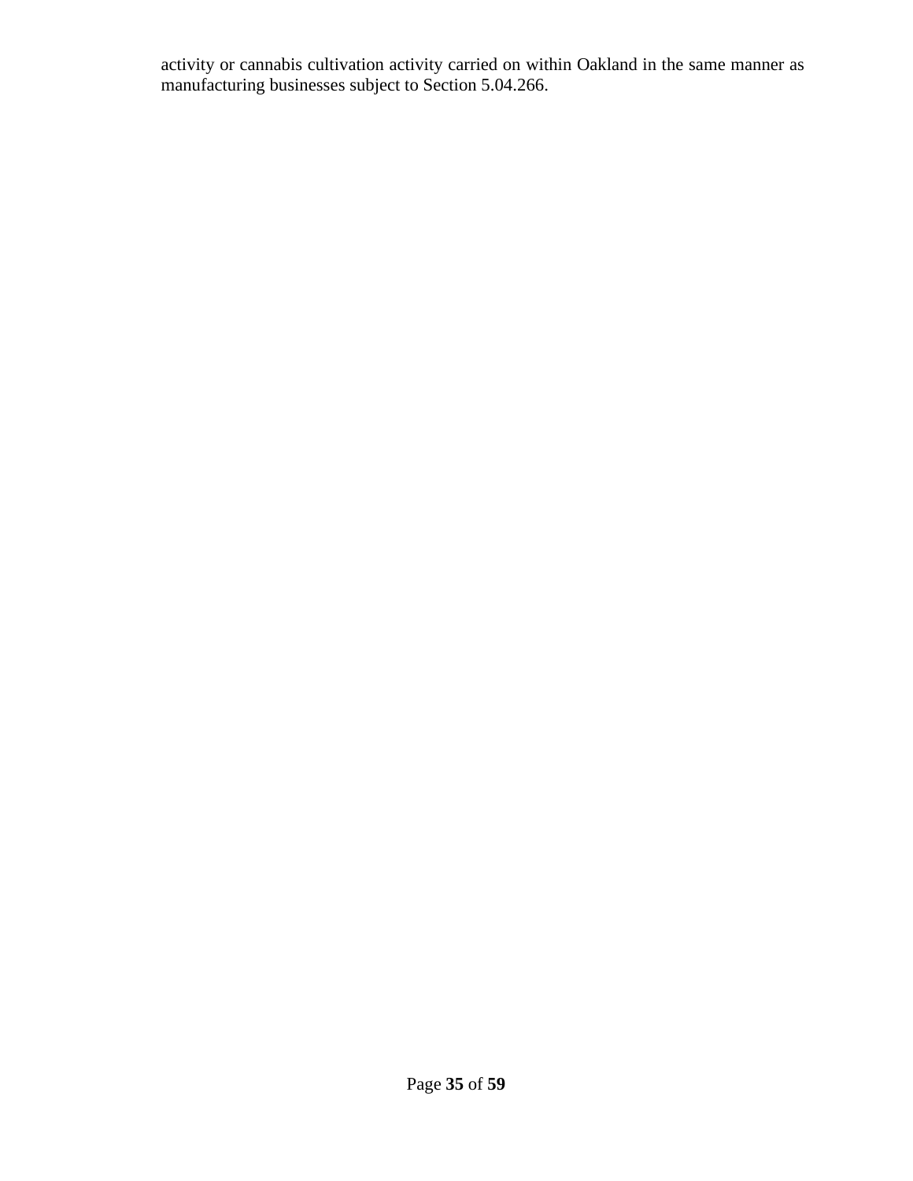activity or cannabis cultivation activity carried on within Oakland in the same manner as manufacturing businesses subject to Section 5.04.266.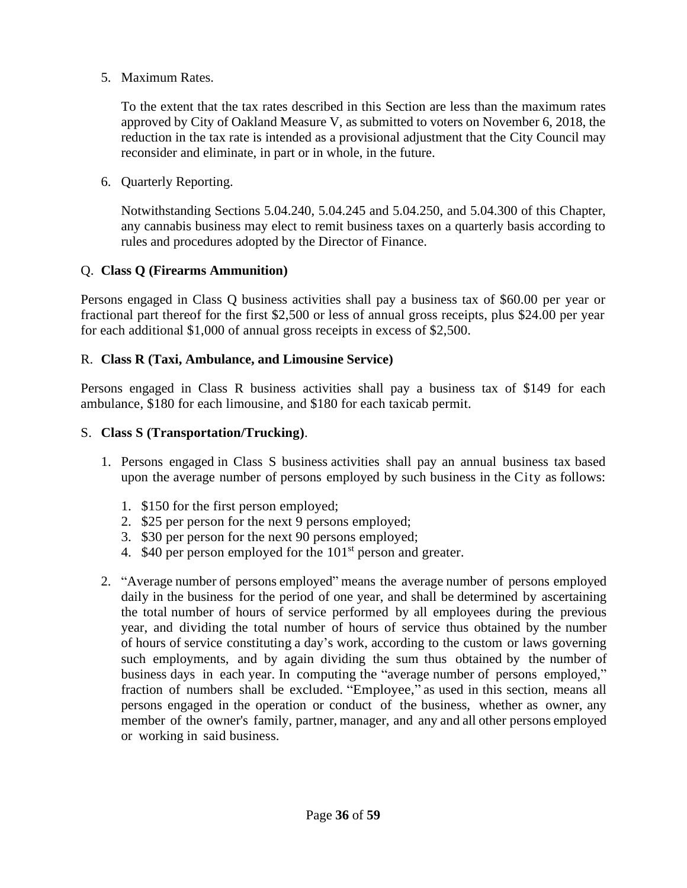5. Maximum Rates.

   To the extent that the tax rates described in this Section are less than the maximum rates approved by City of Oakland Measure V, as submitted to voters on November 6, 2018, the reduction in the tax rate is intended as a provisional adjustment that the City Council may reconsider and eliminate, in part or in whole, in the future.

6. Quarterly Reporting.

   Notwithstanding Sections 5.04.240, 5.04.245 and 5.04.250, and 5.04.300 of this Chapter, any cannabis business may elect to remit business taxes on a quarterly basis according to rules and procedures adopted by the Director of Finance.

Q. **Class Q (Firearms Ammunition)**

Persons engaged in Class Q business activities shall pay a business tax of $60.00 per year or fractional part thereof for the first $2,500 or less of annual gross receipts, plus $24.00 per year for each additional $1,000 of annual gross receipts in excess of $2,500.

R. **Class R (Taxi, Ambulance, and Limousine Service)**

Persons engaged in Class R business activities shall pay a business tax of $149 for each ambulance, $180 for each limousine, and $180 for each taxicab permit.

S. **Class S (Transportation/Trucking)**.

1. Persons engaged in Class S business activities shall pay an annual business tax based upon the average number of persons employed by such business in the City as follows:

   1. $150 for the first person employed;
   2. $25 per person for the next 9 persons employed;
   3. $30 per person for the next 90 persons employed;
   4. $40 per person employed for the 101st person and greater.

2. "Average number of persons employed" means the average number of persons employed daily in the business for the period of one year, and shall be determined by ascertaining the total number of hours of service performed by all employees during the previous year, and dividing the total number of hours of service thus obtained by the number of hours of service constituting a day's work, according to the custom or laws governing such employments, and by again dividing the sum thus obtained by the number of business days in each year. In computing the "average number of persons employed," fraction of numbers shall be excluded. "Employee," as used in this section, means all persons engaged in the operation or conduct of the business, whether as owner, any member of the owner's family, partner, manager, and any and all other persons employed or working in said business.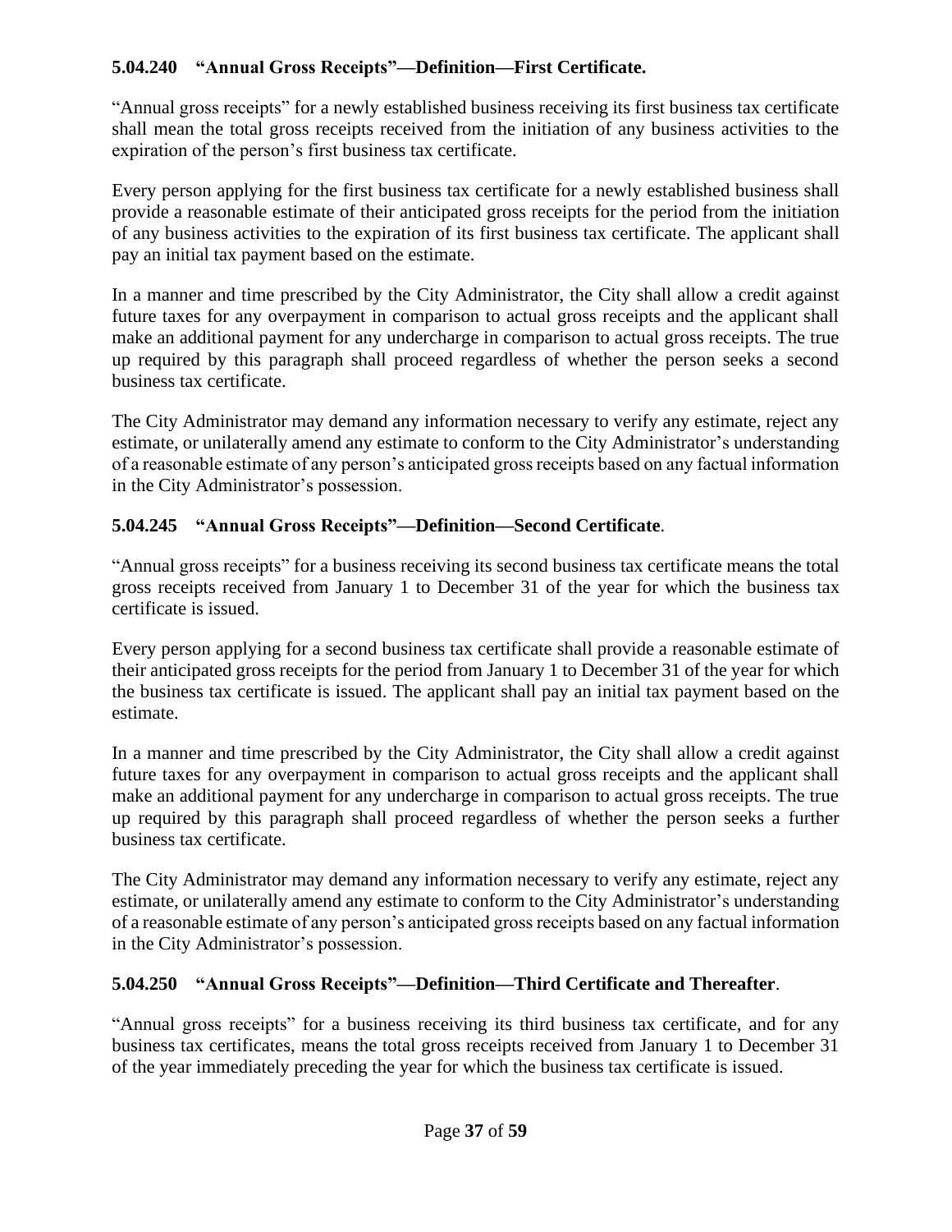### 5.04.240 "Annual Gross Receipts"—Definition—First Certificate.

"Annual gross receipts" for a newly established business receiving its first business tax certificate shall mean the total gross receipts received from the initiation of any business activities to the expiration of the person's first business tax certificate.

Every person applying for the first business tax certificate for a newly established business shall provide a reasonable estimate of their anticipated gross receipts for the period from the initiation of any business activities to the expiration of its first business tax certificate. The applicant shall pay an initial tax payment based on the estimate.

In a manner and time prescribed by the City Administrator, the City shall allow a credit against future taxes for any overpayment in comparison to actual gross receipts and the applicant shall make an additional payment for any undercharge in comparison to actual gross receipts. The true up required by this paragraph shall proceed regardless of whether the person seeks a second business tax certificate.

The City Administrator may demand any information necessary to verify any estimate, reject any estimate, or unilaterally amend any estimate to conform to the City Administrator's understanding of a reasonable estimate of any person's anticipated gross receipts based on any factual information in the City Administrator's possession.

### 5.04.245 "Annual Gross Receipts"—Definition—Second Certificate.

"Annual gross receipts" for a business receiving its second business tax certificate means the total gross receipts received from January 1 to December 31 of the year for which the business tax certificate is issued.

Every person applying for a second business tax certificate shall provide a reasonable estimate of their anticipated gross receipts for the period from January 1 to December 31 of the year for which the business tax certificate is issued. The applicant shall pay an initial tax payment based on the estimate.

In a manner and time prescribed by the City Administrator, the City shall allow a credit against future taxes for any overpayment in comparison to actual gross receipts and the applicant shall make an additional payment for any undercharge in comparison to actual gross receipts. The true up required by this paragraph shall proceed regardless of whether the person seeks a further business tax certificate.

The City Administrator may demand any information necessary to verify any estimate, reject any estimate, or unilaterally amend any estimate to conform to the City Administrator's understanding of a reasonable estimate of any person's anticipated gross receipts based on any factual information in the City Administrator's possession.

### 5.04.250 "Annual Gross Receipts"—Definition—Third Certificate and Thereafter.

"Annual gross receipts" for a business receiving its third business tax certificate, and for any business tax certificates, means the total gross receipts received from January 1 to December 31 of the year immediately preceding the year for which the business tax certificate is issued.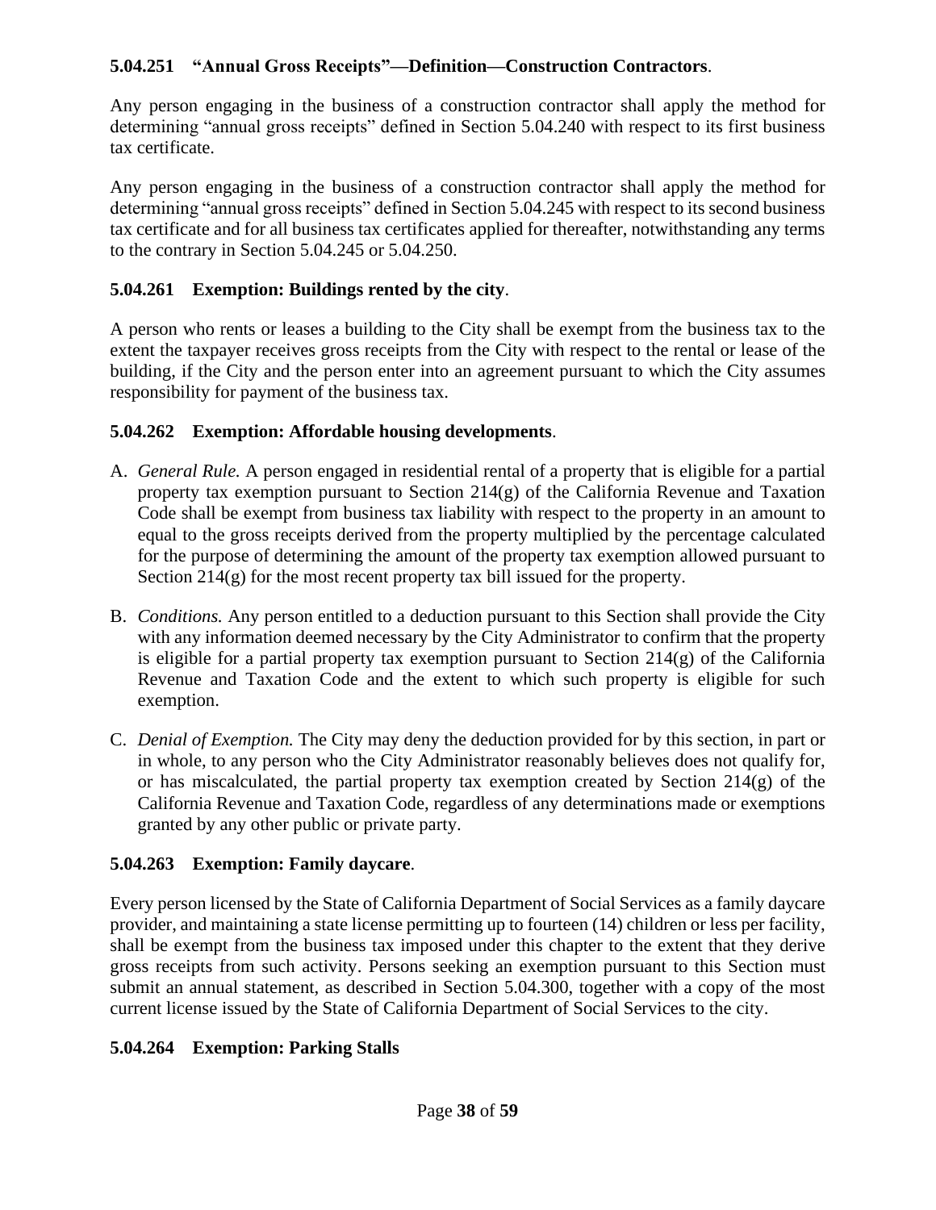### 5.04.251 "Annual Gross Receipts"—Definition—Construction Contractors.

Any person engaging in the business of a construction contractor shall apply the method for determining "annual gross receipts" defined in Section 5.04.240 with respect to its first business tax certificate.

Any person engaging in the business of a construction contractor shall apply the method for determining "annual gross receipts" defined in Section 5.04.245 with respect to its second business tax certificate and for all business tax certificates applied for thereafter, notwithstanding any terms to the contrary in Section 5.04.245 or 5.04.250.

### 5.04.261 Exemption: Buildings rented by the city.

A person who rents or leases a building to the City shall be exempt from the business tax to the extent the taxpayer receives gross receipts from the City with respect to the rental or lease of the building, if the City and the person enter into an agreement pursuant to which the City assumes responsibility for payment of the business tax.

### 5.04.262 Exemption: Affordable housing developments.

A. *General Rule.* A person engaged in residential rental of a property that is eligible for a partial property tax exemption pursuant to Section 214(g) of the California Revenue and Taxation Code shall be exempt from business tax liability with respect to the property in an amount to equal to the gross receipts derived from the property multiplied by the percentage calculated for the purpose of determining the amount of the property tax exemption allowed pursuant to Section 214(g) for the most recent property tax bill issued for the property.

B. *Conditions.* Any person entitled to a deduction pursuant to this Section shall provide the City with any information deemed necessary by the City Administrator to confirm that the property is eligible for a partial property tax exemption pursuant to Section 214(g) of the California Revenue and Taxation Code and the extent to which such property is eligible for such exemption.

C. *Denial of Exemption.* The City may deny the deduction provided for by this section, in part or in whole, to any person who the City Administrator reasonably believes does not qualify for, or has miscalculated, the partial property tax exemption created by Section 214(g) of the California Revenue and Taxation Code, regardless of any determinations made or exemptions granted by any other public or private party.

### 5.04.263 Exemption: Family daycare.

Every person licensed by the State of California Department of Social Services as a family daycare provider, and maintaining a state license permitting up to fourteen (14) children or less per facility, shall be exempt from the business tax imposed under this chapter to the extent that they derive gross receipts from such activity. Persons seeking an exemption pursuant to this Section must submit an annual statement, as described in Section 5.04.300, together with a copy of the most current license issued by the State of California Department of Social Services to the city.

### 5.04.264 Exemption: Parking Stalls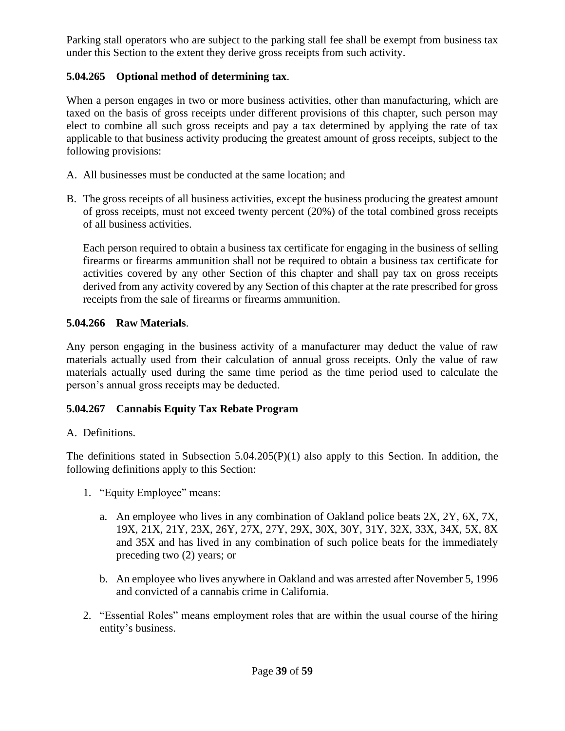Parking stall operators who are subject to the parking stall fee shall be exempt from business tax under this Section to the extent they derive gross receipts from such activity.

**5.04.265 Optional method of determining tax**.

When a person engages in two or more business activities, other than manufacturing, which are taxed on the basis of gross receipts under different provisions of this chapter, such person may elect to combine all such gross receipts and pay a tax determined by applying the rate of tax applicable to that business activity producing the greatest amount of gross receipts, subject to the following provisions:

A. All businesses must be conducted at the same location; and

B. The gross receipts of all business activities, except the business producing the greatest amount of gross receipts, must not exceed twenty percent (20%) of the total combined gross receipts of all business activities.

   Each person required to obtain a business tax certificate for engaging in the business of selling firearms or firearms ammunition shall not be required to obtain a business tax certificate for activities covered by any other Section of this chapter and shall pay tax on gross receipts derived from any activity covered by any Section of this chapter at the rate prescribed for gross receipts from the sale of firearms or firearms ammunition.

**5.04.266 Raw Materials**.

Any person engaging in the business activity of a manufacturer may deduct the value of raw materials actually used from their calculation of annual gross receipts. Only the value of raw materials actually used during the same time period as the time period used to calculate the person's annual gross receipts may be deducted.

**5.04.267 Cannabis Equity Tax Rebate Program**

A. Definitions.

The definitions stated in Subsection 5.04.205(P)(1) also apply to this Section. In addition, the following definitions apply to this Section:

1. "Equity Employee" means:

   a. An employee who lives in any combination of Oakland police beats 2X, 2Y, 6X, 7X, 19X, 21X, 21Y, 23X, 26Y, 27X, 27Y, 29X, 30X, 30Y, 31Y, 32X, 33X, 34X, 5X, 8X and 35X and has lived in any combination of such police beats for the immediately preceding two (2) years; or

   b. An employee who lives anywhere in Oakland and was arrested after November 5, 1996 and convicted of a cannabis crime in California.

2. "Essential Roles" means employment roles that are within the usual course of the hiring entity's business.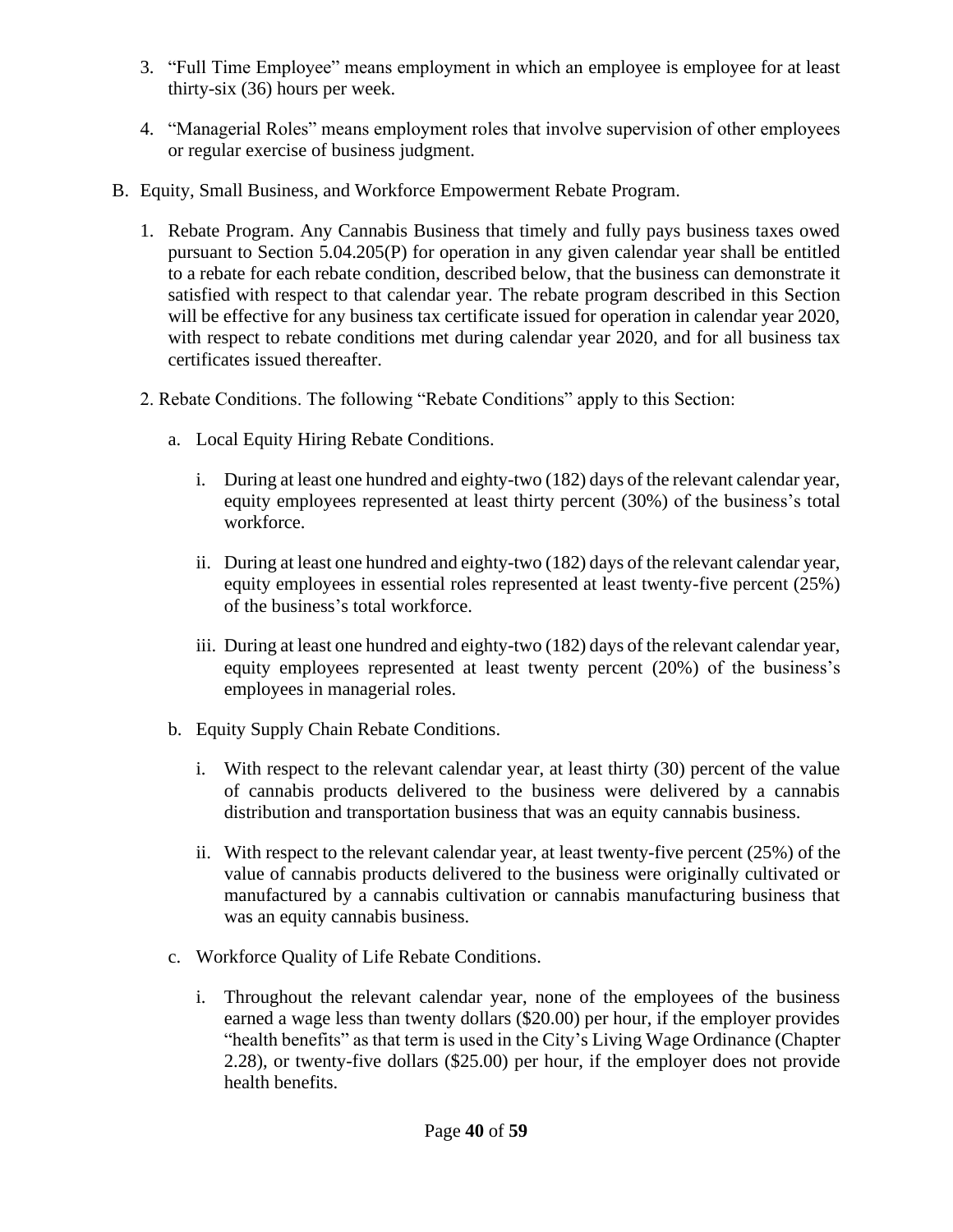3. "Full Time Employee" means employment in which an employee is employee for at least thirty-six (36) hours per week.

4. "Managerial Roles" means employment roles that involve supervision of other employees or regular exercise of business judgment.

B. Equity, Small Business, and Workforce Empowerment Rebate Program.

   1. Rebate Program. Any Cannabis Business that timely and fully pays business taxes owed pursuant to Section 5.04.205(P) for operation in any given calendar year shall be entitled to a rebate for each rebate condition, described below, that the business can demonstrate it satisfied with respect to that calendar year. The rebate program described in this Section will be effective for any business tax certificate issued for operation in calendar year 2020, with respect to rebate conditions met during calendar year 2020, and for all business tax certificates issued thereafter.

   2. Rebate Conditions. The following "Rebate Conditions" apply to this Section:

      a. Local Equity Hiring Rebate Conditions.

         i. During at least one hundred and eighty-two (182) days of the relevant calendar year, equity employees represented at least thirty percent (30%) of the business's total workforce.

         ii. During at least one hundred and eighty-two (182) days of the relevant calendar year, equity employees in essential roles represented at least twenty-five percent (25%) of the business's total workforce.

         iii. During at least one hundred and eighty-two (182) days of the relevant calendar year, equity employees represented at least twenty percent (20%) of the business's employees in managerial roles.

      b. Equity Supply Chain Rebate Conditions.

         i. With respect to the relevant calendar year, at least thirty (30) percent of the value of cannabis products delivered to the business were delivered by a cannabis distribution and transportation business that was an equity cannabis business.

         ii. With respect to the relevant calendar year, at least twenty-five percent (25%) of the value of cannabis products delivered to the business were originally cultivated or manufactured by a cannabis cultivation or cannabis manufacturing business that was an equity cannabis business.

      c. Workforce Quality of Life Rebate Conditions.

         i. Throughout the relevant calendar year, none of the employees of the business earned a wage less than twenty dollars ($20.00) per hour, if the employer provides "health benefits" as that term is used in the City's Living Wage Ordinance (Chapter 2.28), or twenty-five dollars ($25.00) per hour, if the employer does not provide health benefits.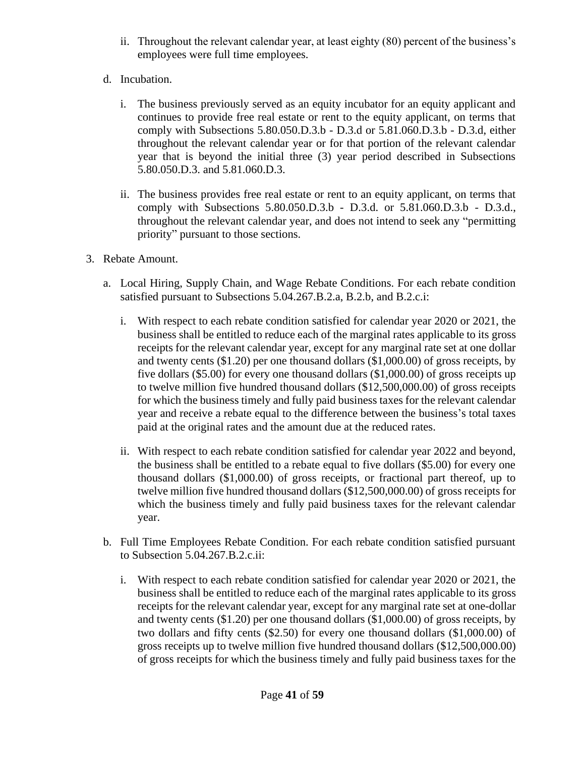ii. Throughout the relevant calendar year, at least eighty (80) percent of the business's employees were full time employees.

 d. Incubation.

  i. The business previously served as an equity incubator for an equity applicant and continues to provide free real estate or rent to the equity applicant, on terms that comply with Subsections 5.80.050.D.3.b - D.3.d or 5.81.060.D.3.b - D.3.d, either throughout the relevant calendar year or for that portion of the relevant calendar year that is beyond the initial three (3) year period described in Subsections 5.80.050.D.3. and 5.81.060.D.3.

  ii. The business provides free real estate or rent to an equity applicant, on terms that comply with Subsections 5.80.050.D.3.b - D.3.d. or 5.81.060.D.3.b - D.3.d., throughout the relevant calendar year, and does not intend to seek any "permitting priority" pursuant to those sections.

3. Rebate Amount.

 a. Local Hiring, Supply Chain, and Wage Rebate Conditions. For each rebate condition satisfied pursuant to Subsections 5.04.267.B.2.a, B.2.b, and B.2.c.i:

  i. With respect to each rebate condition satisfied for calendar year 2020 or 2021, the business shall be entitled to reduce each of the marginal rates applicable to its gross receipts for the relevant calendar year, except for any marginal rate set at one dollar and twenty cents ($1.20) per one thousand dollars ($1,000.00) of gross receipts, by five dollars ($5.00) for every one thousand dollars ($1,000.00) of gross receipts up to twelve million five hundred thousand dollars ($12,500,000.00) of gross receipts for which the business timely and fully paid business taxes for the relevant calendar year and receive a rebate equal to the difference between the business's total taxes paid at the original rates and the amount due at the reduced rates.

  ii. With respect to each rebate condition satisfied for calendar year 2022 and beyond, the business shall be entitled to a rebate equal to five dollars ($5.00) for every one thousand dollars ($1,000.00) of gross receipts, or fractional part thereof, up to twelve million five hundred thousand dollars ($12,500,000.00) of gross receipts for which the business timely and fully paid business taxes for the relevant calendar year.

 b. Full Time Employees Rebate Condition. For each rebate condition satisfied pursuant to Subsection 5.04.267.B.2.c.ii:

  i. With respect to each rebate condition satisfied for calendar year 2020 or 2021, the business shall be entitled to reduce each of the marginal rates applicable to its gross receipts for the relevant calendar year, except for any marginal rate set at one-dollar and twenty cents ($1.20) per one thousand dollars ($1,000.00) of gross receipts, by two dollars and fifty cents ($2.50) for every one thousand dollars ($1,000.00) of gross receipts up to twelve million five hundred thousand dollars ($12,500,000.00) of gross receipts for which the business timely and fully paid business taxes for the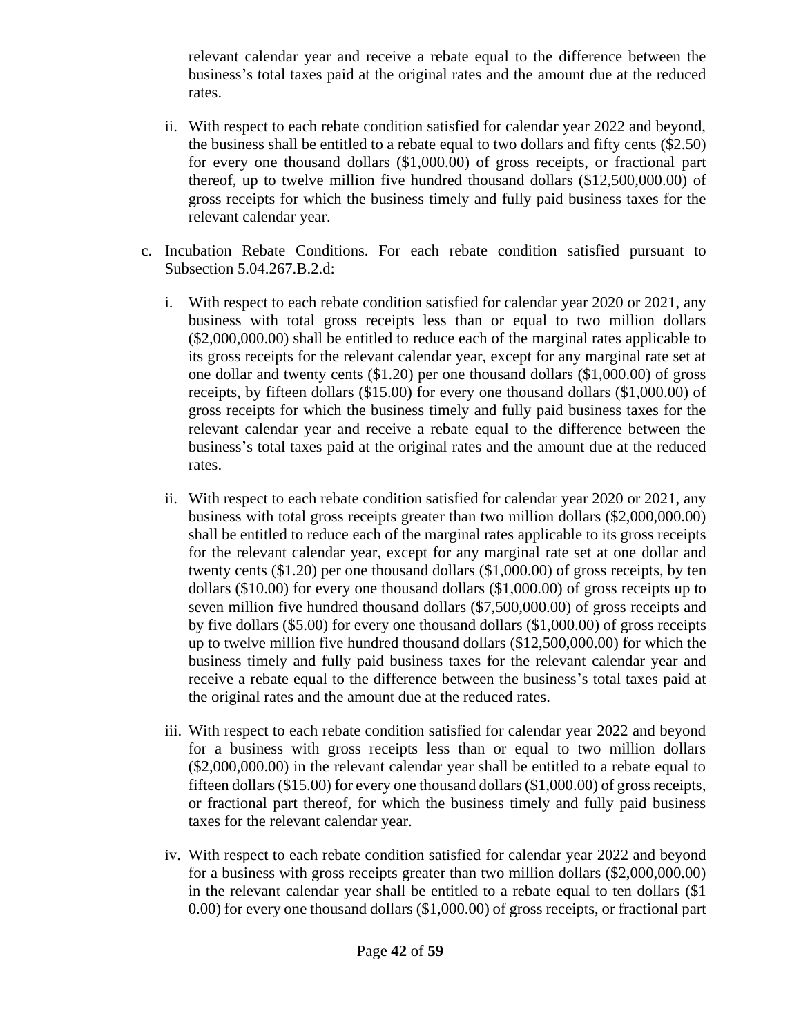relevant calendar year and receive a rebate equal to the difference between the business's total taxes paid at the original rates and the amount due at the reduced rates.

ii. With respect to each rebate condition satisfied for calendar year 2022 and beyond, the business shall be entitled to a rebate equal to two dollars and fifty cents ($2.50) for every one thousand dollars ($1,000.00) of gross receipts, or fractional part thereof, up to twelve million five hundred thousand dollars ($12,500,000.00) of gross receipts for which the business timely and fully paid business taxes for the relevant calendar year.

c. Incubation Rebate Conditions. For each rebate condition satisfied pursuant to Subsection 5.04.267.B.2.d:

i. With respect to each rebate condition satisfied for calendar year 2020 or 2021, any business with total gross receipts less than or equal to two million dollars ($2,000,000.00) shall be entitled to reduce each of the marginal rates applicable to its gross receipts for the relevant calendar year, except for any marginal rate set at one dollar and twenty cents ($1.20) per one thousand dollars ($1,000.00) of gross receipts, by fifteen dollars ($15.00) for every one thousand dollars ($1,000.00) of gross receipts for which the business timely and fully paid business taxes for the relevant calendar year and receive a rebate equal to the difference between the business's total taxes paid at the original rates and the amount due at the reduced rates.

ii. With respect to each rebate condition satisfied for calendar year 2020 or 2021, any business with total gross receipts greater than two million dollars ($2,000,000.00) shall be entitled to reduce each of the marginal rates applicable to its gross receipts for the relevant calendar year, except for any marginal rate set at one dollar and twenty cents ($1.20) per one thousand dollars ($1,000.00) of gross receipts, by ten dollars ($10.00) for every one thousand dollars ($1,000.00) of gross receipts up to seven million five hundred thousand dollars ($7,500,000.00) of gross receipts and by five dollars ($5.00) for every one thousand dollars ($1,000.00) of gross receipts up to twelve million five hundred thousand dollars ($12,500,000.00) for which the business timely and fully paid business taxes for the relevant calendar year and receive a rebate equal to the difference between the business's total taxes paid at the original rates and the amount due at the reduced rates.

iii. With respect to each rebate condition satisfied for calendar year 2022 and beyond for a business with gross receipts less than or equal to two million dollars ($2,000,000.00) in the relevant calendar year shall be entitled to a rebate equal to fifteen dollars ($15.00) for every one thousand dollars ($1,000.00) of gross receipts, or fractional part thereof, for which the business timely and fully paid business taxes for the relevant calendar year.

iv. With respect to each rebate condition satisfied for calendar year 2022 and beyond for a business with gross receipts greater than two million dollars ($2,000,000.00) in the relevant calendar year shall be entitled to a rebate equal to ten dollars ($1 0.00) for every one thousand dollars ($1,000.00) of gross receipts, or fractional part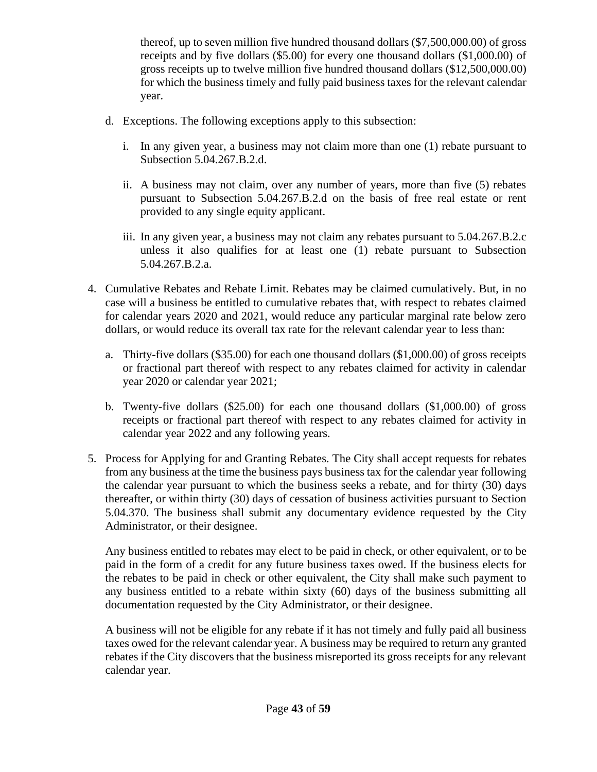thereof, up to seven million five hundred thousand dollars ($7,500,000.00) of gross receipts and by five dollars ($5.00) for every one thousand dollars ($1,000.00) of gross receipts up to twelve million five hundred thousand dollars ($12,500,000.00) for which the business timely and fully paid business taxes for the relevant calendar year.

d. Exceptions. The following exceptions apply to this subsection:

   i. In any given year, a business may not claim more than one (1) rebate pursuant to Subsection 5.04.267.B.2.d.

   ii. A business may not claim, over any number of years, more than five (5) rebates pursuant to Subsection 5.04.267.B.2.d on the basis of free real estate or rent provided to any single equity applicant.

   iii. In any given year, a business may not claim any rebates pursuant to 5.04.267.B.2.c unless it also qualifies for at least one (1) rebate pursuant to Subsection 5.04.267.B.2.a.

4. Cumulative Rebates and Rebate Limit. Rebates may be claimed cumulatively. But, in no case will a business be entitled to cumulative rebates that, with respect to rebates claimed for calendar years 2020 and 2021, would reduce any particular marginal rate below zero dollars, or would reduce its overall tax rate for the relevant calendar year to less than:

   a. Thirty-five dollars ($35.00) for each one thousand dollars ($1,000.00) of gross receipts or fractional part thereof with respect to any rebates claimed for activity in calendar year 2020 or calendar year 2021;

   b. Twenty-five dollars ($25.00) for each one thousand dollars ($1,000.00) of gross receipts or fractional part thereof with respect to any rebates claimed for activity in calendar year 2022 and any following years.

5. Process for Applying for and Granting Rebates. The City shall accept requests for rebates from any business at the time the business pays business tax for the calendar year following the calendar year pursuant to which the business seeks a rebate, and for thirty (30) days thereafter, or within thirty (30) days of cessation of business activities pursuant to Section 5.04.370. The business shall submit any documentary evidence requested by the City Administrator, or their designee.

   Any business entitled to rebates may elect to be paid in check, or other equivalent, or to be paid in the form of a credit for any future business taxes owed. If the business elects for the rebates to be paid in check or other equivalent, the City shall make such payment to any business entitled to a rebate within sixty (60) days of the business submitting all documentation requested by the City Administrator, or their designee.

   A business will not be eligible for any rebate if it has not timely and fully paid all business taxes owed for the relevant calendar year. A business may be required to return any granted rebates if the City discovers that the business misreported its gross receipts for any relevant calendar year.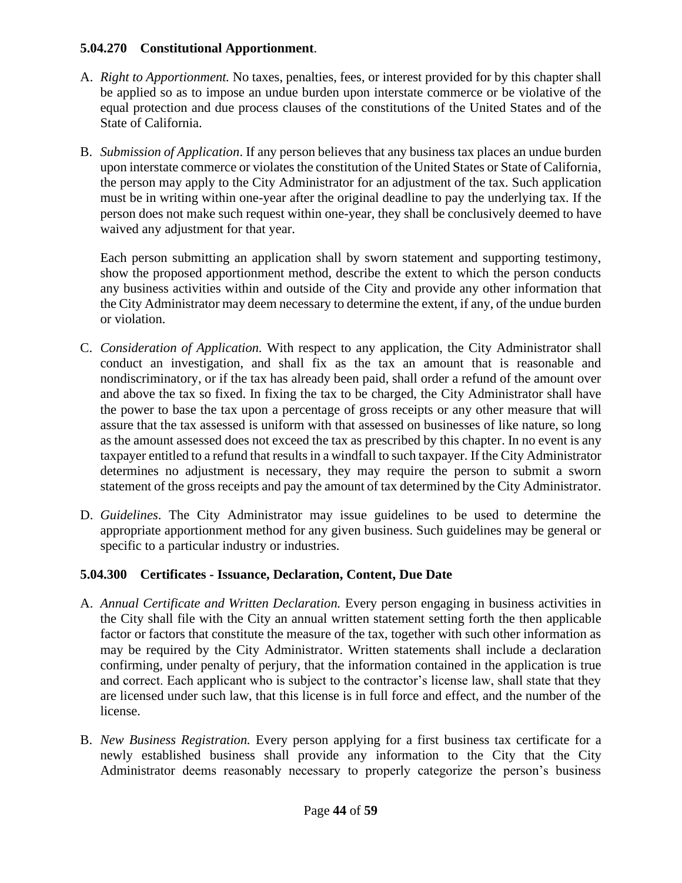### 5.04.270 Constitutional Apportionment.

A. *Right to Apportionment.* No taxes, penalties, fees, or interest provided for by this chapter shall be applied so as to impose an undue burden upon interstate commerce or be violative of the equal protection and due process clauses of the constitutions of the United States and of the State of California.

B. *Submission of Application*. If any person believes that any business tax places an undue burden upon interstate commerce or violates the constitution of the United States or State of California, the person may apply to the City Administrator for an adjustment of the tax. Such application must be in writing within one-year after the original deadline to pay the underlying tax. If the person does not make such request within one-year, they shall be conclusively deemed to have waived any adjustment for that year.

   Each person submitting an application shall by sworn statement and supporting testimony, show the proposed apportionment method, describe the extent to which the person conducts any business activities within and outside of the City and provide any other information that the City Administrator may deem necessary to determine the extent, if any, of the undue burden or violation.

C. *Consideration of Application.* With respect to any application, the City Administrator shall conduct an investigation, and shall fix as the tax an amount that is reasonable and nondiscriminatory, or if the tax has already been paid, shall order a refund of the amount over and above the tax so fixed. In fixing the tax to be charged, the City Administrator shall have the power to base the tax upon a percentage of gross receipts or any other measure that will assure that the tax assessed is uniform with that assessed on businesses of like nature, so long as the amount assessed does not exceed the tax as prescribed by this chapter. In no event is any taxpayer entitled to a refund that results in a windfall to such taxpayer. If the City Administrator determines no adjustment is necessary, they may require the person to submit a sworn statement of the gross receipts and pay the amount of tax determined by the City Administrator.

D. *Guidelines*. The City Administrator may issue guidelines to be used to determine the appropriate apportionment method for any given business. Such guidelines may be general or specific to a particular industry or industries.

### 5.04.300 Certificates - Issuance, Declaration, Content, Due Date

A. *Annual Certificate and Written Declaration.* Every person engaging in business activities in the City shall file with the City an annual written statement setting forth the then applicable factor or factors that constitute the measure of the tax, together with such other information as may be required by the City Administrator. Written statements shall include a declaration confirming, under penalty of perjury, that the information contained in the application is true and correct. Each applicant who is subject to the contractor's license law, shall state that they are licensed under such law, that this license is in full force and effect, and the number of the license.

B. *New Business Registration.* Every person applying for a first business tax certificate for a newly established business shall provide any information to the City that the City Administrator deems reasonably necessary to properly categorize the person's business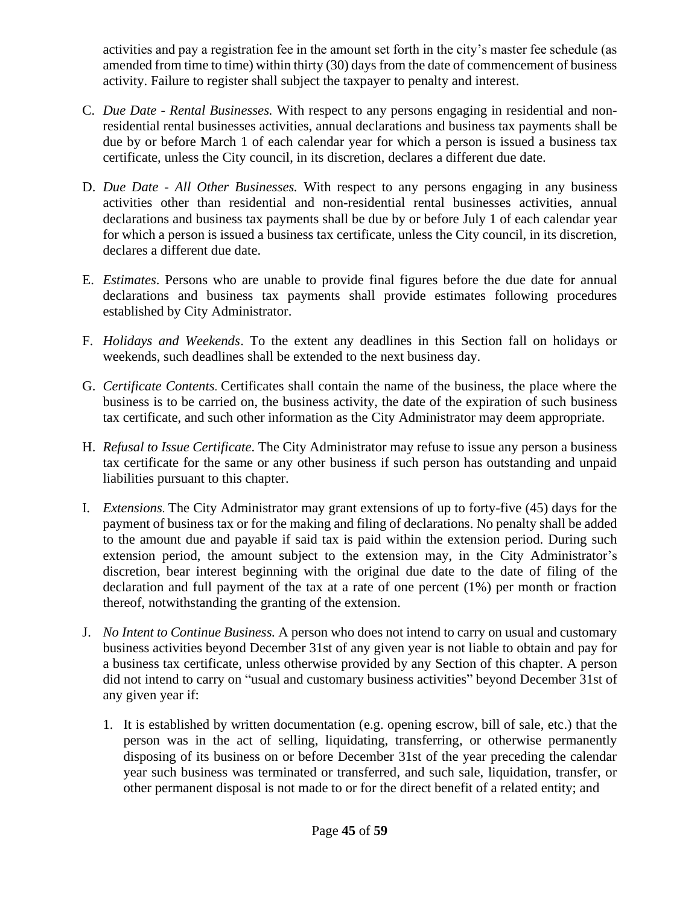activities and pay a registration fee in the amount set forth in the city's master fee schedule (as amended from time to time) within thirty (30) days from the date of commencement of business activity. Failure to register shall subject the taxpayer to penalty and interest.

C. *Due Date - Rental Businesses.* With respect to any persons engaging in residential and non-residential rental businesses activities, annual declarations and business tax payments shall be due by or before March 1 of each calendar year for which a person is issued a business tax certificate, unless the City council, in its discretion, declares a different due date.

D. *Due Date - All Other Businesses.* With respect to any persons engaging in any business activities other than residential and non-residential rental businesses activities, annual declarations and business tax payments shall be due by or before July 1 of each calendar year for which a person is issued a business tax certificate, unless the City council, in its discretion, declares a different due date.

E. *Estimates*. Persons who are unable to provide final figures before the due date for annual declarations and business tax payments shall provide estimates following procedures established by City Administrator.

F. *Holidays and Weekends*. To the extent any deadlines in this Section fall on holidays or weekends, such deadlines shall be extended to the next business day.

G. *Certificate Contents*. Certificates shall contain the name of the business, the place where the business is to be carried on, the business activity, the date of the expiration of such business tax certificate, and such other information as the City Administrator may deem appropriate.

H. *Refusal to Issue Certificate*. The City Administrator may refuse to issue any person a business tax certificate for the same or any other business if such person has outstanding and unpaid liabilities pursuant to this chapter.

I. *Extensions*. The City Administrator may grant extensions of up to forty-five (45) days for the payment of business tax or for the making and filing of declarations. No penalty shall be added to the amount due and payable if said tax is paid within the extension period. During such extension period, the amount subject to the extension may, in the City Administrator's discretion, bear interest beginning with the original due date to the date of filing of the declaration and full payment of the tax at a rate of one percent (1%) per month or fraction thereof, notwithstanding the granting of the extension.

J. *No Intent to Continue Business.* A person who does not intend to carry on usual and customary business activities beyond December 31st of any given year is not liable to obtain and pay for a business tax certificate, unless otherwise provided by any Section of this chapter. A person did not intend to carry on "usual and customary business activities" beyond December 31st of any given year if:

   1. It is established by written documentation (e.g. opening escrow, bill of sale, etc.) that the person was in the act of selling, liquidating, transferring, or otherwise permanently disposing of its business on or before December 31st of the year preceding the calendar year such business was terminated or transferred, and such sale, liquidation, transfer, or other permanent disposal is not made to or for the direct benefit of a related entity; and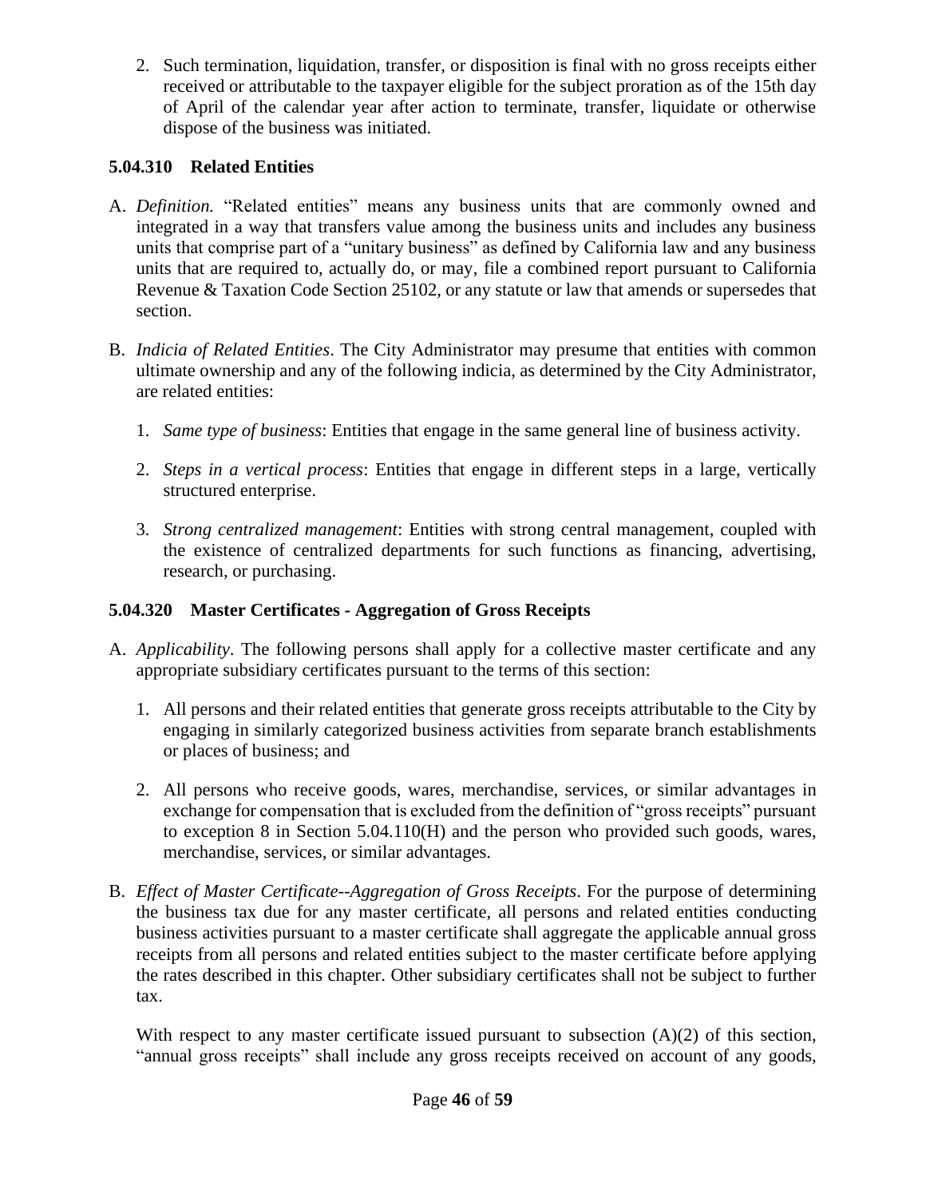2. Such termination, liquidation, transfer, or disposition is final with no gross receipts either received or attributable to the taxpayer eligible for the subject proration as of the 15th day of April of the calendar year after action to terminate, transfer, liquidate or otherwise dispose of the business was initiated.

### 5.04.310 Related Entities

A. *Definition.* "Related entities" means any business units that are commonly owned and integrated in a way that transfers value among the business units and includes any business units that comprise part of a "unitary business" as defined by California law and any business units that are required to, actually do, or may, file a combined report pursuant to California Revenue & Taxation Code Section 25102, or any statute or law that amends or supersedes that section.

B. *Indicia of Related Entities*. The City Administrator may presume that entities with common ultimate ownership and any of the following indicia, as determined by the City Administrator, are related entities:

   1. *Same type of business*: Entities that engage in the same general line of business activity.

   2. *Steps in a vertical process*: Entities that engage in different steps in a large, vertically structured enterprise.

   3. *Strong centralized management*: Entities with strong central management, coupled with the existence of centralized departments for such functions as financing, advertising, research, or purchasing.

### 5.04.320 Master Certificates - Aggregation of Gross Receipts

A. *Applicability*. The following persons shall apply for a collective master certificate and any appropriate subsidiary certificates pursuant to the terms of this section:

   1. All persons and their related entities that generate gross receipts attributable to the City by engaging in similarly categorized business activities from separate branch establishments or places of business; and

   2. All persons who receive goods, wares, merchandise, services, or similar advantages in exchange for compensation that is excluded from the definition of "gross receipts" pursuant to exception 8 in Section 5.04.110(H) and the person who provided such goods, wares, merchandise, services, or similar advantages.

B. *Effect of Master Certificate--Aggregation of Gross Receipts*. For the purpose of determining the business tax due for any master certificate, all persons and related entities conducting business activities pursuant to a master certificate shall aggregate the applicable annual gross receipts from all persons and related entities subject to the master certificate before applying the rates described in this chapter. Other subsidiary certificates shall not be subject to further tax.

   With respect to any master certificate issued pursuant to subsection (A)(2) of this section, "annual gross receipts" shall include any gross receipts received on account of any goods,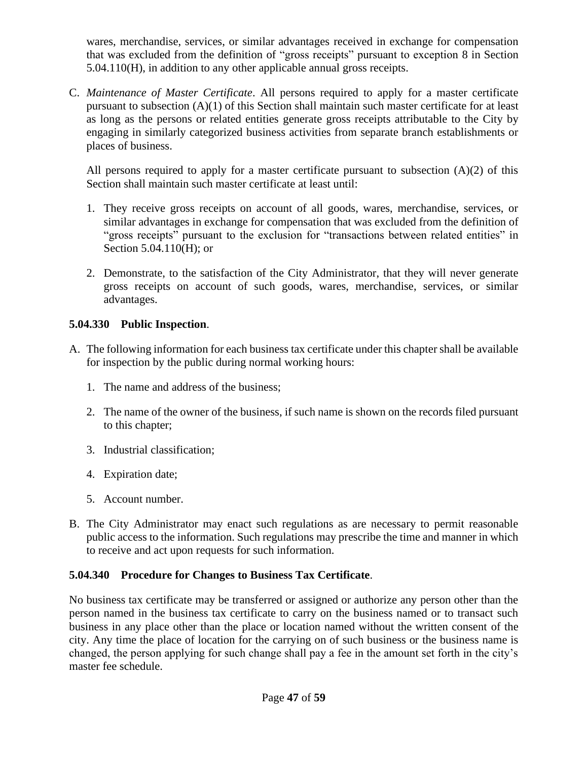wares, merchandise, services, or similar advantages received in exchange for compensation that was excluded from the definition of "gross receipts" pursuant to exception 8 in Section 5.04.110(H), in addition to any other applicable annual gross receipts.

C. *Maintenance of Master Certificate*. All persons required to apply for a master certificate pursuant to subsection (A)(1) of this Section shall maintain such master certificate for at least as long as the persons or related entities generate gross receipts attributable to the City by engaging in similarly categorized business activities from separate branch establishments or places of business.

   All persons required to apply for a master certificate pursuant to subsection (A)(2) of this Section shall maintain such master certificate at least until:

   1. They receive gross receipts on account of all goods, wares, merchandise, services, or similar advantages in exchange for compensation that was excluded from the definition of "gross receipts" pursuant to the exclusion for "transactions between related entities" in Section 5.04.110(H); or

   2. Demonstrate, to the satisfaction of the City Administrator, that they will never generate gross receipts on account of such goods, wares, merchandise, services, or similar advantages.

### 5.04.330 Public Inspection.

A. The following information for each business tax certificate under this chapter shall be available for inspection by the public during normal working hours:

   1. The name and address of the business;

   2. The name of the owner of the business, if such name is shown on the records filed pursuant to this chapter;

   3. Industrial classification;

   4. Expiration date;

   5. Account number.

B. The City Administrator may enact such regulations as are necessary to permit reasonable public access to the information. Such regulations may prescribe the time and manner in which to receive and act upon requests for such information.

### 5.04.340 Procedure for Changes to Business Tax Certificate.

No business tax certificate may be transferred or assigned or authorize any person other than the person named in the business tax certificate to carry on the business named or to transact such business in any place other than the place or location named without the written consent of the city. Any time the place of location for the carrying on of such business or the business name is changed, the person applying for such change shall pay a fee in the amount set forth in the city's master fee schedule.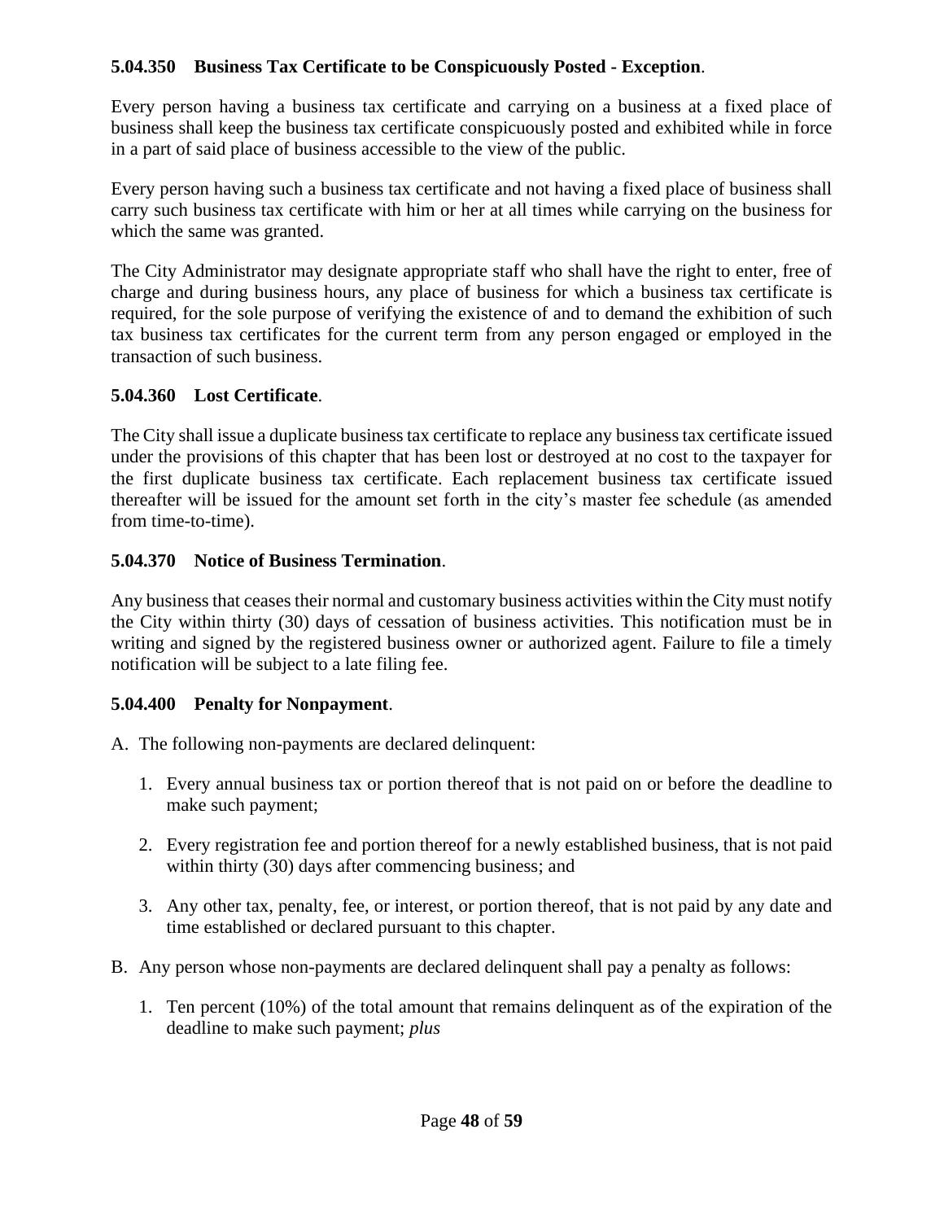**5.04.350 Business Tax Certificate to be Conspicuously Posted - Exception**.

Every person having a business tax certificate and carrying on a business at a fixed place of business shall keep the business tax certificate conspicuously posted and exhibited while in force in a part of said place of business accessible to the view of the public.

Every person having such a business tax certificate and not having a fixed place of business shall carry such business tax certificate with him or her at all times while carrying on the business for which the same was granted.

The City Administrator may designate appropriate staff who shall have the right to enter, free of charge and during business hours, any place of business for which a business tax certificate is required, for the sole purpose of verifying the existence of and to demand the exhibition of such tax business tax certificates for the current term from any person engaged or employed in the transaction of such business.

**5.04.360 Lost Certificate**.

The City shall issue a duplicate business tax certificate to replace any business tax certificate issued under the provisions of this chapter that has been lost or destroyed at no cost to the taxpayer for the first duplicate business tax certificate. Each replacement business tax certificate issued thereafter will be issued for the amount set forth in the city's master fee schedule (as amended from time-to-time).

**5.04.370 Notice of Business Termination**.

Any business that ceases their normal and customary business activities within the City must notify the City within thirty (30) days of cessation of business activities. This notification must be in writing and signed by the registered business owner or authorized agent. Failure to file a timely notification will be subject to a late filing fee.

**5.04.400 Penalty for Nonpayment**.

A. The following non-payments are declared delinquent:

   1. Every annual business tax or portion thereof that is not paid on or before the deadline to make such payment;

   2. Every registration fee and portion thereof for a newly established business, that is not paid within thirty (30) days after commencing business; and

   3. Any other tax, penalty, fee, or interest, or portion thereof, that is not paid by any date and time established or declared pursuant to this chapter.

B. Any person whose non-payments are declared delinquent shall pay a penalty as follows:

   1. Ten percent (10%) of the total amount that remains delinquent as of the expiration of the deadline to make such payment; *plus*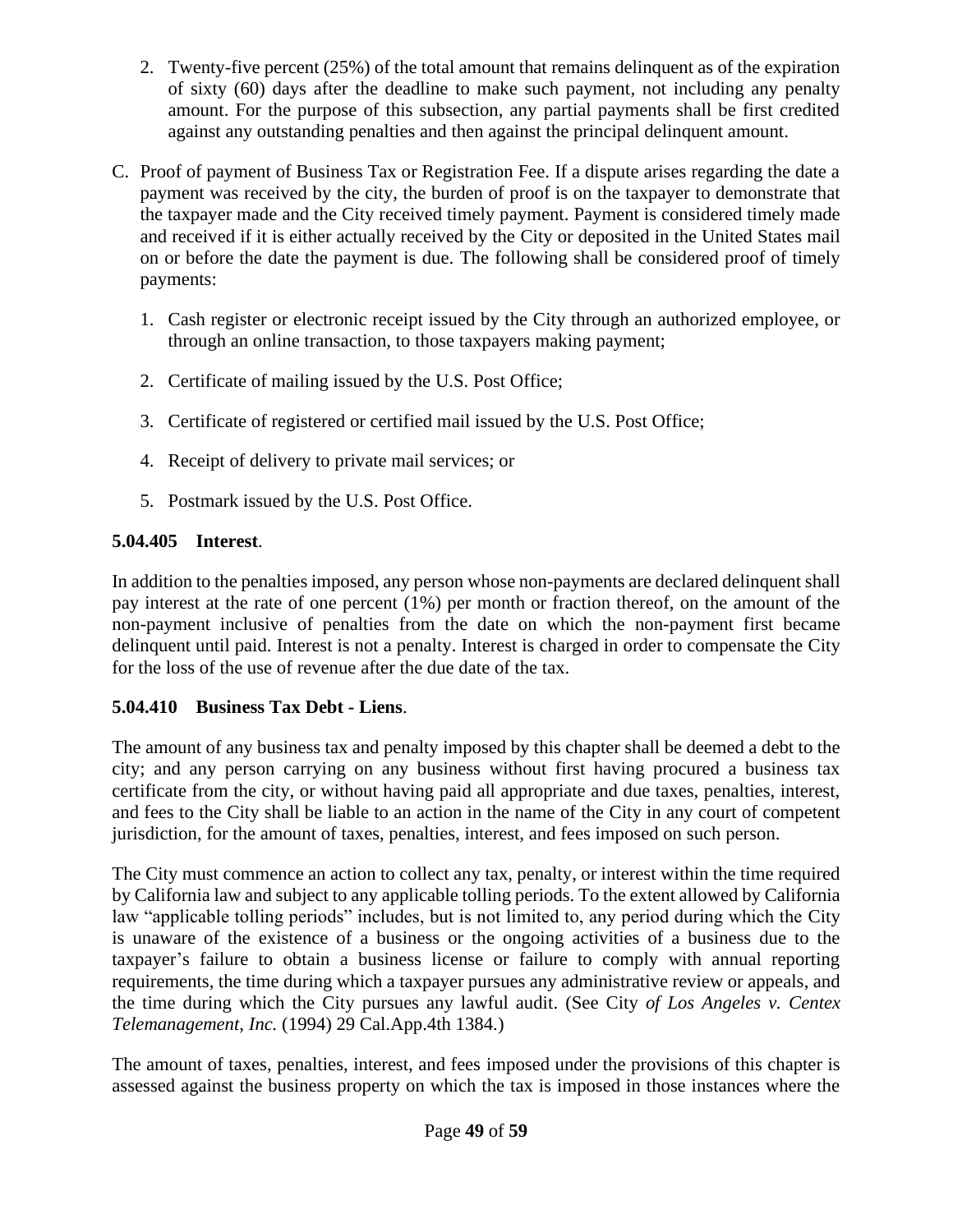2. Twenty-five percent (25%) of the total amount that remains delinquent as of the expiration of sixty (60) days after the deadline to make such payment, not including any penalty amount. For the purpose of this subsection, any partial payments shall be first credited against any outstanding penalties and then against the principal delinquent amount.

C. Proof of payment of Business Tax or Registration Fee. If a dispute arises regarding the date a payment was received by the city, the burden of proof is on the taxpayer to demonstrate that the taxpayer made and the City received timely payment. Payment is considered timely made and received if it is either actually received by the City or deposited in the United States mail on or before the date the payment is due. The following shall be considered proof of timely payments:

   1. Cash register or electronic receipt issued by the City through an authorized employee, or through an online transaction, to those taxpayers making payment;

   2. Certificate of mailing issued by the U.S. Post Office;

   3. Certificate of registered or certified mail issued by the U.S. Post Office;

   4. Receipt of delivery to private mail services; or

   5. Postmark issued by the U.S. Post Office.

**5.04.405 Interest**.

In addition to the penalties imposed, any person whose non-payments are declared delinquent shall pay interest at the rate of one percent (1%) per month or fraction thereof, on the amount of the non-payment inclusive of penalties from the date on which the non-payment first became delinquent until paid. Interest is not a penalty. Interest is charged in order to compensate the City for the loss of the use of revenue after the due date of the tax.

**5.04.410 Business Tax Debt - Liens**.

The amount of any business tax and penalty imposed by this chapter shall be deemed a debt to the city; and any person carrying on any business without first having procured a business tax certificate from the city, or without having paid all appropriate and due taxes, penalties, interest, and fees to the City shall be liable to an action in the name of the City in any court of competent jurisdiction, for the amount of taxes, penalties, interest, and fees imposed on such person.

The City must commence an action to collect any tax, penalty, or interest within the time required by California law and subject to any applicable tolling periods. To the extent allowed by California law "applicable tolling periods" includes, but is not limited to, any period during which the City is unaware of the existence of a business or the ongoing activities of a business due to the taxpayer's failure to obtain a business license or failure to comply with annual reporting requirements, the time during which a taxpayer pursues any administrative review or appeals, and the time during which the City pursues any lawful audit. (See City *of Los Angeles v. Centex Telemanagement, Inc.* (1994) 29 Cal.App.4th 1384.)

The amount of taxes, penalties, interest, and fees imposed under the provisions of this chapter is assessed against the business property on which the tax is imposed in those instances where the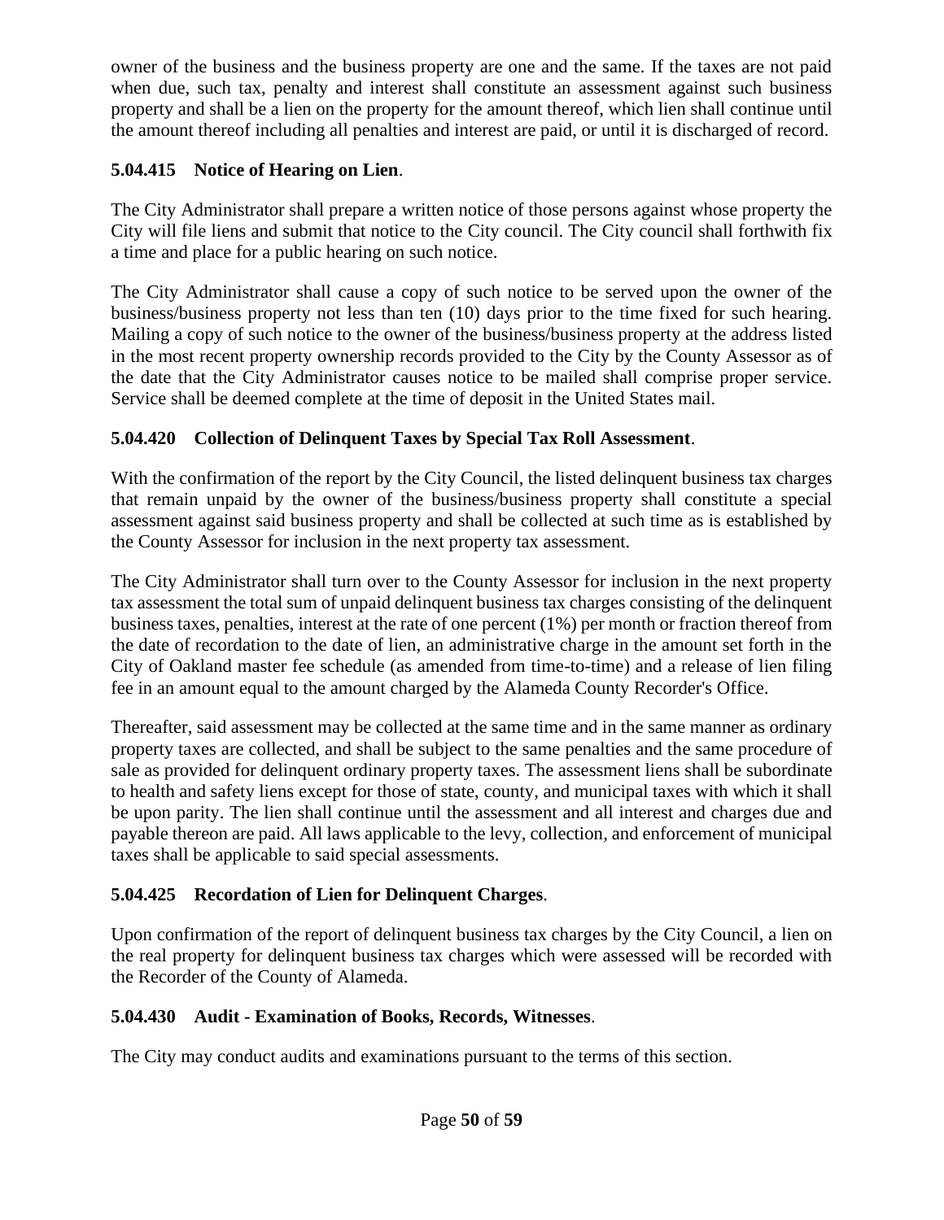owner of the business and the business property are one and the same. If the taxes are not paid when due, such tax, penalty and interest shall constitute an assessment against such business property and shall be a lien on the property for the amount thereof, which lien shall continue until the amount thereof including all penalties and interest are paid, or until it is discharged of record.

**5.04.415 Notice of Hearing on Lien**.

The City Administrator shall prepare a written notice of those persons against whose property the City will file liens and submit that notice to the City council. The City council shall forthwith fix a time and place for a public hearing on such notice.

The City Administrator shall cause a copy of such notice to be served upon the owner of the business/business property not less than ten (10) days prior to the time fixed for such hearing. Mailing a copy of such notice to the owner of the business/business property at the address listed in the most recent property ownership records provided to the City by the County Assessor as of the date that the City Administrator causes notice to be mailed shall comprise proper service. Service shall be deemed complete at the time of deposit in the United States mail.

**5.04.420 Collection of Delinquent Taxes by Special Tax Roll Assessment**.

With the confirmation of the report by the City Council, the listed delinquent business tax charges that remain unpaid by the owner of the business/business property shall constitute a special assessment against said business property and shall be collected at such time as is established by the County Assessor for inclusion in the next property tax assessment.

The City Administrator shall turn over to the County Assessor for inclusion in the next property tax assessment the total sum of unpaid delinquent business tax charges consisting of the delinquent business taxes, penalties, interest at the rate of one percent (1%) per month or fraction thereof from the date of recordation to the date of lien, an administrative charge in the amount set forth in the City of Oakland master fee schedule (as amended from time-to-time) and a release of lien filing fee in an amount equal to the amount charged by the Alameda County Recorder's Office.

Thereafter, said assessment may be collected at the same time and in the same manner as ordinary property taxes are collected, and shall be subject to the same penalties and the same procedure of sale as provided for delinquent ordinary property taxes. The assessment liens shall be subordinate to health and safety liens except for those of state, county, and municipal taxes with which it shall be upon parity. The lien shall continue until the assessment and all interest and charges due and payable thereon are paid. All laws applicable to the levy, collection, and enforcement of municipal taxes shall be applicable to said special assessments.

**5.04.425 Recordation of Lien for Delinquent Charges**.

Upon confirmation of the report of delinquent business tax charges by the City Council, a lien on the real property for delinquent business tax charges which were assessed will be recorded with the Recorder of the County of Alameda.

**5.04.430 Audit - Examination of Books, Records, Witnesses**.

The City may conduct audits and examinations pursuant to the terms of this section.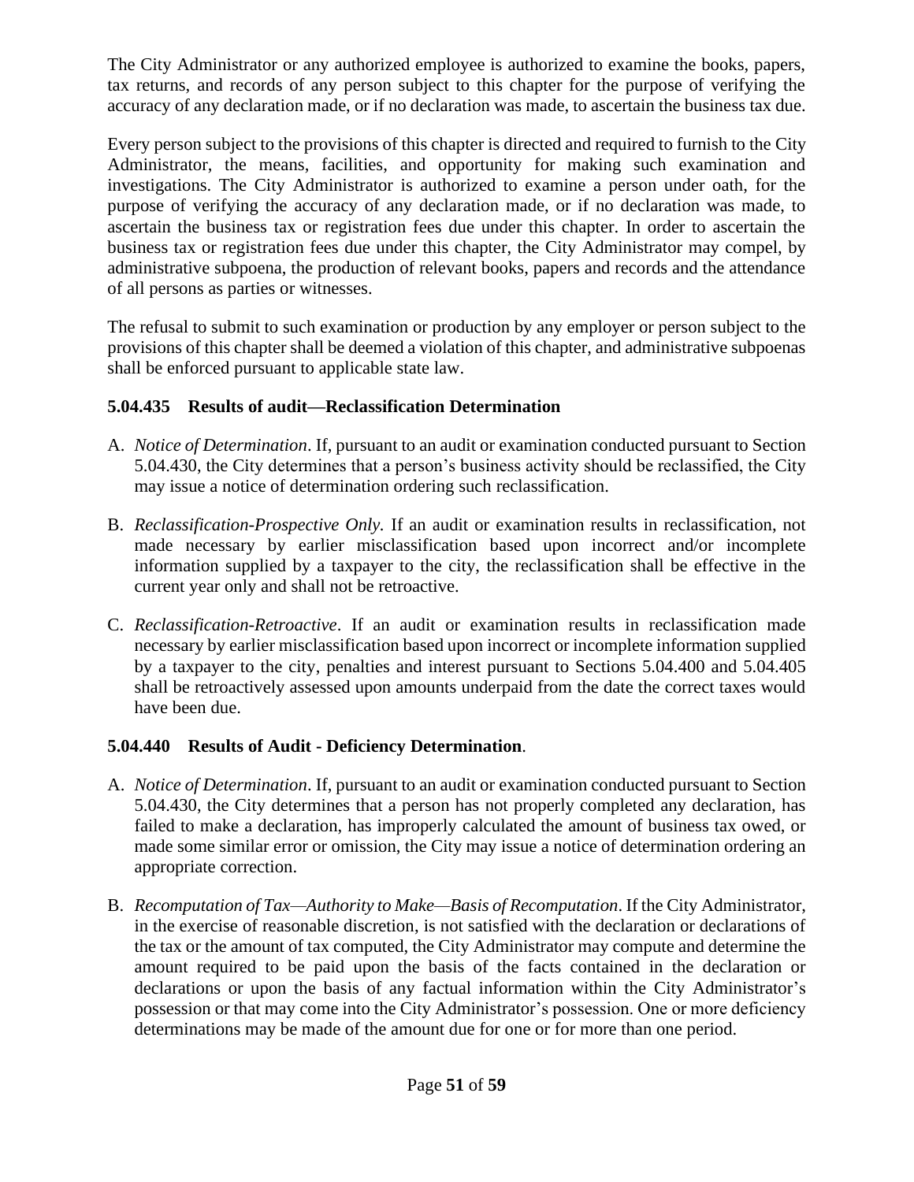The City Administrator or any authorized employee is authorized to examine the books, papers, tax returns, and records of any person subject to this chapter for the purpose of verifying the accuracy of any declaration made, or if no declaration was made, to ascertain the business tax due.

Every person subject to the provisions of this chapter is directed and required to furnish to the City Administrator, the means, facilities, and opportunity for making such examination and investigations. The City Administrator is authorized to examine a person under oath, for the purpose of verifying the accuracy of any declaration made, or if no declaration was made, to ascertain the business tax or registration fees due under this chapter. In order to ascertain the business tax or registration fees due under this chapter, the City Administrator may compel, by administrative subpoena, the production of relevant books, papers and records and the attendance of all persons as parties or witnesses.

The refusal to submit to such examination or production by any employer or person subject to the provisions of this chapter shall be deemed a violation of this chapter, and administrative subpoenas shall be enforced pursuant to applicable state law.

### 5.04.435 Results of audit—Reclassification Determination

A. *Notice of Determination*. If, pursuant to an audit or examination conducted pursuant to Section 5.04.430, the City determines that a person's business activity should be reclassified, the City may issue a notice of determination ordering such reclassification.

B. *Reclassification-Prospective Only.* If an audit or examination results in reclassification, not made necessary by earlier misclassification based upon incorrect and/or incomplete information supplied by a taxpayer to the city, the reclassification shall be effective in the current year only and shall not be retroactive.

C. *Reclassification-Retroactive*. If an audit or examination results in reclassification made necessary by earlier misclassification based upon incorrect or incomplete information supplied by a taxpayer to the city, penalties and interest pursuant to Sections 5.04.400 and 5.04.405 shall be retroactively assessed upon amounts underpaid from the date the correct taxes would have been due.

### 5.04.440 Results of Audit - Deficiency Determination.

A. *Notice of Determination*. If, pursuant to an audit or examination conducted pursuant to Section 5.04.430, the City determines that a person has not properly completed any declaration, has failed to make a declaration, has improperly calculated the amount of business tax owed, or made some similar error or omission, the City may issue a notice of determination ordering an appropriate correction.

B. *Recomputation of Tax—Authority to Make—Basis of Recomputation*. If the City Administrator, in the exercise of reasonable discretion, is not satisfied with the declaration or declarations of the tax or the amount of tax computed, the City Administrator may compute and determine the amount required to be paid upon the basis of the facts contained in the declaration or declarations or upon the basis of any factual information within the City Administrator's possession or that may come into the City Administrator's possession. One or more deficiency determinations may be made of the amount due for one or for more than one period.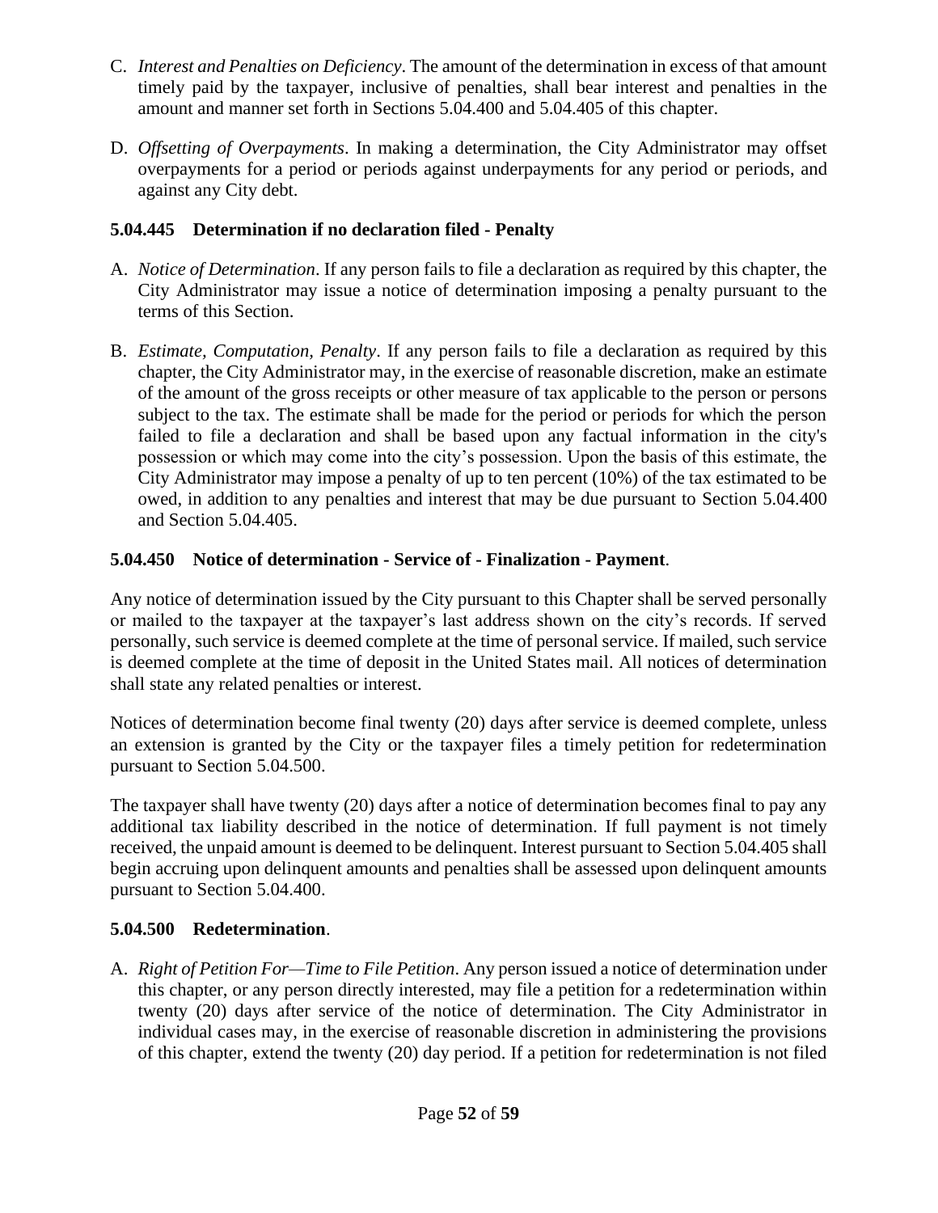C. *Interest and Penalties on Deficiency*. The amount of the determination in excess of that amount timely paid by the taxpayer, inclusive of penalties, shall bear interest and penalties in the amount and manner set forth in Sections 5.04.400 and 5.04.405 of this chapter.

D. *Offsetting of Overpayments*. In making a determination, the City Administrator may offset overpayments for a period or periods against underpayments for any period or periods, and against any City debt.

### 5.04.445 Determination if no declaration filed - Penalty

A. *Notice of Determination*. If any person fails to file a declaration as required by this chapter, the City Administrator may issue a notice of determination imposing a penalty pursuant to the terms of this Section.

B. *Estimate, Computation, Penalty*. If any person fails to file a declaration as required by this chapter, the City Administrator may, in the exercise of reasonable discretion, make an estimate of the amount of the gross receipts or other measure of tax applicable to the person or persons subject to the tax. The estimate shall be made for the period or periods for which the person failed to file a declaration and shall be based upon any factual information in the city's possession or which may come into the city's possession. Upon the basis of this estimate, the City Administrator may impose a penalty of up to ten percent (10%) of the tax estimated to be owed, in addition to any penalties and interest that may be due pursuant to Section 5.04.400 and Section 5.04.405.

### 5.04.450 Notice of determination - Service of - Finalization - Payment.

Any notice of determination issued by the City pursuant to this Chapter shall be served personally or mailed to the taxpayer at the taxpayer's last address shown on the city's records. If served personally, such service is deemed complete at the time of personal service. If mailed, such service is deemed complete at the time of deposit in the United States mail. All notices of determination shall state any related penalties or interest.

Notices of determination become final twenty (20) days after service is deemed complete, unless an extension is granted by the City or the taxpayer files a timely petition for redetermination pursuant to Section 5.04.500.

The taxpayer shall have twenty (20) days after a notice of determination becomes final to pay any additional tax liability described in the notice of determination. If full payment is not timely received, the unpaid amount is deemed to be delinquent. Interest pursuant to Section 5.04.405 shall begin accruing upon delinquent amounts and penalties shall be assessed upon delinquent amounts pursuant to Section 5.04.400.

### 5.04.500 Redetermination.

A. *Right of Petition For—Time to File Petition*. Any person issued a notice of determination under this chapter, or any person directly interested, may file a petition for a redetermination within twenty (20) days after service of the notice of determination. The City Administrator in individual cases may, in the exercise of reasonable discretion in administering the provisions of this chapter, extend the twenty (20) day period. If a petition for redetermination is not filed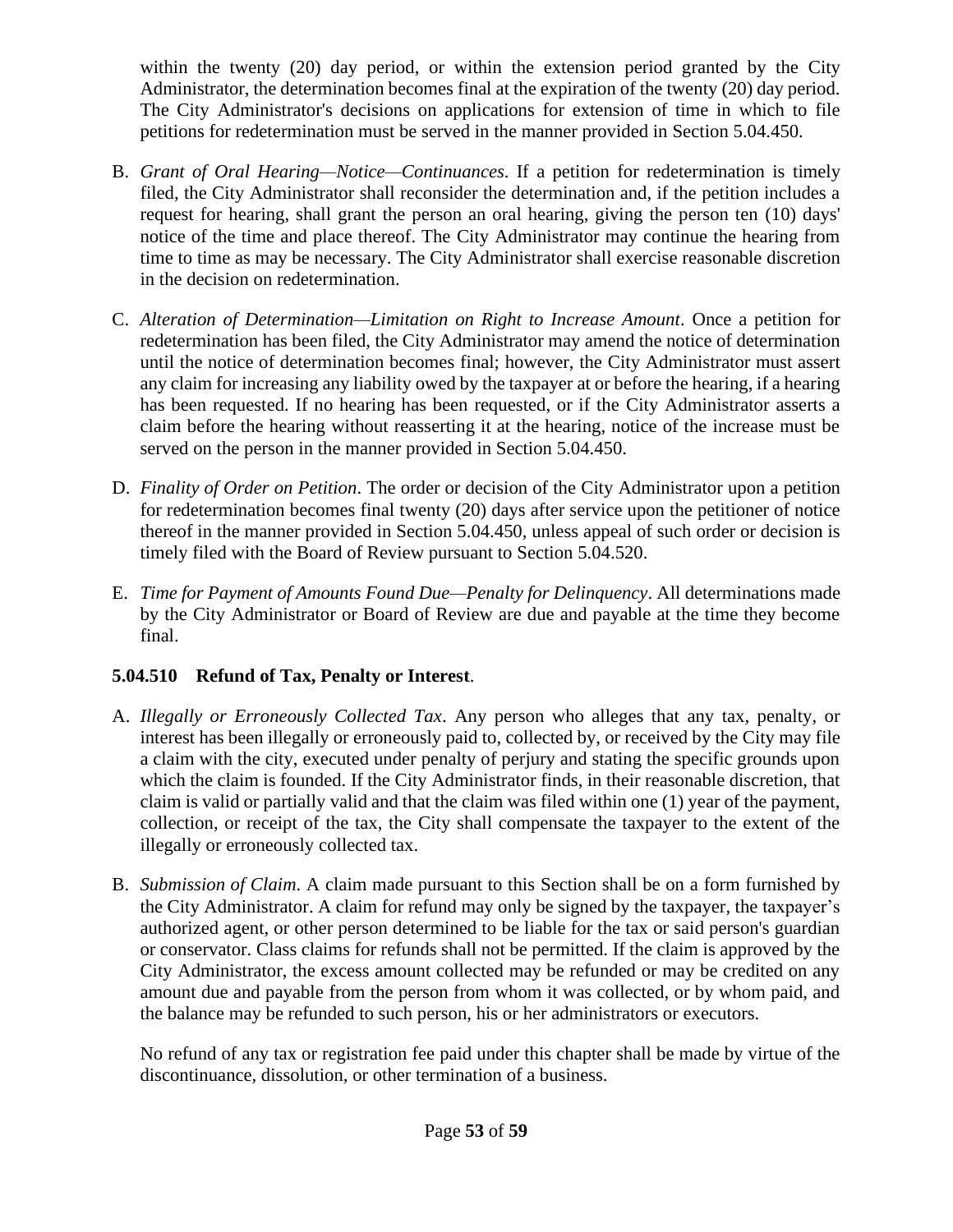within the twenty (20) day period, or within the extension period granted by the City Administrator, the determination becomes final at the expiration of the twenty (20) day period. The City Administrator's decisions on applications for extension of time in which to file petitions for redetermination must be served in the manner provided in Section 5.04.450.

B. *Grant of Oral Hearing—Notice—Continuances*. If a petition for redetermination is timely filed, the City Administrator shall reconsider the determination and, if the petition includes a request for hearing, shall grant the person an oral hearing, giving the person ten (10) days' notice of the time and place thereof. The City Administrator may continue the hearing from time to time as may be necessary. The City Administrator shall exercise reasonable discretion in the decision on redetermination.

C. *Alteration of Determination—Limitation on Right to Increase Amount*. Once a petition for redetermination has been filed, the City Administrator may amend the notice of determination until the notice of determination becomes final; however, the City Administrator must assert any claim for increasing any liability owed by the taxpayer at or before the hearing, if a hearing has been requested. If no hearing has been requested, or if the City Administrator asserts a claim before the hearing without reasserting it at the hearing, notice of the increase must be served on the person in the manner provided in Section 5.04.450.

D. *Finality of Order on Petition*. The order or decision of the City Administrator upon a petition for redetermination becomes final twenty (20) days after service upon the petitioner of notice thereof in the manner provided in Section 5.04.450, unless appeal of such order or decision is timely filed with the Board of Review pursuant to Section 5.04.520.

E. *Time for Payment of Amounts Found Due—Penalty for Delinquency*. All determinations made by the City Administrator or Board of Review are due and payable at the time they become final.

### 5.04.510 Refund of Tax, Penalty or Interest.

A. *Illegally or Erroneously Collected Tax*. Any person who alleges that any tax, penalty, or interest has been illegally or erroneously paid to, collected by, or received by the City may file a claim with the city, executed under penalty of perjury and stating the specific grounds upon which the claim is founded. If the City Administrator finds, in their reasonable discretion, that claim is valid or partially valid and that the claim was filed within one (1) year of the payment, collection, or receipt of the tax, the City shall compensate the taxpayer to the extent of the illegally or erroneously collected tax.

B. *Submission of Claim*. A claim made pursuant to this Section shall be on a form furnished by the City Administrator. A claim for refund may only be signed by the taxpayer, the taxpayer's authorized agent, or other person determined to be liable for the tax or said person's guardian or conservator. Class claims for refunds shall not be permitted. If the claim is approved by the City Administrator, the excess amount collected may be refunded or may be credited on any amount due and payable from the person from whom it was collected, or by whom paid, and the balance may be refunded to such person, his or her administrators or executors.

   No refund of any tax or registration fee paid under this chapter shall be made by virtue of the discontinuance, dissolution, or other termination of a business.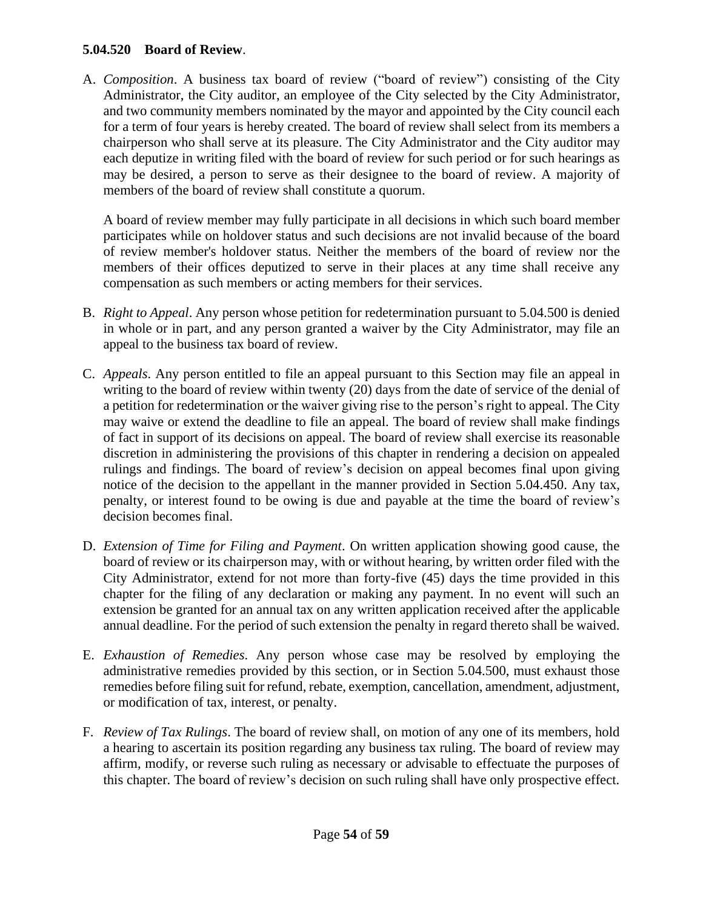**5.04.520 Board of Review**.

A. *Composition*. A business tax board of review ("board of review") consisting of the City Administrator, the City auditor, an employee of the City selected by the City Administrator, and two community members nominated by the mayor and appointed by the City council each for a term of four years is hereby created. The board of review shall select from its members a chairperson who shall serve at its pleasure. The City Administrator and the City auditor may each deputize in writing filed with the board of review for such period or for such hearings as may be desired, a person to serve as their designee to the board of review. A majority of members of the board of review shall constitute a quorum.

   A board of review member may fully participate in all decisions in which such board member participates while on holdover status and such decisions are not invalid because of the board of review member's holdover status. Neither the members of the board of review nor the members of their offices deputized to serve in their places at any time shall receive any compensation as such members or acting members for their services.

B. *Right to Appeal*. Any person whose petition for redetermination pursuant to 5.04.500 is denied in whole or in part, and any person granted a waiver by the City Administrator, may file an appeal to the business tax board of review.

C. *Appeals*. Any person entitled to file an appeal pursuant to this Section may file an appeal in writing to the board of review within twenty (20) days from the date of service of the denial of a petition for redetermination or the waiver giving rise to the person's right to appeal. The City may waive or extend the deadline to file an appeal. The board of review shall make findings of fact in support of its decisions on appeal. The board of review shall exercise its reasonable discretion in administering the provisions of this chapter in rendering a decision on appealed rulings and findings. The board of review's decision on appeal becomes final upon giving notice of the decision to the appellant in the manner provided in Section 5.04.450. Any tax, penalty, or interest found to be owing is due and payable at the time the board of review's decision becomes final.

D. *Extension of Time for Filing and Payment*. On written application showing good cause, the board of review or its chairperson may, with or without hearing, by written order filed with the City Administrator, extend for not more than forty-five (45) days the time provided in this chapter for the filing of any declaration or making any payment. In no event will such an extension be granted for an annual tax on any written application received after the applicable annual deadline. For the period of such extension the penalty in regard thereto shall be waived.

E. *Exhaustion of Remedies*. Any person whose case may be resolved by employing the administrative remedies provided by this section, or in Section 5.04.500, must exhaust those remedies before filing suit for refund, rebate, exemption, cancellation, amendment, adjustment, or modification of tax, interest, or penalty.

F. *Review of Tax Rulings*. The board of review shall, on motion of any one of its members, hold a hearing to ascertain its position regarding any business tax ruling. The board of review may affirm, modify, or reverse such ruling as necessary or advisable to effectuate the purposes of this chapter. The board of review's decision on such ruling shall have only prospective effect.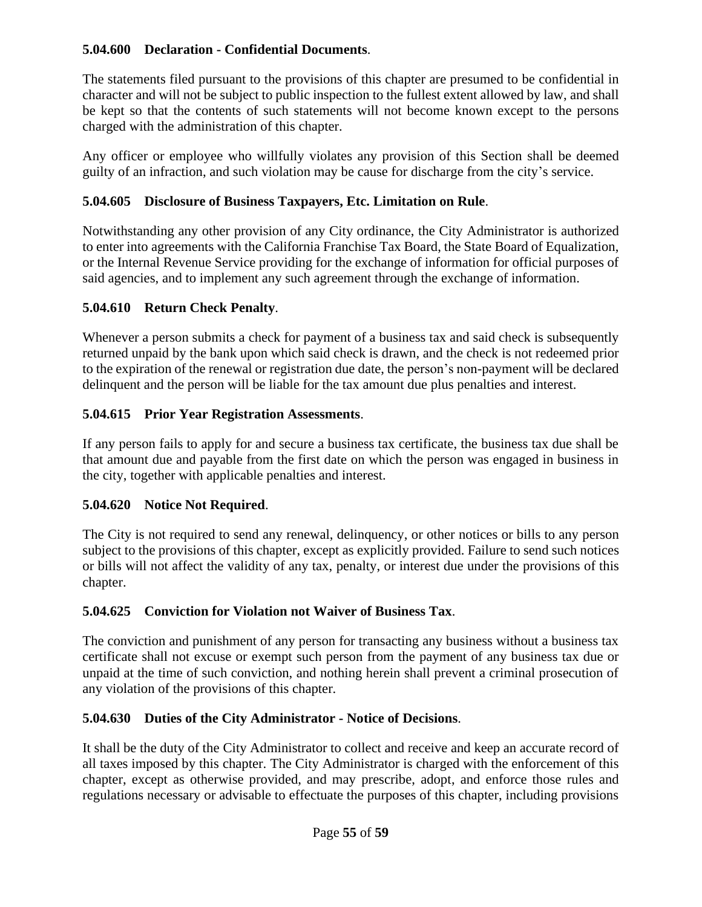**5.04.600 Declaration - Confidential Documents**.

The statements filed pursuant to the provisions of this chapter are presumed to be confidential in character and will not be subject to public inspection to the fullest extent allowed by law, and shall be kept so that the contents of such statements will not become known except to the persons charged with the administration of this chapter.

Any officer or employee who willfully violates any provision of this Section shall be deemed guilty of an infraction, and such violation may be cause for discharge from the city's service.

**5.04.605 Disclosure of Business Taxpayers, Etc. Limitation on Rule**.

Notwithstanding any other provision of any City ordinance, the City Administrator is authorized to enter into agreements with the California Franchise Tax Board, the State Board of Equalization, or the Internal Revenue Service providing for the exchange of information for official purposes of said agencies, and to implement any such agreement through the exchange of information.

**5.04.610 Return Check Penalty**.

Whenever a person submits a check for payment of a business tax and said check is subsequently returned unpaid by the bank upon which said check is drawn, and the check is not redeemed prior to the expiration of the renewal or registration due date, the person's non-payment will be declared delinquent and the person will be liable for the tax amount due plus penalties and interest.

**5.04.615 Prior Year Registration Assessments**.

If any person fails to apply for and secure a business tax certificate, the business tax due shall be that amount due and payable from the first date on which the person was engaged in business in the city, together with applicable penalties and interest.

**5.04.620 Notice Not Required**.

The City is not required to send any renewal, delinquency, or other notices or bills to any person subject to the provisions of this chapter, except as explicitly provided. Failure to send such notices or bills will not affect the validity of any tax, penalty, or interest due under the provisions of this chapter.

**5.04.625 Conviction for Violation not Waiver of Business Tax**.

The conviction and punishment of any person for transacting any business without a business tax certificate shall not excuse or exempt such person from the payment of any business tax due or unpaid at the time of such conviction, and nothing herein shall prevent a criminal prosecution of any violation of the provisions of this chapter.

**5.04.630 Duties of the City Administrator - Notice of Decisions**.

It shall be the duty of the City Administrator to collect and receive and keep an accurate record of all taxes imposed by this chapter. The City Administrator is charged with the enforcement of this chapter, except as otherwise provided, and may prescribe, adopt, and enforce those rules and regulations necessary or advisable to effectuate the purposes of this chapter, including provisions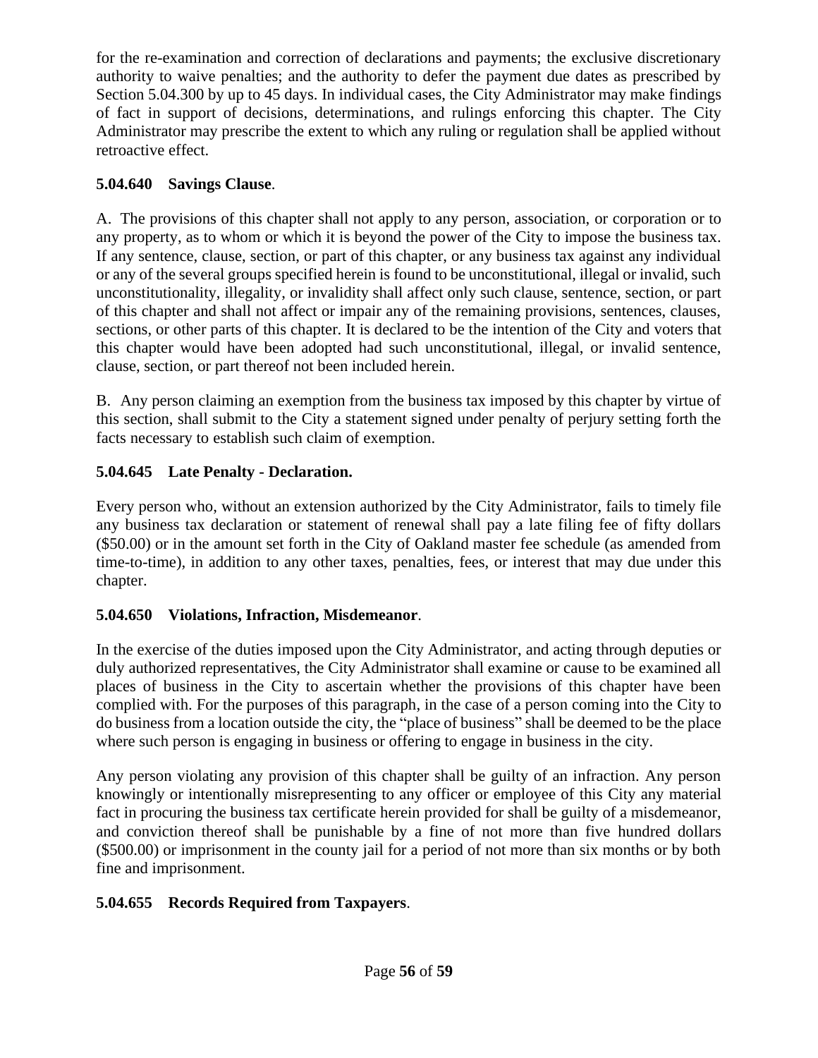for the re-examination and correction of declarations and payments; the exclusive discretionary authority to waive penalties; and the authority to defer the payment due dates as prescribed by Section 5.04.300 by up to 45 days. In individual cases, the City Administrator may make findings of fact in support of decisions, determinations, and rulings enforcing this chapter. The City Administrator may prescribe the extent to which any ruling or regulation shall be applied without retroactive effect.

**5.04.640 Savings Clause**.

A. The provisions of this chapter shall not apply to any person, association, or corporation or to any property, as to whom or which it is beyond the power of the City to impose the business tax. If any sentence, clause, section, or part of this chapter, or any business tax against any individual or any of the several groups specified herein is found to be unconstitutional, illegal or invalid, such unconstitutionality, illegality, or invalidity shall affect only such clause, sentence, section, or part of this chapter and shall not affect or impair any of the remaining provisions, sentences, clauses, sections, or other parts of this chapter. It is declared to be the intention of the City and voters that this chapter would have been adopted had such unconstitutional, illegal, or invalid sentence, clause, section, or part thereof not been included herein.

B. Any person claiming an exemption from the business tax imposed by this chapter by virtue of this section, shall submit to the City a statement signed under penalty of perjury setting forth the facts necessary to establish such claim of exemption.

**5.04.645 Late Penalty - Declaration.**

Every person who, without an extension authorized by the City Administrator, fails to timely file any business tax declaration or statement of renewal shall pay a late filing fee of fifty dollars ($50.00) or in the amount set forth in the City of Oakland master fee schedule (as amended from time-to-time), in addition to any other taxes, penalties, fees, or interest that may due under this chapter.

**5.04.650 Violations, Infraction, Misdemeanor**.

In the exercise of the duties imposed upon the City Administrator, and acting through deputies or duly authorized representatives, the City Administrator shall examine or cause to be examined all places of business in the City to ascertain whether the provisions of this chapter have been complied with. For the purposes of this paragraph, in the case of a person coming into the City to do business from a location outside the city, the "place of business" shall be deemed to be the place where such person is engaging in business or offering to engage in business in the city.

Any person violating any provision of this chapter shall be guilty of an infraction. Any person knowingly or intentionally misrepresenting to any officer or employee of this City any material fact in procuring the business tax certificate herein provided for shall be guilty of a misdemeanor, and conviction thereof shall be punishable by a fine of not more than five hundred dollars ($500.00) or imprisonment in the county jail for a period of not more than six months or by both fine and imprisonment.

**5.04.655 Records Required from Taxpayers**.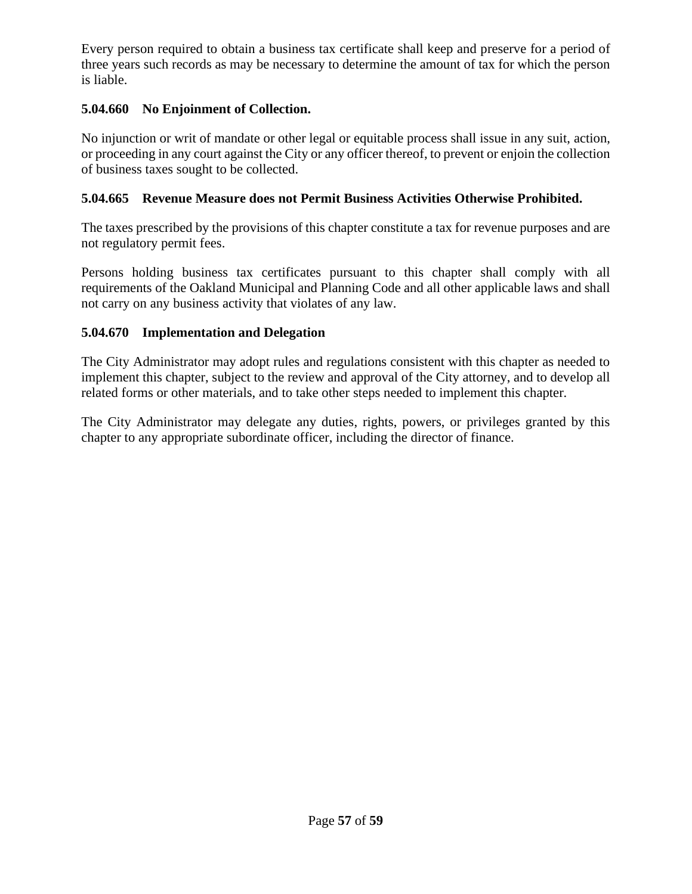Every person required to obtain a business tax certificate shall keep and preserve for a period of three years such records as may be necessary to determine the amount of tax for which the person is liable.

### 5.04.660 No Enjoinment of Collection.

No injunction or writ of mandate or other legal or equitable process shall issue in any suit, action, or proceeding in any court against the City or any officer thereof, to prevent or enjoin the collection of business taxes sought to be collected.

### 5.04.665 Revenue Measure does not Permit Business Activities Otherwise Prohibited.

The taxes prescribed by the provisions of this chapter constitute a tax for revenue purposes and are not regulatory permit fees.

Persons holding business tax certificates pursuant to this chapter shall comply with all requirements of the Oakland Municipal and Planning Code and all other applicable laws and shall not carry on any business activity that violates of any law.

### 5.04.670 Implementation and Delegation

The City Administrator may adopt rules and regulations consistent with this chapter as needed to implement this chapter, subject to the review and approval of the City attorney, and to develop all related forms or other materials, and to take other steps needed to implement this chapter.

The City Administrator may delegate any duties, rights, powers, or privileges granted by this chapter to any appropriate subordinate officer, including the director of finance.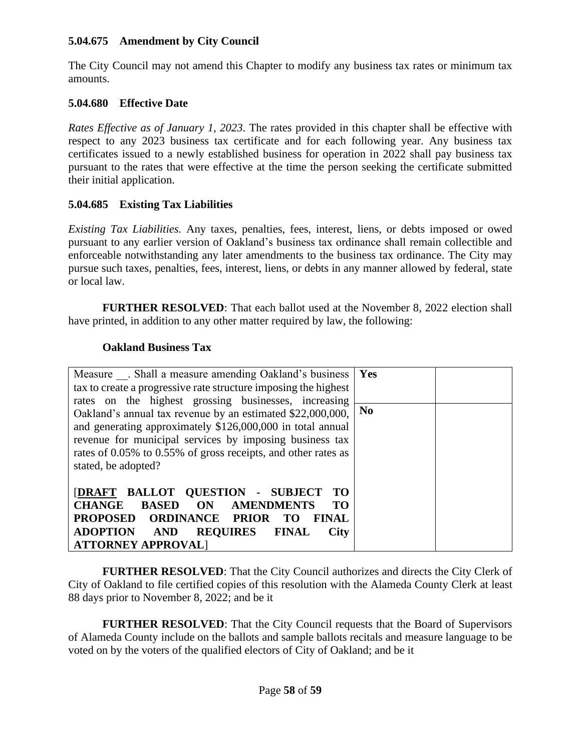### 5.04.675 Amendment by City Council

The City Council may not amend this Chapter to modify any business tax rates or minimum tax amounts.

### 5.04.680 Effective Date

*Rates Effective as of January 1, 2023*. The rates provided in this chapter shall be effective with respect to any 2023 business tax certificate and for each following year. Any business tax certificates issued to a newly established business for operation in 2022 shall pay business tax pursuant to the rates that were effective at the time the person seeking the certificate submitted their initial application.

### 5.04.685 Existing Tax Liabilities

*Existing Tax Liabilities.* Any taxes, penalties, fees, interest, liens, or debts imposed or owed pursuant to any earlier version of Oakland's business tax ordinance shall remain collectible and enforceable notwithstanding any later amendments to the business tax ordinance. The City may pursue such taxes, penalties, fees, interest, liens, or debts in any manner allowed by federal, state or local law.

**FURTHER RESOLVED**: That each ballot used at the November 8, 2022 election shall have printed, in addition to any other matter required by law, the following:

**Oakland Business Tax**

| Measure __. Shall a measure amending Oakland's business tax to create a progressive rate structure imposing the highest rates on the highest grossing businesses, increasing Oakland's annual tax revenue by an estimated $22,000,000, and generating approximately $126,000,000 in total annual revenue for municipal services by imposing business tax rates of 0.05% to 0.55% of gross receipts, and other rates as stated, be adopted?<br><br>[**DRAFT BALLOT QUESTION - SUBJECT TO CHANGE BASED ON AMENDMENTS TO PROPOSED ORDINANCE PRIOR TO FINAL ADOPTION AND REQUIRES FINAL City ATTORNEY APPROVAL**] | **Yes** | |
|---|---|---|
| | **No** | |

**FURTHER RESOLVED**: That the City Council authorizes and directs the City Clerk of City of Oakland to file certified copies of this resolution with the Alameda County Clerk at least 88 days prior to November 8, 2022; and be it

**FURTHER RESOLVED**: That the City Council requests that the Board of Supervisors of Alameda County include on the ballots and sample ballots recitals and measure language to be voted on by the voters of the qualified electors of City of Oakland; and be it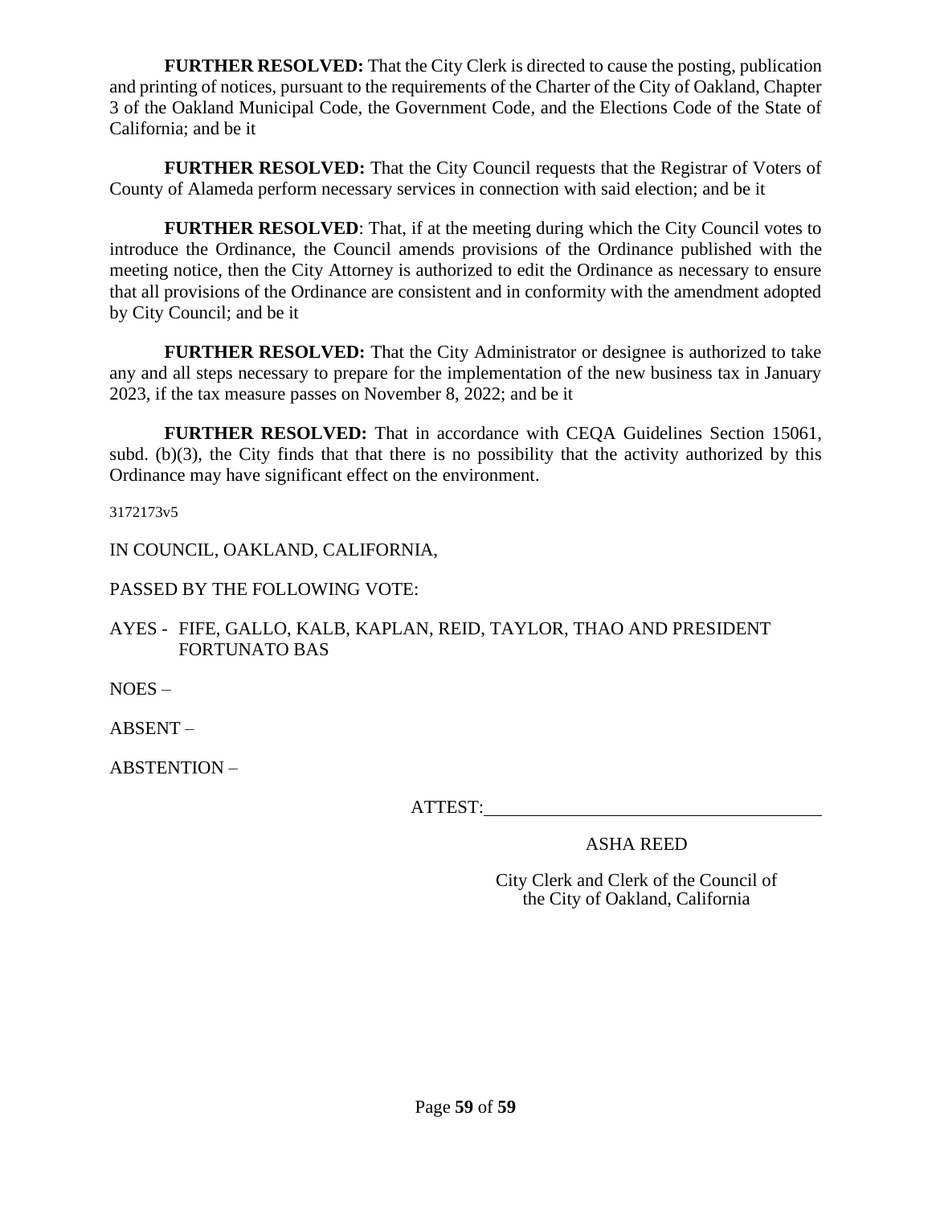**FURTHER RESOLVED:** That the City Clerk is directed to cause the posting, publication and printing of notices, pursuant to the requirements of the Charter of the City of Oakland, Chapter 3 of the Oakland Municipal Code, the Government Code, and the Elections Code of the State of California; and be it

**FURTHER RESOLVED:** That the City Council requests that the Registrar of Voters of County of Alameda perform necessary services in connection with said election; and be it

**FURTHER RESOLVED**: That, if at the meeting during which the City Council votes to introduce the Ordinance, the Council amends provisions of the Ordinance published with the meeting notice, then the City Attorney is authorized to edit the Ordinance as necessary to ensure that all provisions of the Ordinance are consistent and in conformity with the amendment adopted by City Council; and be it

**FURTHER RESOLVED:** That the City Administrator or designee is authorized to take any and all steps necessary to prepare for the implementation of the new business tax in January 2023, if the tax measure passes on November 8, 2022; and be it

**FURTHER RESOLVED:** That in accordance with CEQA Guidelines Section 15061, subd. (b)(3), the City finds that that there is no possibility that the activity authorized by this Ordinance may have significant effect on the environment.

3172173v5

IN COUNCIL, OAKLAND, CALIFORNIA,

PASSED BY THE FOLLOWING VOTE:

AYES - FIFE, GALLO, KALB, KAPLAN, REID, TAYLOR, THAO AND PRESIDENT FORTUNATO BAS

NOES –

ABSENT –

ABSTENTION –

ATTEST: ____________________________________

ASHA REED

City Clerk and Clerk of the Council of the City of Oakland, California